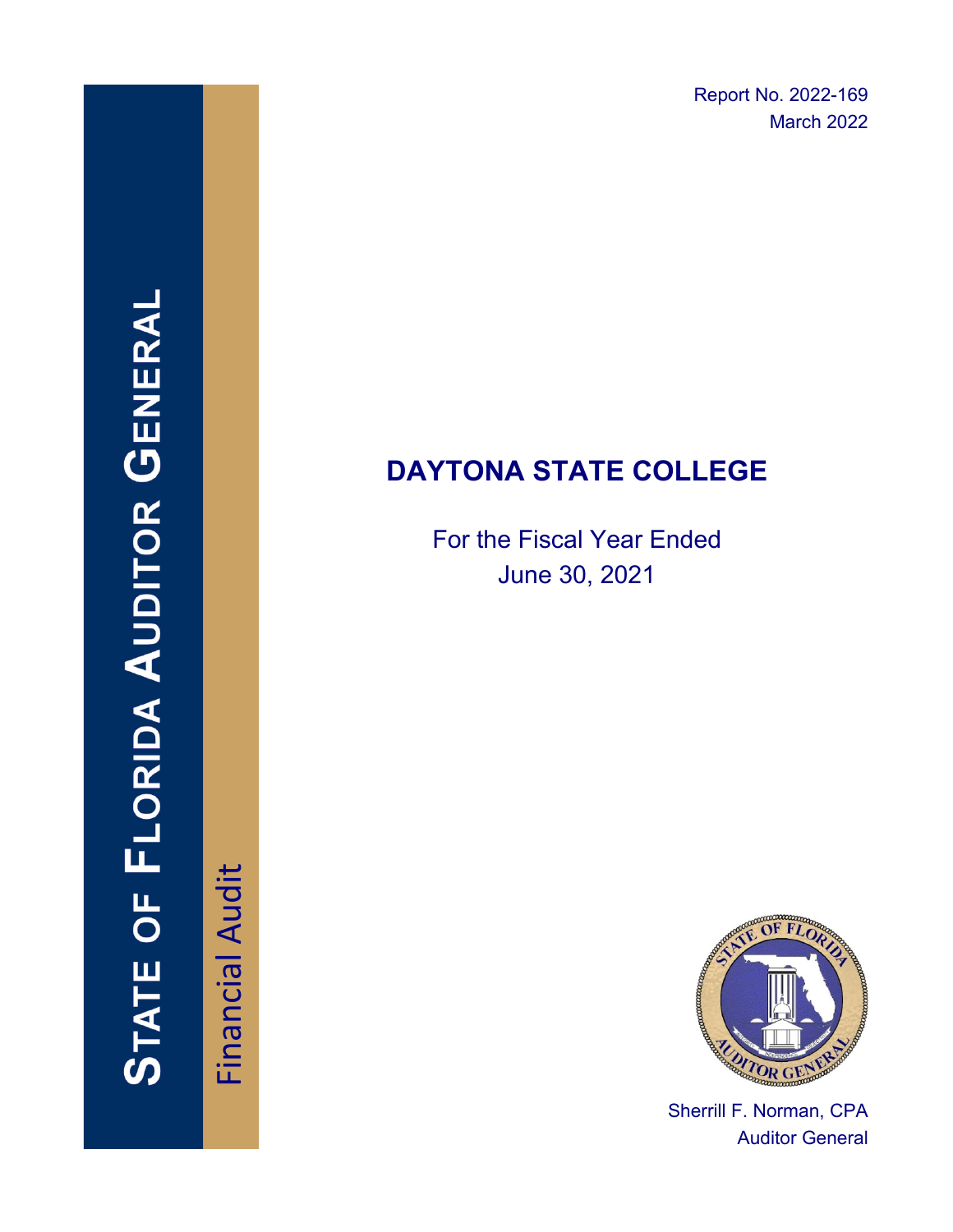STATE OF FLORIDA AUDITOR GENERAL

Financial Audit

Report No. 2022-169
March 2022

# DAYTONA STATE COLLEGE

For the Fiscal Year Ended
June 30, 2021

Sherrill F. Norman, CPA
Auditor General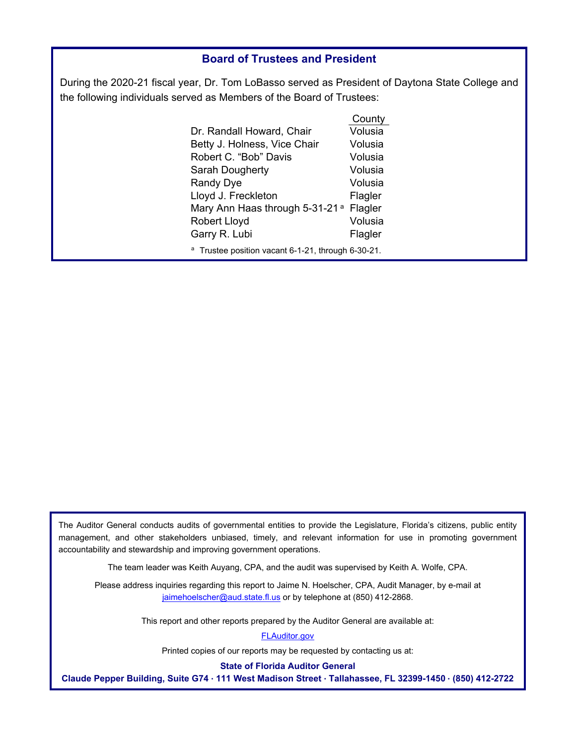## Board of Trustees and President

During the 2020-21 fiscal year, Dr. Tom LoBasso served as President of Daytona State College and the following individuals served as Members of the Board of Trustees:

| | County |
|---|---|
| Dr. Randall Howard, Chair | Volusia |
| Betty J. Holness, Vice Chair | Volusia |
| Robert C. "Bob" Davis | Volusia |
| Sarah Dougherty | Volusia |
| Randy Dye | Volusia |
| Lloyd J. Freckleton | Flagler |
| Mary Ann Haas through 5-31-21 [a] | Flagler |
| Robert Lloyd | Volusia |
| Garry R. Lubi | Flagler |

[a] Trustee position vacant 6-1-21, through 6-30-21.

The Auditor General conducts audits of governmental entities to provide the Legislature, Florida's citizens, public entity management, and other stakeholders unbiased, timely, and relevant information for use in promoting government accountability and stewardship and improving government operations.

The team leader was Keith Auyang, CPA, and the audit was supervised by Keith A. Wolfe, CPA.

Please address inquiries regarding this report to Jaime N. Hoelscher, CPA, Audit Manager, by e-mail at jaimehoelscher@aud.state.fl.us or by telephone at (850) 412-2868.

This report and other reports prepared by the Auditor General are available at:

FLAuditor.gov

Printed copies of our reports may be requested by contacting us at:

**State of Florida Auditor General**

**Claude Pepper Building, Suite G74 · 111 West Madison Street · Tallahassee, FL 32399-1450 · (850) 412-2722**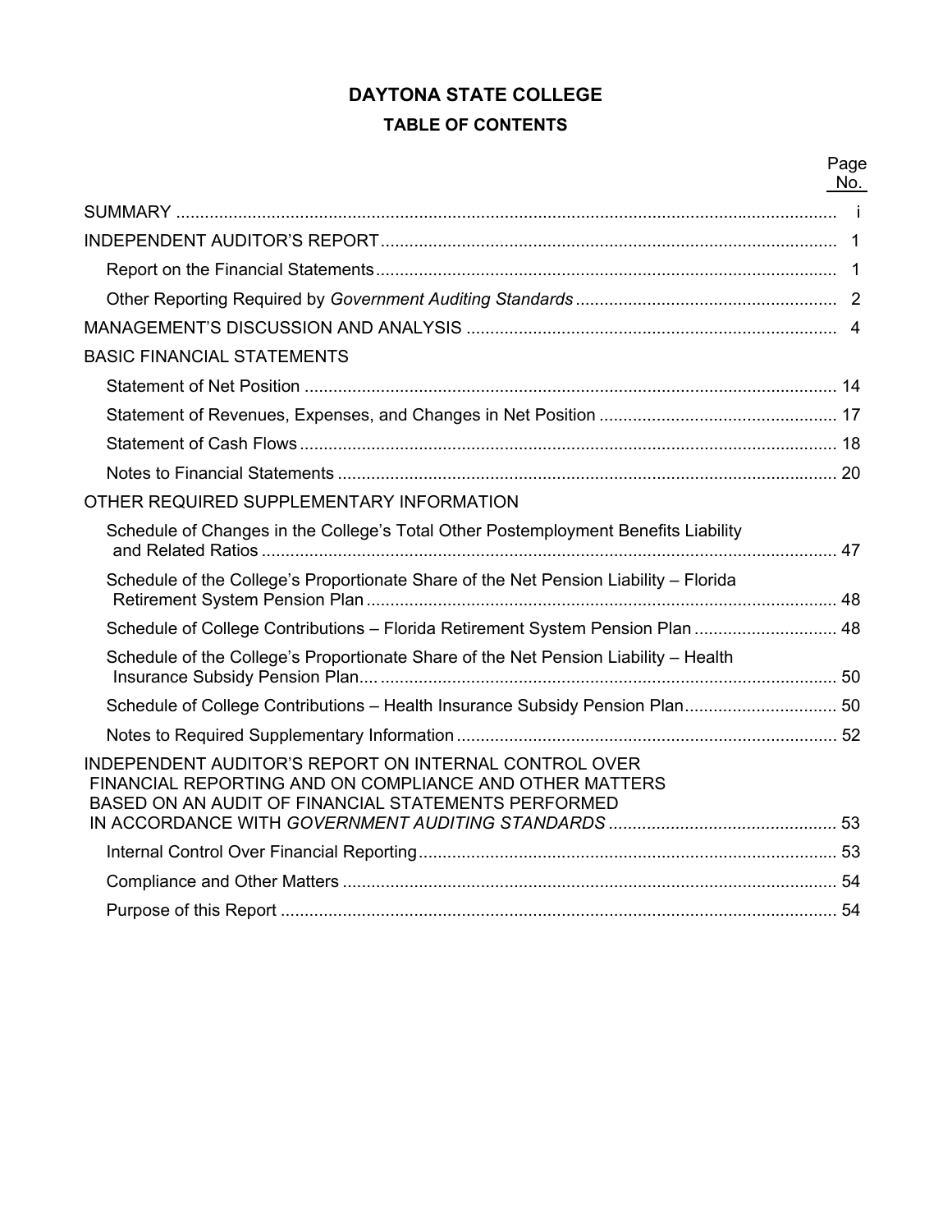# DAYTONA STATE COLLEGE

## TABLE OF CONTENTS

| | Page No. |
|---|---|
| SUMMARY | i |
| INDEPENDENT AUDITOR'S REPORT | 1 |
| Report on the Financial Statements | 1 |
| Other Reporting Required by *Government Auditing Standards* | 2 |
| MANAGEMENT'S DISCUSSION AND ANALYSIS | 4 |
| BASIC FINANCIAL STATEMENTS | |
| Statement of Net Position | 14 |
| Statement of Revenues, Expenses, and Changes in Net Position | 17 |
| Statement of Cash Flows | 18 |
| Notes to Financial Statements | 20 |
| OTHER REQUIRED SUPPLEMENTARY INFORMATION | |
| Schedule of Changes in the College's Total Other Postemployment Benefits Liability and Related Ratios | 47 |
| Schedule of the College's Proportionate Share of the Net Pension Liability – Florida Retirement System Pension Plan | 48 |
| Schedule of College Contributions – Florida Retirement System Pension Plan | 48 |
| Schedule of the College's Proportionate Share of the Net Pension Liability – Health Insurance Subsidy Pension Plan | 50 |
| Schedule of College Contributions – Health Insurance Subsidy Pension Plan | 50 |
| Notes to Required Supplementary Information | 52 |
| INDEPENDENT AUDITOR'S REPORT ON INTERNAL CONTROL OVER FINANCIAL REPORTING AND ON COMPLIANCE AND OTHER MATTERS BASED ON AN AUDIT OF FINANCIAL STATEMENTS PERFORMED IN ACCORDANCE WITH *GOVERNMENT AUDITING STANDARDS* | 53 |
| Internal Control Over Financial Reporting | 53 |
| Compliance and Other Matters | 54 |
| Purpose of this Report | 54 |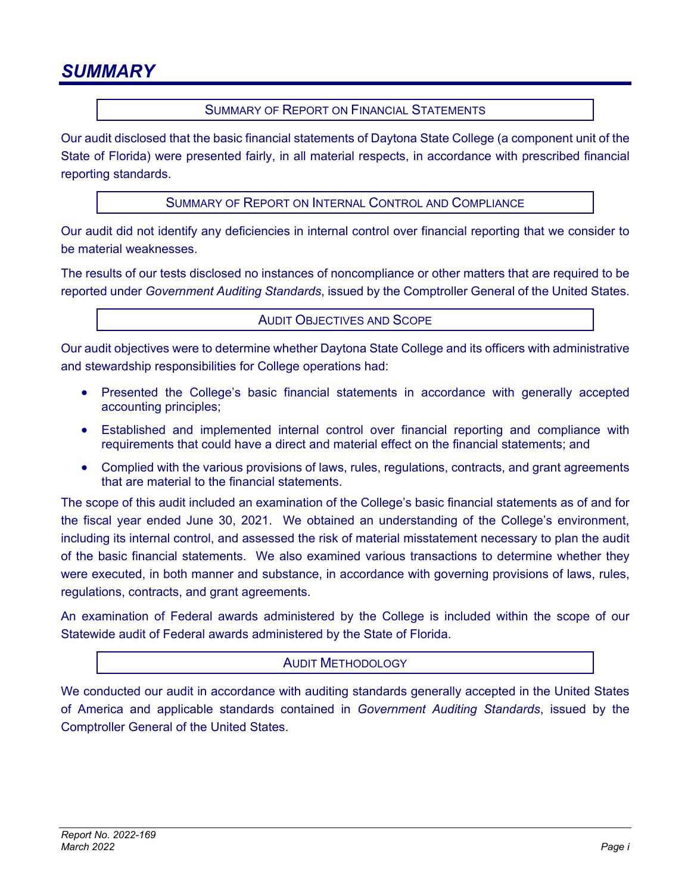# SUMMARY

## SUMMARY OF REPORT ON FINANCIAL STATEMENTS

Our audit disclosed that the basic financial statements of Daytona State College (a component unit of the State of Florida) were presented fairly, in all material respects, in accordance with prescribed financial reporting standards.

## SUMMARY OF REPORT ON INTERNAL CONTROL AND COMPLIANCE

Our audit did not identify any deficiencies in internal control over financial reporting that we consider to be material weaknesses.

The results of our tests disclosed no instances of noncompliance or other matters that are required to be reported under *Government Auditing Standards*, issued by the Comptroller General of the United States.

## AUDIT OBJECTIVES AND SCOPE

Our audit objectives were to determine whether Daytona State College and its officers with administrative and stewardship responsibilities for College operations had:

- Presented the College's basic financial statements in accordance with generally accepted accounting principles;
- Established and implemented internal control over financial reporting and compliance with requirements that could have a direct and material effect on the financial statements; and
- Complied with the various provisions of laws, rules, regulations, contracts, and grant agreements that are material to the financial statements.

The scope of this audit included an examination of the College's basic financial statements as of and for the fiscal year ended June 30, 2021. We obtained an understanding of the College's environment, including its internal control, and assessed the risk of material misstatement necessary to plan the audit of the basic financial statements. We also examined various transactions to determine whether they were executed, in both manner and substance, in accordance with governing provisions of laws, rules, regulations, contracts, and grant agreements.

An examination of Federal awards administered by the College is included within the scope of our Statewide audit of Federal awards administered by the State of Florida.

## AUDIT METHODOLOGY

We conducted our audit in accordance with auditing standards generally accepted in the United States of America and applicable standards contained in *Government Auditing Standards*, issued by the Comptroller General of the United States.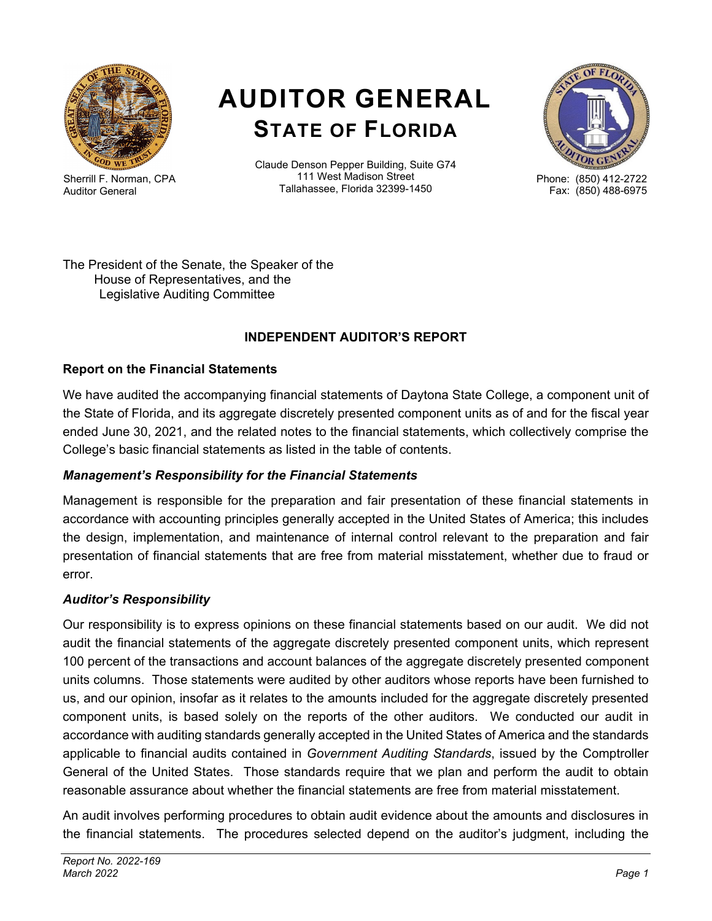# AUDITOR GENERAL
## STATE OF FLORIDA

Sherrill F. Norman, CPA
Auditor General

Claude Denson Pepper Building, Suite G74
111 West Madison Street
Tallahassee, Florida 32399-1450

Phone: (850) 412-2722
Fax: (850) 488-6975

The President of the Senate, the Speaker of the
House of Representatives, and the
Legislative Auditing Committee

### INDEPENDENT AUDITOR'S REPORT

**Report on the Financial Statements**

We have audited the accompanying financial statements of Daytona State College, a component unit of the State of Florida, and its aggregate discretely presented component units as of and for the fiscal year ended June 30, 2021, and the related notes to the financial statements, which collectively comprise the College's basic financial statements as listed in the table of contents.

***Management's Responsibility for the Financial Statements***

Management is responsible for the preparation and fair presentation of these financial statements in accordance with accounting principles generally accepted in the United States of America; this includes the design, implementation, and maintenance of internal control relevant to the preparation and fair presentation of financial statements that are free from material misstatement, whether due to fraud or error.

***Auditor's Responsibility***

Our responsibility is to express opinions on these financial statements based on our audit. We did not audit the financial statements of the aggregate discretely presented component units, which represent 100 percent of the transactions and account balances of the aggregate discretely presented component units columns. Those statements were audited by other auditors whose reports have been furnished to us, and our opinion, insofar as it relates to the amounts included for the aggregate discretely presented component units, is based solely on the reports of the other auditors. We conducted our audit in accordance with auditing standards generally accepted in the United States of America and the standards applicable to financial audits contained in *Government Auditing Standards*, issued by the Comptroller General of the United States. Those standards require that we plan and perform the audit to obtain reasonable assurance about whether the financial statements are free from material misstatement.

An audit involves performing procedures to obtain audit evidence about the amounts and disclosures in the financial statements. The procedures selected depend on the auditor's judgment, including the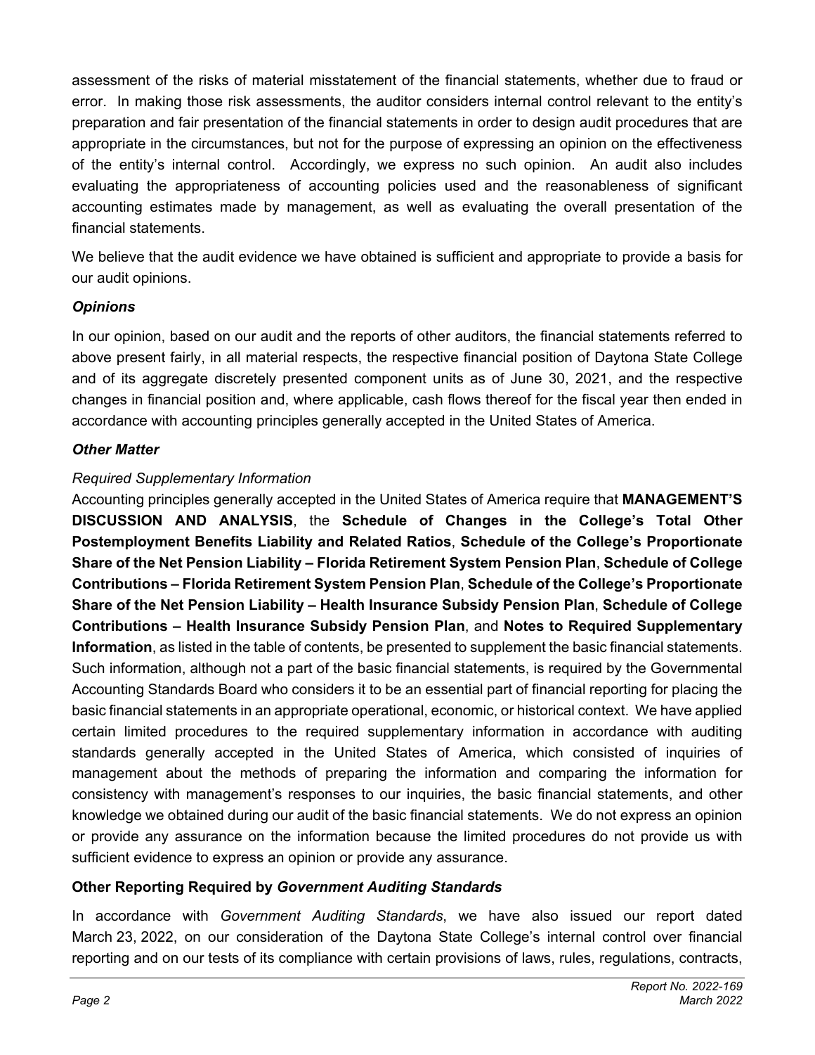assessment of the risks of material misstatement of the financial statements, whether due to fraud or error. In making those risk assessments, the auditor considers internal control relevant to the entity's preparation and fair presentation of the financial statements in order to design audit procedures that are appropriate in the circumstances, but not for the purpose of expressing an opinion on the effectiveness of the entity's internal control. Accordingly, we express no such opinion. An audit also includes evaluating the appropriateness of accounting policies used and the reasonableness of significant accounting estimates made by management, as well as evaluating the overall presentation of the financial statements.

We believe that the audit evidence we have obtained is sufficient and appropriate to provide a basis for our audit opinions.

### *Opinions*

In our opinion, based on our audit and the reports of other auditors, the financial statements referred to above present fairly, in all material respects, the respective financial position of Daytona State College and of its aggregate discretely presented component units as of June 30, 2021, and the respective changes in financial position and, where applicable, cash flows thereof for the fiscal year then ended in accordance with accounting principles generally accepted in the United States of America.

### *Other Matter*

*Required Supplementary Information*

Accounting principles generally accepted in the United States of America require that **MANAGEMENT'S DISCUSSION AND ANALYSIS**, the **Schedule of Changes in the College's Total Other Postemployment Benefits Liability and Related Ratios**, **Schedule of the College's Proportionate Share of the Net Pension Liability – Florida Retirement System Pension Plan**, **Schedule of College Contributions – Florida Retirement System Pension Plan**, **Schedule of the College's Proportionate Share of the Net Pension Liability – Health Insurance Subsidy Pension Plan**, **Schedule of College Contributions – Health Insurance Subsidy Pension Plan**, and **Notes to Required Supplementary Information**, as listed in the table of contents, be presented to supplement the basic financial statements. Such information, although not a part of the basic financial statements, is required by the Governmental Accounting Standards Board who considers it to be an essential part of financial reporting for placing the basic financial statements in an appropriate operational, economic, or historical context. We have applied certain limited procedures to the required supplementary information in accordance with auditing standards generally accepted in the United States of America, which consisted of inquiries of management about the methods of preparing the information and comparing the information for consistency with management's responses to our inquiries, the basic financial statements, and other knowledge we obtained during our audit of the basic financial statements. We do not express an opinion or provide any assurance on the information because the limited procedures do not provide us with sufficient evidence to express an opinion or provide any assurance.

## Other Reporting Required by *Government Auditing Standards*

In accordance with *Government Auditing Standards*, we have also issued our report dated March 23, 2022, on our consideration of the Daytona State College's internal control over financial reporting and on our tests of its compliance with certain provisions of laws, rules, regulations, contracts,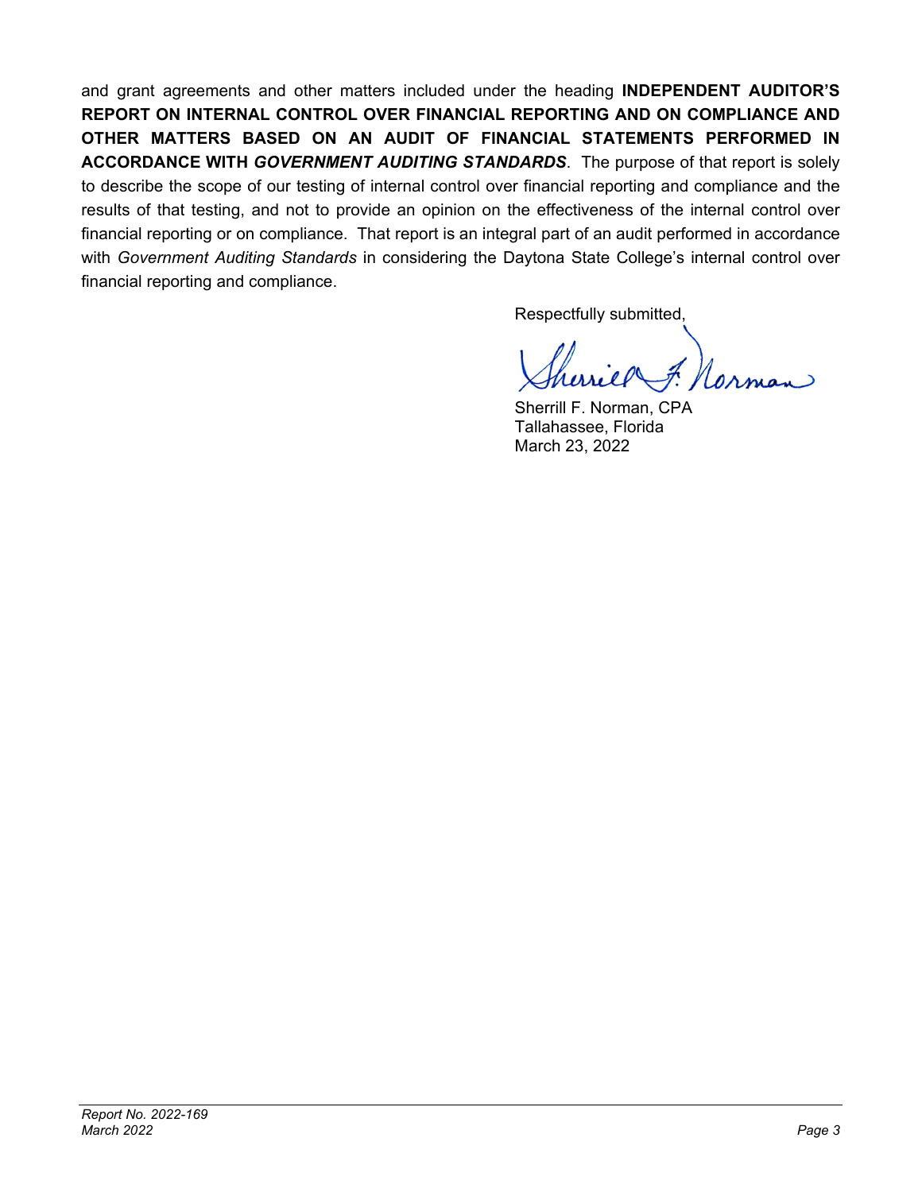and grant agreements and other matters included under the heading **INDEPENDENT AUDITOR'S REPORT ON INTERNAL CONTROL OVER FINANCIAL REPORTING AND ON COMPLIANCE AND OTHER MATTERS BASED ON AN AUDIT OF FINANCIAL STATEMENTS PERFORMED IN ACCORDANCE WITH *GOVERNMENT AUDITING STANDARDS***. The purpose of that report is solely to describe the scope of our testing of internal control over financial reporting and compliance and the results of that testing, and not to provide an opinion on the effectiveness of the internal control over financial reporting or on compliance. That report is an integral part of an audit performed in accordance with *Government Auditing Standards* in considering the Daytona State College's internal control over financial reporting and compliance.

Respectfully submitted,

Sherrill F. Norman, CPA
Tallahassee, Florida
March 23, 2022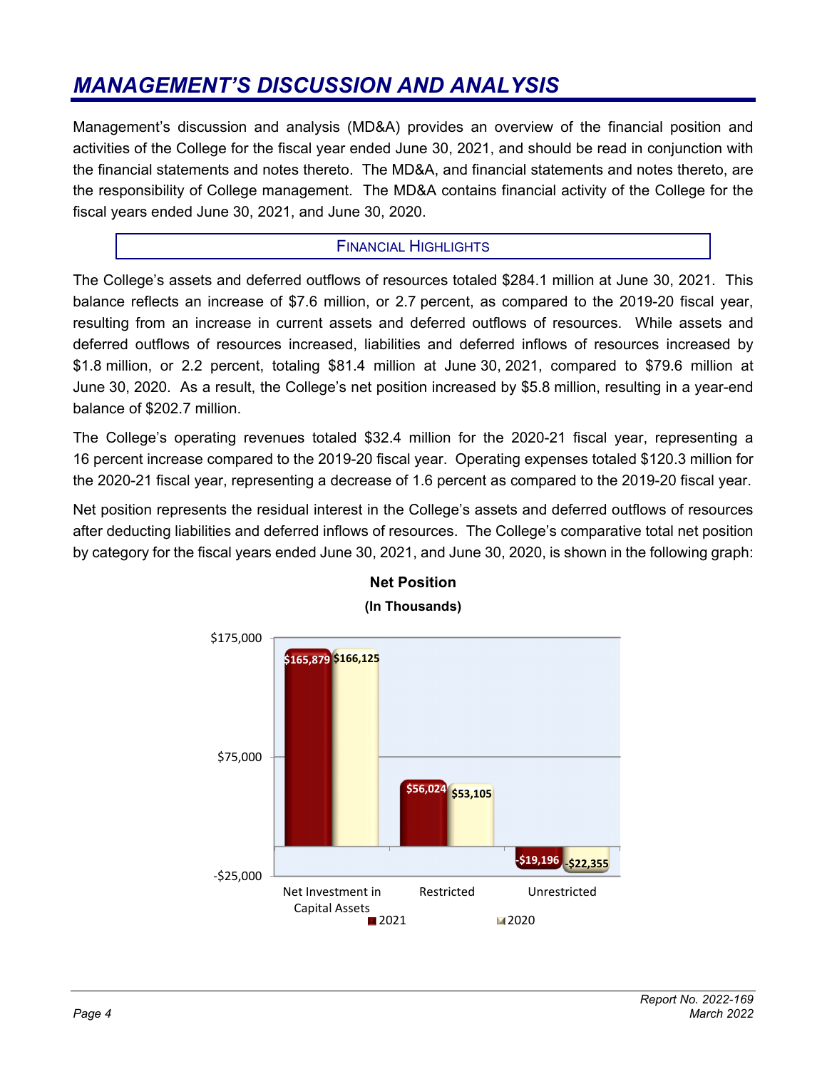# MANAGEMENT'S DISCUSSION AND ANALYSIS

Management's discussion and analysis (MD&A) provides an overview of the financial position and activities of the College for the fiscal year ended June 30, 2021, and should be read in conjunction with the financial statements and notes thereto. The MD&A, and financial statements and notes thereto, are the responsibility of College management. The MD&A contains financial activity of the College for the fiscal years ended June 30, 2021, and June 30, 2020.

## FINANCIAL HIGHLIGHTS

The College's assets and deferred outflows of resources totaled $284.1 million at June 30, 2021. This balance reflects an increase of $7.6 million, or 2.7 percent, as compared to the 2019-20 fiscal year, resulting from an increase in current assets and deferred outflows of resources. While assets and deferred outflows of resources increased, liabilities and deferred inflows of resources increased by $1.8 million, or 2.2 percent, totaling $81.4 million at June 30, 2021, compared to $79.6 million at June 30, 2020. As a result, the College's net position increased by $5.8 million, resulting in a year-end balance of $202.7 million.

The College's operating revenues totaled $32.4 million for the 2020-21 fiscal year, representing a 16 percent increase compared to the 2019-20 fiscal year. Operating expenses totaled $120.3 million for the 2020-21 fiscal year, representing a decrease of 1.6 percent as compared to the 2019-20 fiscal year.

Net position represents the residual interest in the College's assets and deferred outflows of resources after deducting liabilities and deferred inflows of resources. The College's comparative total net position by category for the fiscal years ended June 30, 2021, and June 30, 2020, is shown in the following graph:

**Net Position**
**(In Thousands)**

| Category | 2021 | 2020 |
|---|---|---|
| Net Investment in Capital Assets | $165,879 | $166,125 |
| Restricted | $56,024 | $53,105 |
| Unrestricted | -$19,196 | -$22,355 |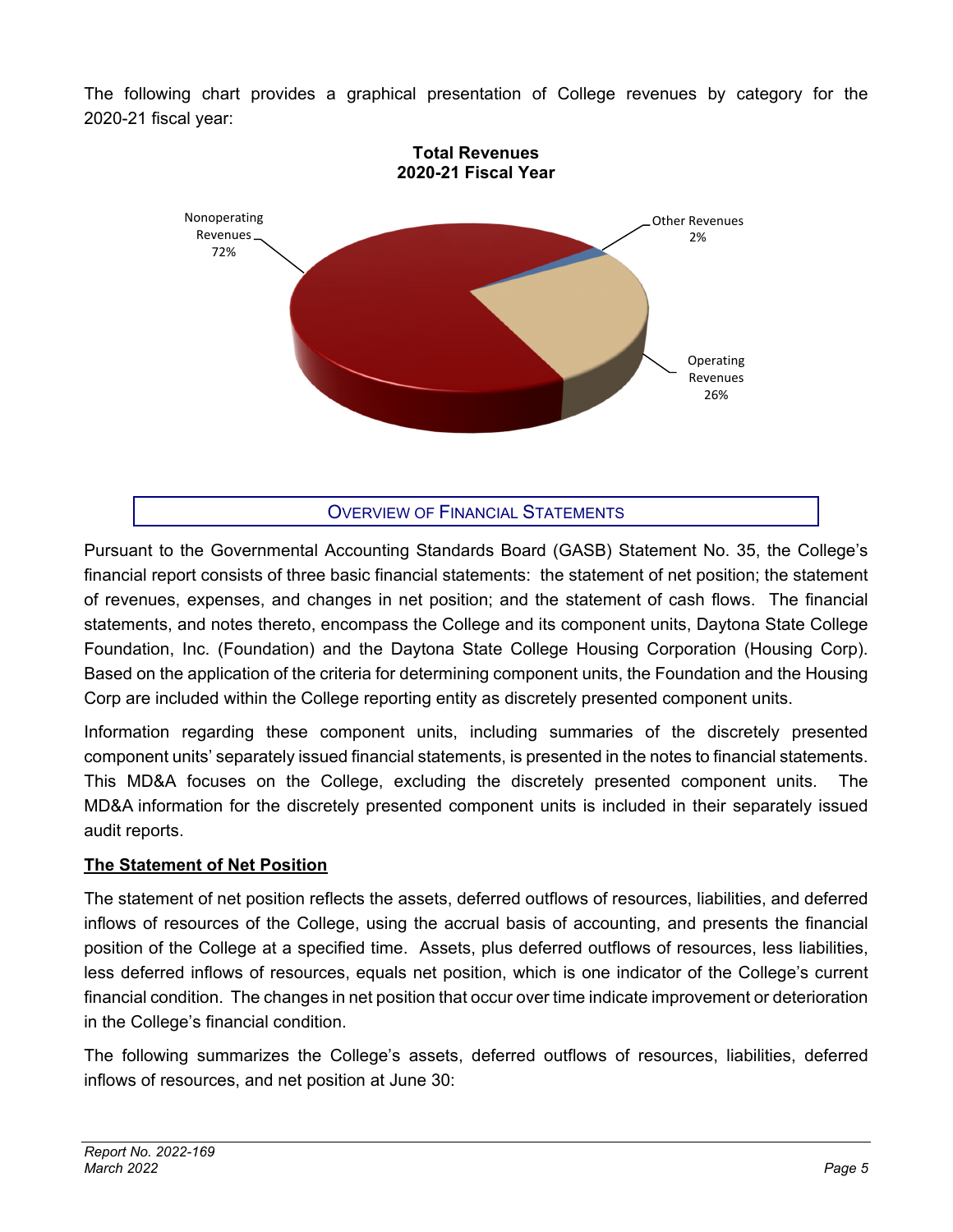The following chart provides a graphical presentation of College revenues by category for the 2020-21 fiscal year:

**Total Revenues**
**2020-21 Fiscal Year**

Nonoperating Revenues 72%

Other Revenues 2%

Operating Revenues 26%

## OVERVIEW OF FINANCIAL STATEMENTS

Pursuant to the Governmental Accounting Standards Board (GASB) Statement No. 35, the College's financial report consists of three basic financial statements: the statement of net position; the statement of revenues, expenses, and changes in net position; and the statement of cash flows. The financial statements, and notes thereto, encompass the College and its component units, Daytona State College Foundation, Inc. (Foundation) and the Daytona State College Housing Corporation (Housing Corp). Based on the application of the criteria for determining component units, the Foundation and the Housing Corp are included within the College reporting entity as discretely presented component units.

Information regarding these component units, including summaries of the discretely presented component units' separately issued financial statements, is presented in the notes to financial statements. This MD&A focuses on the College, excluding the discretely presented component units. The MD&A information for the discretely presented component units is included in their separately issued audit reports.

### The Statement of Net Position

The statement of net position reflects the assets, deferred outflows of resources, liabilities, and deferred inflows of resources of the College, using the accrual basis of accounting, and presents the financial position of the College at a specified time. Assets, plus deferred outflows of resources, less liabilities, less deferred inflows of resources, equals net position, which is one indicator of the College's current financial condition. The changes in net position that occur over time indicate improvement or deterioration in the College's financial condition.

The following summarizes the College's assets, deferred outflows of resources, liabilities, deferred inflows of resources, and net position at June 30: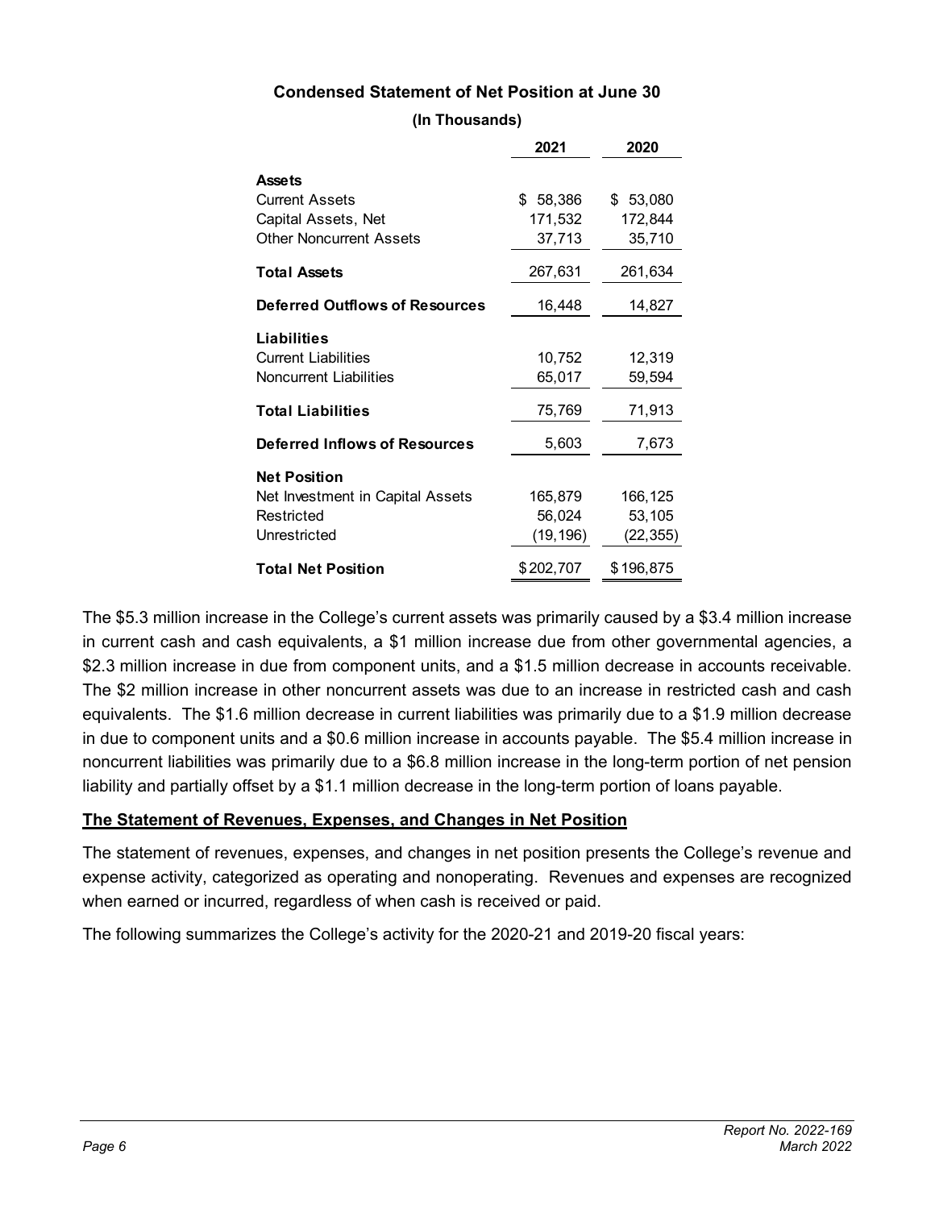**Condensed Statement of Net Position at June 30**

**(In Thousands)**

| | **2021** | **2020** |
|---|---|---|
| **Assets** | | |
| Current Assets | $ 58,386 | $ 53,080 |
| Capital Assets, Net | 171,532 | 172,844 |
| Other Noncurrent Assets | 37,713 | 35,710 |
| **Total Assets** | 267,631 | 261,634 |
| **Deferred Outflows of Resources** | 16,448 | 14,827 |
| **Liabilities** | | |
| Current Liabilities | 10,752 | 12,319 |
| Noncurrent Liabilities | 65,017 | 59,594 |
| **Total Liabilities** | 75,769 | 71,913 |
| **Deferred Inflows of Resources** | 5,603 | 7,673 |
| **Net Position** | | |
| Net Investment in Capital Assets | 165,879 | 166,125 |
| Restricted | 56,024 | 53,105 |
| Unrestricted | (19,196) | (22,355) |
| **Total Net Position** | $202,707 | $196,875 |

The $5.3 million increase in the College's current assets was primarily caused by a $3.4 million increase in current cash and cash equivalents, a $1 million increase due from other governmental agencies, a $2.3 million increase in due from component units, and a $1.5 million decrease in accounts receivable. The $2 million increase in other noncurrent assets was due to an increase in restricted cash and cash equivalents. The $1.6 million decrease in current liabilities was primarily due to a $1.9 million decrease in due to component units and a $0.6 million increase in accounts payable. The $5.4 million increase in noncurrent liabilities was primarily due to a $6.8 million increase in the long-term portion of net pension liability and partially offset by a $1.1 million decrease in the long-term portion of loans payable.

## The Statement of Revenues, Expenses, and Changes in Net Position

The statement of revenues, expenses, and changes in net position presents the College's revenue and expense activity, categorized as operating and nonoperating. Revenues and expenses are recognized when earned or incurred, regardless of when cash is received or paid.

The following summarizes the College's activity for the 2020-21 and 2019-20 fiscal years: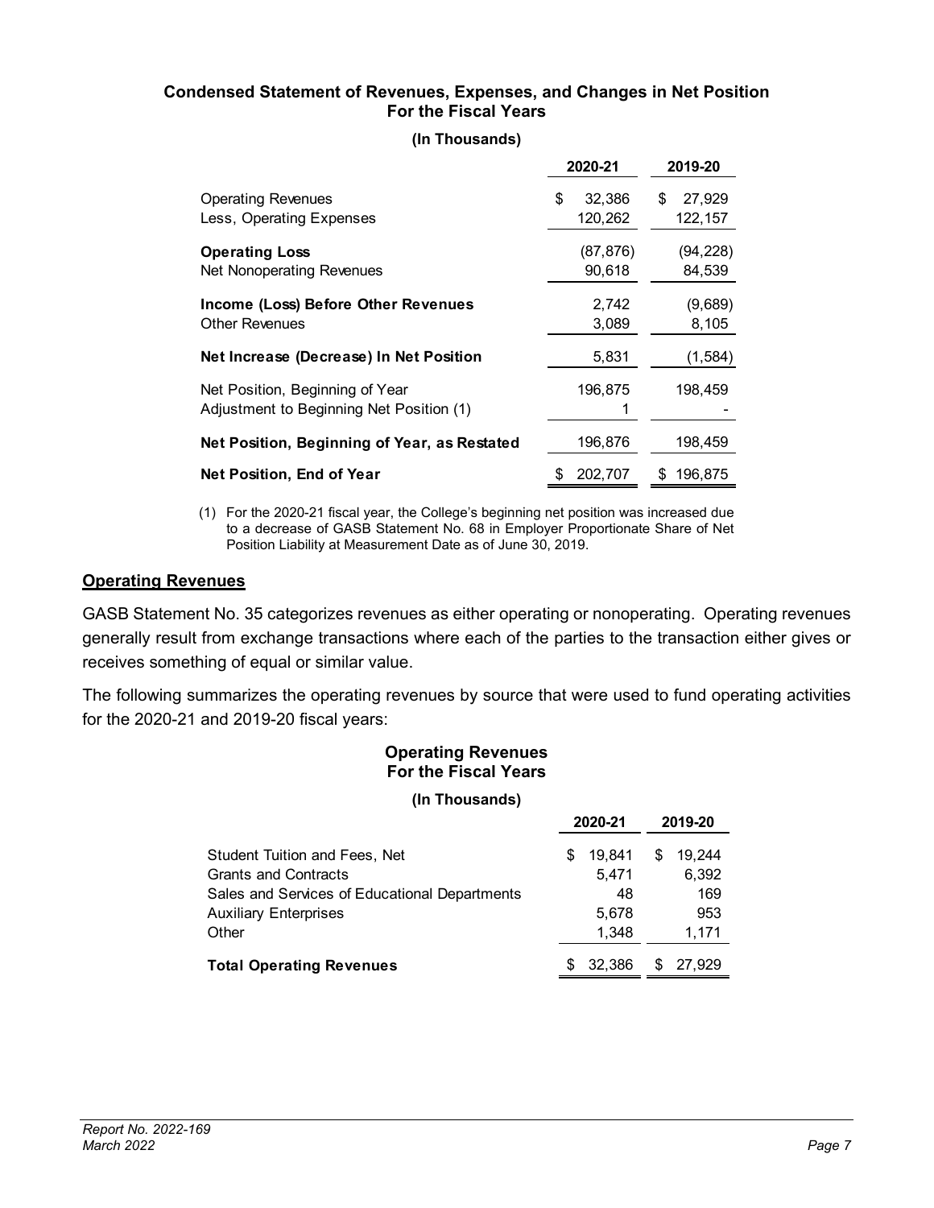### Condensed Statement of Revenues, Expenses, and Changes in Net Position For the Fiscal Years

**(In Thousands)**

| | 2020-21 | 2019-20 |
|---|---|---|
| Operating Revenues | $ 32,386 | $ 27,929 |
| Less, Operating Expenses | 120,262 | 122,157 |
| **Operating Loss** | (87,876) | (94,228) |
| Net Nonoperating Revenues | 90,618 | 84,539 |
| **Income (Loss) Before Other Revenues** | 2,742 | (9,689) |
| Other Revenues | 3,089 | 8,105 |
| **Net Increase (Decrease) In Net Position** | 5,831 | (1,584) |
| Net Position, Beginning of Year | 196,875 | 198,459 |
| Adjustment to Beginning Net Position (1) | 1 | - |
| **Net Position, Beginning of Year, as Restated** | 196,876 | 198,459 |
| **Net Position, End of Year** | $ 202,707 | $ 196,875 |

(1) For the 2020-21 fiscal year, the College's beginning net position was increased due to a decrease of GASB Statement No. 68 in Employer Proportionate Share of Net Position Liability at Measurement Date as of June 30, 2019.

## Operating Revenues

GASB Statement No. 35 categorizes revenues as either operating or nonoperating. Operating revenues generally result from exchange transactions where each of the parties to the transaction either gives or receives something of equal or similar value.

The following summarizes the operating revenues by source that were used to fund operating activities for the 2020-21 and 2019-20 fiscal years:

### Operating Revenues For the Fiscal Years

**(In Thousands)**

| | 2020-21 | 2019-20 |
|---|---|---|
| Student Tuition and Fees, Net | $ 19,841 | $ 19,244 |
| Grants and Contracts | 5,471 | 6,392 |
| Sales and Services of Educational Departments | 48 | 169 |
| Auxiliary Enterprises | 5,678 | 953 |
| Other | 1,348 | 1,171 |
| **Total Operating Revenues** | $ 32,386 | $ 27,929 |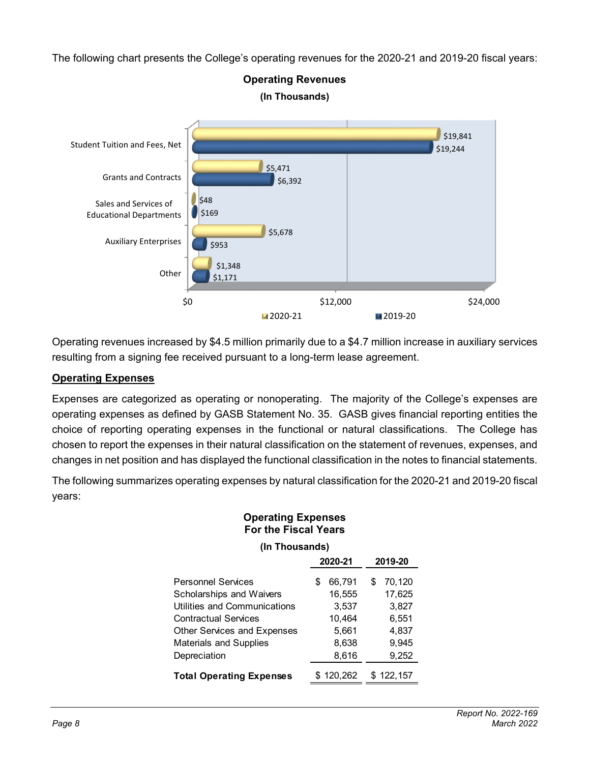The following chart presents the College's operating revenues for the 2020-21 and 2019-20 fiscal years:

**Operating Revenues**
**(In Thousands)**

| | 2020-21 | 2019-20 |
|---|---|---|
| Student Tuition and Fees, Net | $19,841 | $19,244 |
| Grants and Contracts | $5,471 | $6,392 |
| Sales and Services of Educational Departments | $48 | $169 |
| Auxiliary Enterprises | $5,678 | $953 |
| Other | $1,348 | $1,171 |

Operating revenues increased by $4.5 million primarily due to a $4.7 million increase in auxiliary services resulting from a signing fee received pursuant to a long-term lease agreement.

**Operating Expenses**

Expenses are categorized as operating or nonoperating. The majority of the College's expenses are operating expenses as defined by GASB Statement No. 35. GASB gives financial reporting entities the choice of reporting operating expenses in the functional or natural classifications. The College has chosen to report the expenses in their natural classification on the statement of revenues, expenses, and changes in net position and has displayed the functional classification in the notes to financial statements.

The following summarizes operating expenses by natural classification for the 2020-21 and 2019-20 fiscal years:

**Operating Expenses**
**For the Fiscal Years**
**(In Thousands)**

| | 2020-21 | 2019-20 |
|---|---|---|
| Personnel Services | $ 66,791 | $ 70,120 |
| Scholarships and Waivers | 16,555 | 17,625 |
| Utilities and Communications | 3,537 | 3,827 |
| Contractual Services | 10,464 | 6,551 |
| Other Services and Expenses | 5,661 | 4,837 |
| Materials and Supplies | 8,638 | 9,945 |
| Depreciation | 8,616 | 9,252 |
| **Total Operating Expenses** | $ 120,262 | $ 122,157 |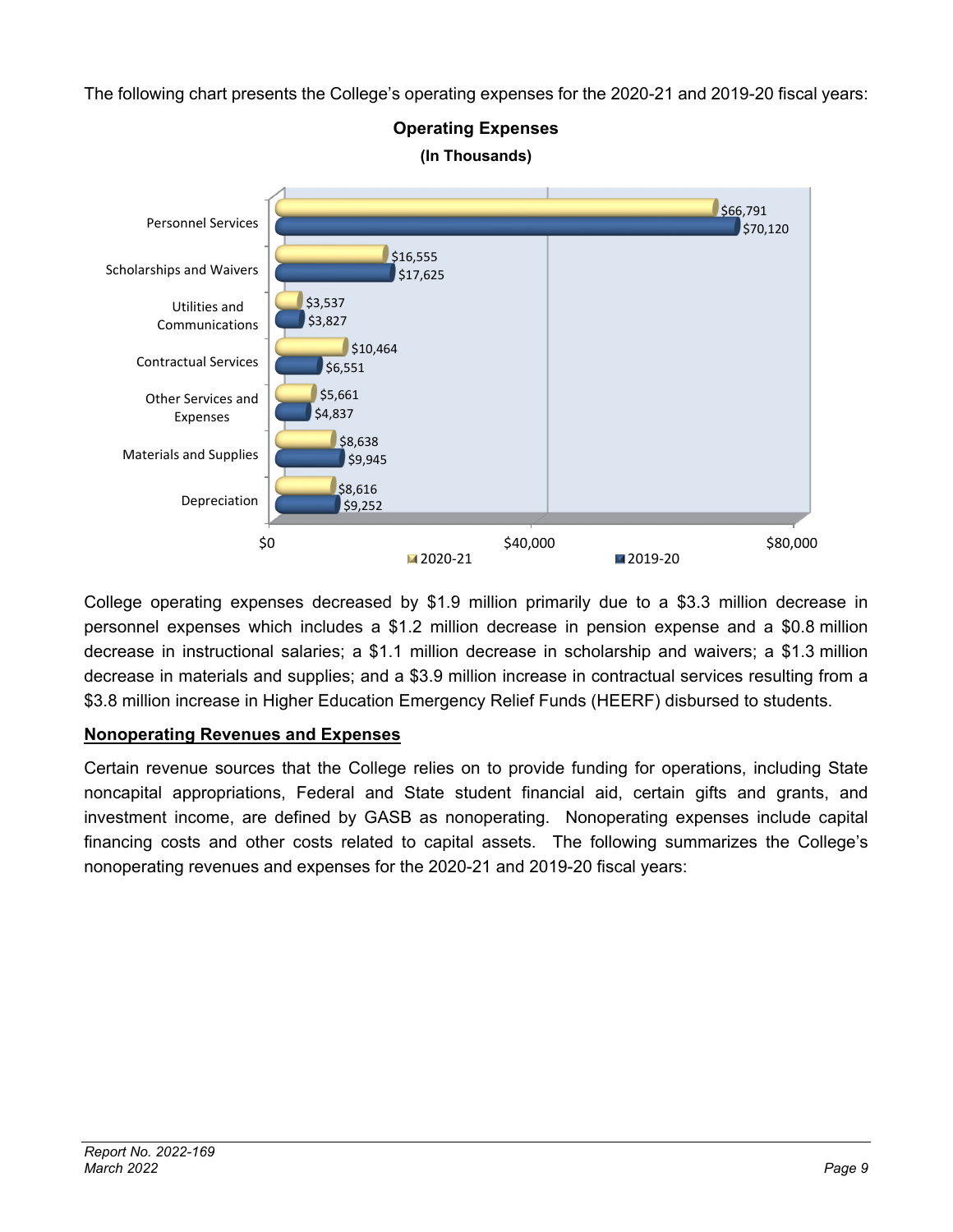The following chart presents the College's operating expenses for the 2020-21 and 2019-20 fiscal years:

**Operating Expenses**
**(In Thousands)**

| | 2020-21 | 2019-20 |
|---|---|---|
| Personnel Services | $66,791 | $70,120 |
| Scholarships and Waivers | $16,555 | $17,625 |
| Utilities and Communications | $3,537 | $3,827 |
| Contractual Services | $10,464 | $6,551 |
| Other Services and Expenses | $5,661 | $4,837 |
| Materials and Supplies | $8,638 | $9,945 |
| Depreciation | $8,616 | $9,252 |

College operating expenses decreased by $1.9 million primarily due to a $3.3 million decrease in personnel expenses which includes a $1.2 million decrease in pension expense and a $0.8 million decrease in instructional salaries; a $1.1 million decrease in scholarship and waivers; a $1.3 million decrease in materials and supplies; and a $3.9 million increase in contractual services resulting from a $3.8 million increase in Higher Education Emergency Relief Funds (HEERF) disbursed to students.

## Nonoperating Revenues and Expenses

Certain revenue sources that the College relies on to provide funding for operations, including State noncapital appropriations, Federal and State student financial aid, certain gifts and grants, and investment income, are defined by GASB as nonoperating. Nonoperating expenses include capital financing costs and other costs related to capital assets. The following summarizes the College's nonoperating revenues and expenses for the 2020-21 and 2019-20 fiscal years: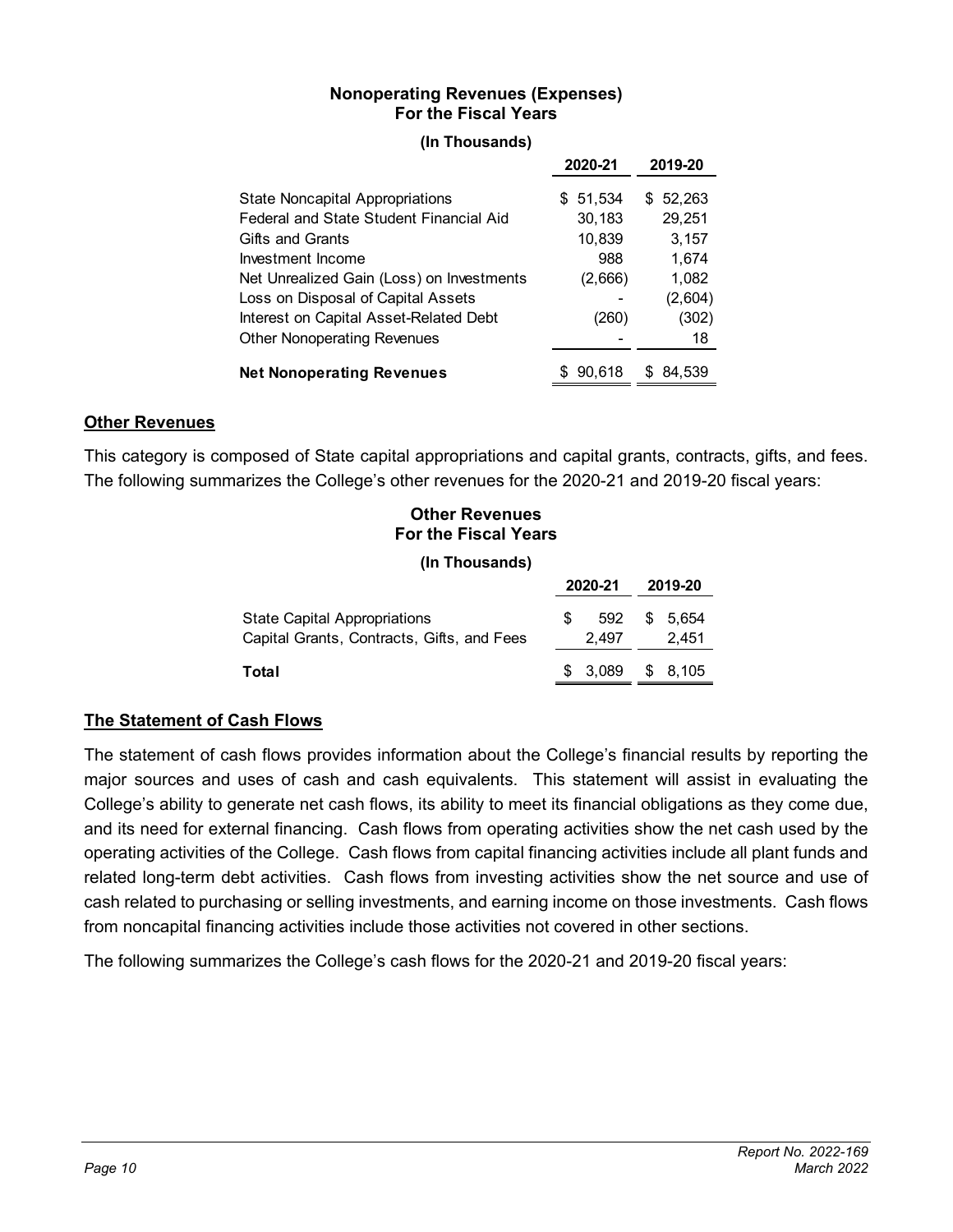**Nonoperating Revenues (Expenses)**
**For the Fiscal Years**

**(In Thousands)**

| | 2020-21 | 2019-20 |
|---|---|---|
| State Noncapital Appropriations | $ 51,534 | $ 52,263 |
| Federal and State Student Financial Aid | 30,183 | 29,251 |
| Gifts and Grants | 10,839 | 3,157 |
| Investment Income | 988 | 1,674 |
| Net Unrealized Gain (Loss) on Investments | (2,666) | 1,082 |
| Loss on Disposal of Capital Assets | - | (2,604) |
| Interest on Capital Asset-Related Debt | (260) | (302) |
| Other Nonoperating Revenues | - | 18 |
| **Net Nonoperating Revenues** | $ 90,618 | $ 84,539 |

## Other Revenues

This category is composed of State capital appropriations and capital grants, contracts, gifts, and fees. The following summarizes the College's other revenues for the 2020-21 and 2019-20 fiscal years:

**Other Revenues**
**For the Fiscal Years**

**(In Thousands)**

| | 2020-21 | 2019-20 |
|---|---|---|
| State Capital Appropriations | $ 592 | $ 5,654 |
| Capital Grants, Contracts, Gifts, and Fees | 2,497 | 2,451 |
| **Total** | $ 3,089 | $ 8,105 |

## The Statement of Cash Flows

The statement of cash flows provides information about the College's financial results by reporting the major sources and uses of cash and cash equivalents. This statement will assist in evaluating the College's ability to generate net cash flows, its ability to meet its financial obligations as they come due, and its need for external financing. Cash flows from operating activities show the net cash used by the operating activities of the College. Cash flows from capital financing activities include all plant funds and related long-term debt activities. Cash flows from investing activities show the net source and use of cash related to purchasing or selling investments, and earning income on those investments. Cash flows from noncapital financing activities include those activities not covered in other sections.

The following summarizes the College's cash flows for the 2020-21 and 2019-20 fiscal years: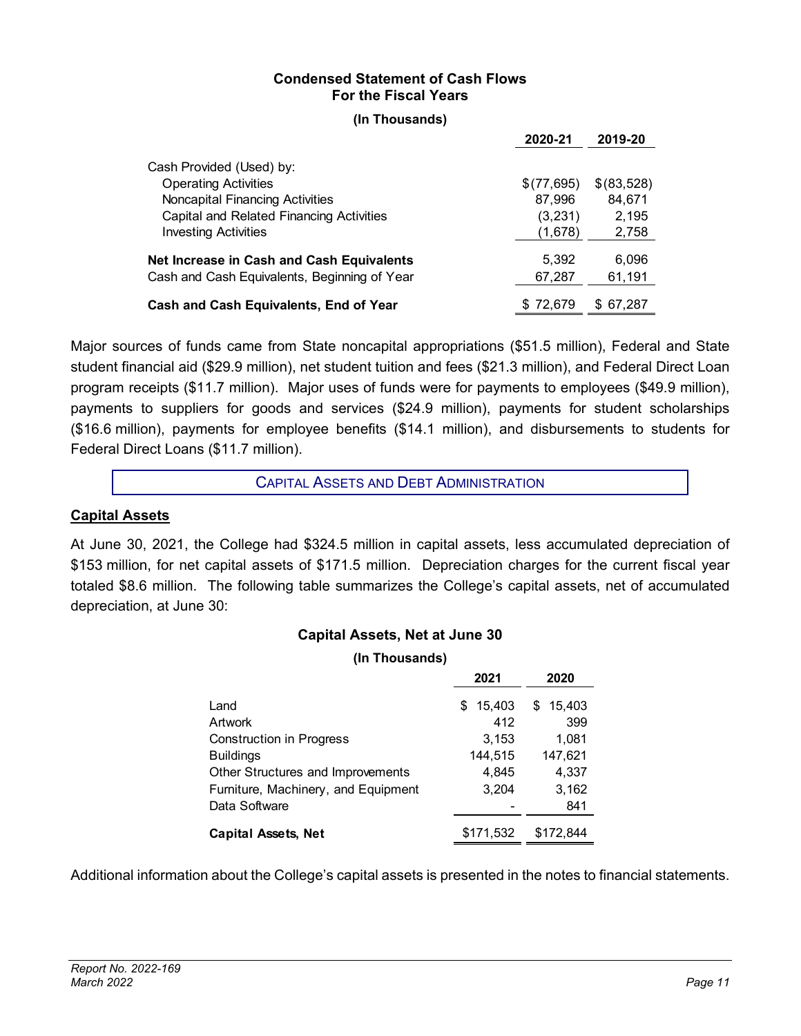**Condensed Statement of Cash Flows**
**For the Fiscal Years**

**(In Thousands)**

| | 2020-21 | 2019-20 |
|---|---|---|
| Cash Provided (Used) by: | | |
| Operating Activities | $(77,695) | $(83,528) |
| Noncapital Financing Activities | 87,996 | 84,671 |
| Capital and Related Financing Activities | (3,231) | 2,195 |
| Investing Activities | (1,678) | 2,758 |
| **Net Increase in Cash and Cash Equivalents** | 5,392 | 6,096 |
| Cash and Cash Equivalents, Beginning of Year | 67,287 | 61,191 |
| **Cash and Cash Equivalents, End of Year** | $ 72,679 | $ 67,287 |

Major sources of funds came from State noncapital appropriations ($51.5 million), Federal and State student financial aid ($29.9 million), net student tuition and fees ($21.3 million), and Federal Direct Loan program receipts ($11.7 million). Major uses of funds were for payments to employees ($49.9 million), payments to suppliers for goods and services ($24.9 million), payments for student scholarships ($16.6 million), payments for employee benefits ($14.1 million), and disbursements to students for Federal Direct Loans ($11.7 million).

## CAPITAL ASSETS AND DEBT ADMINISTRATION

### Capital Assets

At June 30, 2021, the College had $324.5 million in capital assets, less accumulated depreciation of $153 million, for net capital assets of $171.5 million. Depreciation charges for the current fiscal year totaled $8.6 million. The following table summarizes the College's capital assets, net of accumulated depreciation, at June 30:

**Capital Assets, Net at June 30**

**(In Thousands)**

| | 2021 | 2020 |
|---|---|---|
| Land | $ 15,403 | $ 15,403 |
| Artwork | 412 | 399 |
| Construction in Progress | 3,153 | 1,081 |
| Buildings | 144,515 | 147,621 |
| Other Structures and Improvements | 4,845 | 4,337 |
| Furniture, Machinery, and Equipment | 3,204 | 3,162 |
| Data Software | - | 841 |
| **Capital Assets, Net** | $171,532 | $172,844 |

Additional information about the College's capital assets is presented in the notes to financial statements.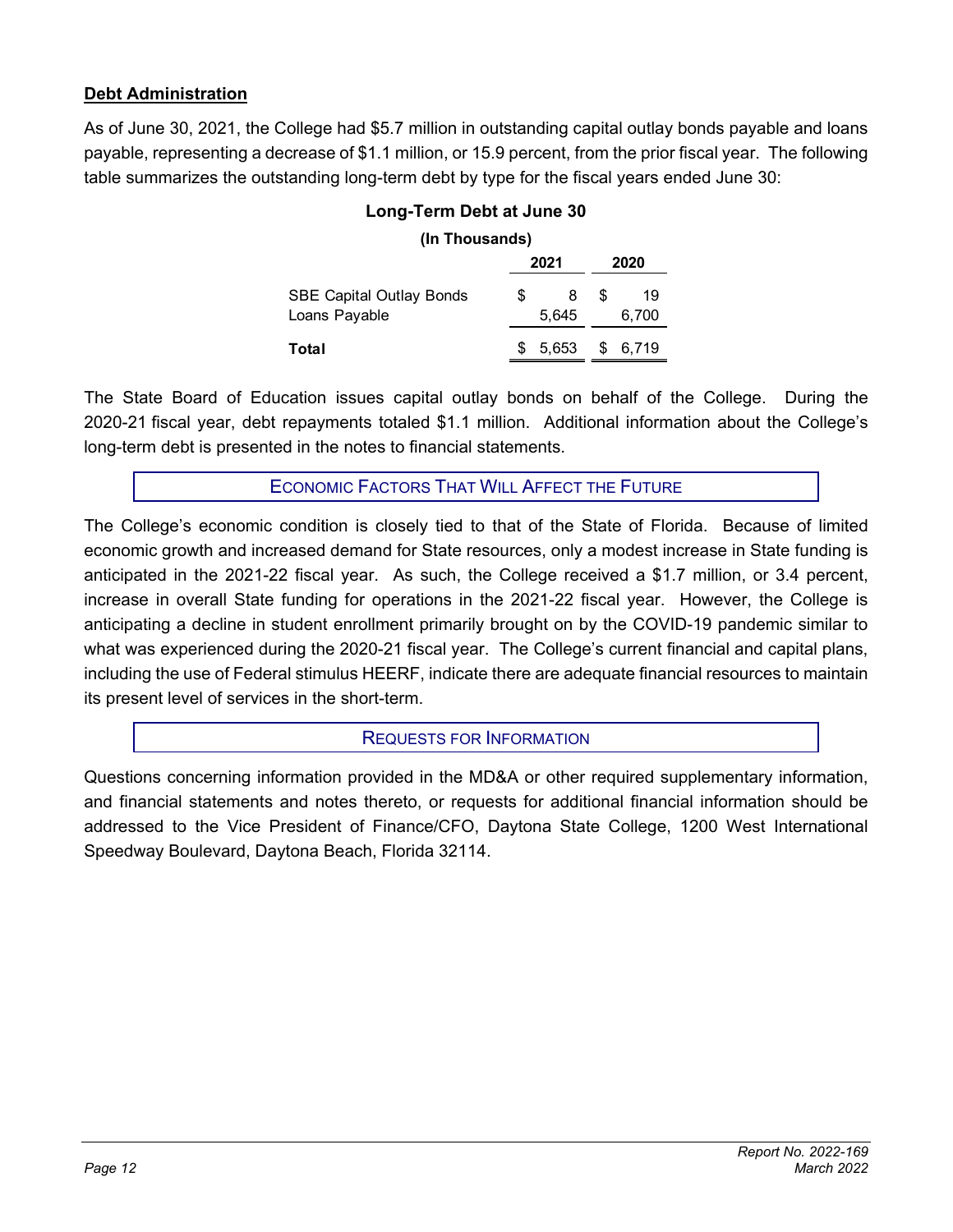## Debt Administration

As of June 30, 2021, the College had $5.7 million in outstanding capital outlay bonds payable and loans payable, representing a decrease of $1.1 million, or 15.9 percent, from the prior fiscal year. The following table summarizes the outstanding long-term debt by type for the fiscal years ended June 30:

**Long-Term Debt at June 30**

**(In Thousands)**

| | 2021 | 2020 |
|---|---|---|
| SBE Capital Outlay Bonds | $ 8 | $ 19 |
| Loans Payable | 5,645 | 6,700 |
| **Total** | $ 5,653 | $ 6,719 |

The State Board of Education issues capital outlay bonds on behalf of the College. During the 2020-21 fiscal year, debt repayments totaled $1.1 million. Additional information about the College's long-term debt is presented in the notes to financial statements.

## Economic Factors That Will Affect the Future

The College's economic condition is closely tied to that of the State of Florida. Because of limited economic growth and increased demand for State resources, only a modest increase in State funding is anticipated in the 2021-22 fiscal year. As such, the College received a $1.7 million, or 3.4 percent, increase in overall State funding for operations in the 2021-22 fiscal year. However, the College is anticipating a decline in student enrollment primarily brought on by the COVID-19 pandemic similar to what was experienced during the 2020-21 fiscal year. The College's current financial and capital plans, including the use of Federal stimulus HEERF, indicate there are adequate financial resources to maintain its present level of services in the short-term.

## Requests for Information

Questions concerning information provided in the MD&A or other required supplementary information, and financial statements and notes thereto, or requests for additional financial information should be addressed to the Vice President of Finance/CFO, Daytona State College, 1200 West International Speedway Boulevard, Daytona Beach, Florida 32114.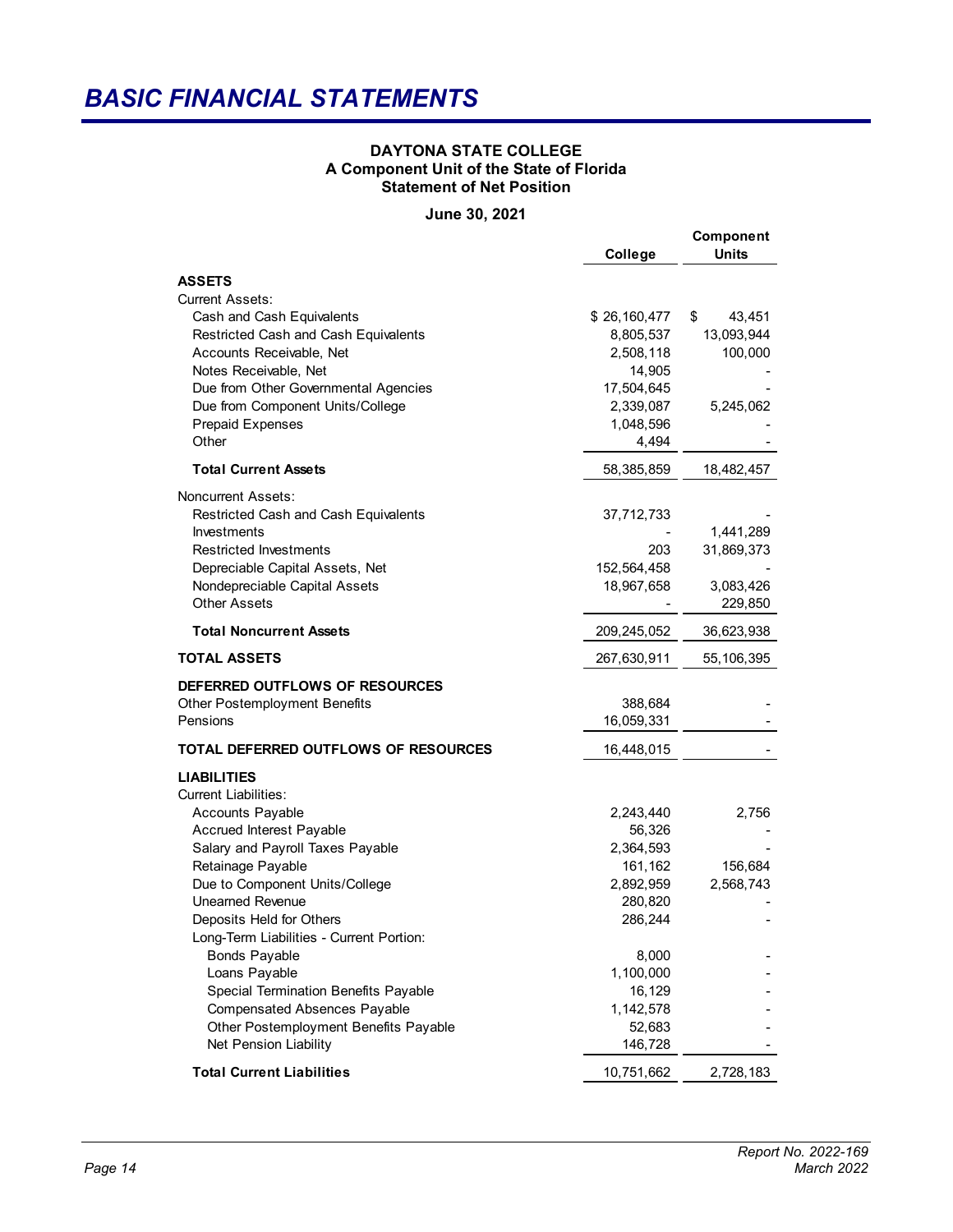# BASIC FINANCIAL STATEMENTS

**DAYTONA STATE COLLEGE**
**A Component Unit of the State of Florida**
**Statement of Net Position**

**June 30, 2021**

| | College | Component Units |
|---|---|---|
| **ASSETS** | | |
| Current Assets: | | |
| Cash and Cash Equivalents | $ 26,160,477 | $ 43,451 |
| Restricted Cash and Cash Equivalents | 8,805,537 | 13,093,944 |
| Accounts Receivable, Net | 2,508,118 | 100,000 |
| Notes Receivable, Net | 14,905 | - |
| Due from Other Governmental Agencies | 17,504,645 | - |
| Due from Component Units/College | 2,339,087 | 5,245,062 |
| Prepaid Expenses | 1,048,596 | - |
| Other | 4,494 | - |
| **Total Current Assets** | 58,385,859 | 18,482,457 |
| Noncurrent Assets: | | |
| Restricted Cash and Cash Equivalents | 37,712,733 | - |
| Investments | - | 1,441,289 |
| Restricted Investments | 203 | 31,869,373 |
| Depreciable Capital Assets, Net | 152,564,458 | - |
| Nondepreciable Capital Assets | 18,967,658 | 3,083,426 |
| Other Assets | - | 229,850 |
| **Total Noncurrent Assets** | 209,245,052 | 36,623,938 |
| **TOTAL ASSETS** | 267,630,911 | 55,106,395 |
| **DEFERRED OUTFLOWS OF RESOURCES** | | |
| Other Postemployment Benefits | 388,684 | - |
| Pensions | 16,059,331 | - |
| **TOTAL DEFERRED OUTFLOWS OF RESOURCES** | 16,448,015 | - |
| **LIABILITIES** | | |
| Current Liabilities: | | |
| Accounts Payable | 2,243,440 | 2,756 |
| Accrued Interest Payable | 56,326 | - |
| Salary and Payroll Taxes Payable | 2,364,593 | - |
| Retainage Payable | 161,162 | 156,684 |
| Due to Component Units/College | 2,892,959 | 2,568,743 |
| Unearned Revenue | 280,820 | - |
| Deposits Held for Others | 286,244 | - |
| Long-Term Liabilities - Current Portion: | | |
| Bonds Payable | 8,000 | - |
| Loans Payable | 1,100,000 | - |
| Special Termination Benefits Payable | 16,129 | - |
| Compensated Absences Payable | 1,142,578 | - |
| Other Postemployment Benefits Payable | 52,683 | - |
| Net Pension Liability | 146,728 | - |
| **Total Current Liabilities** | 10,751,662 | 2,728,183 |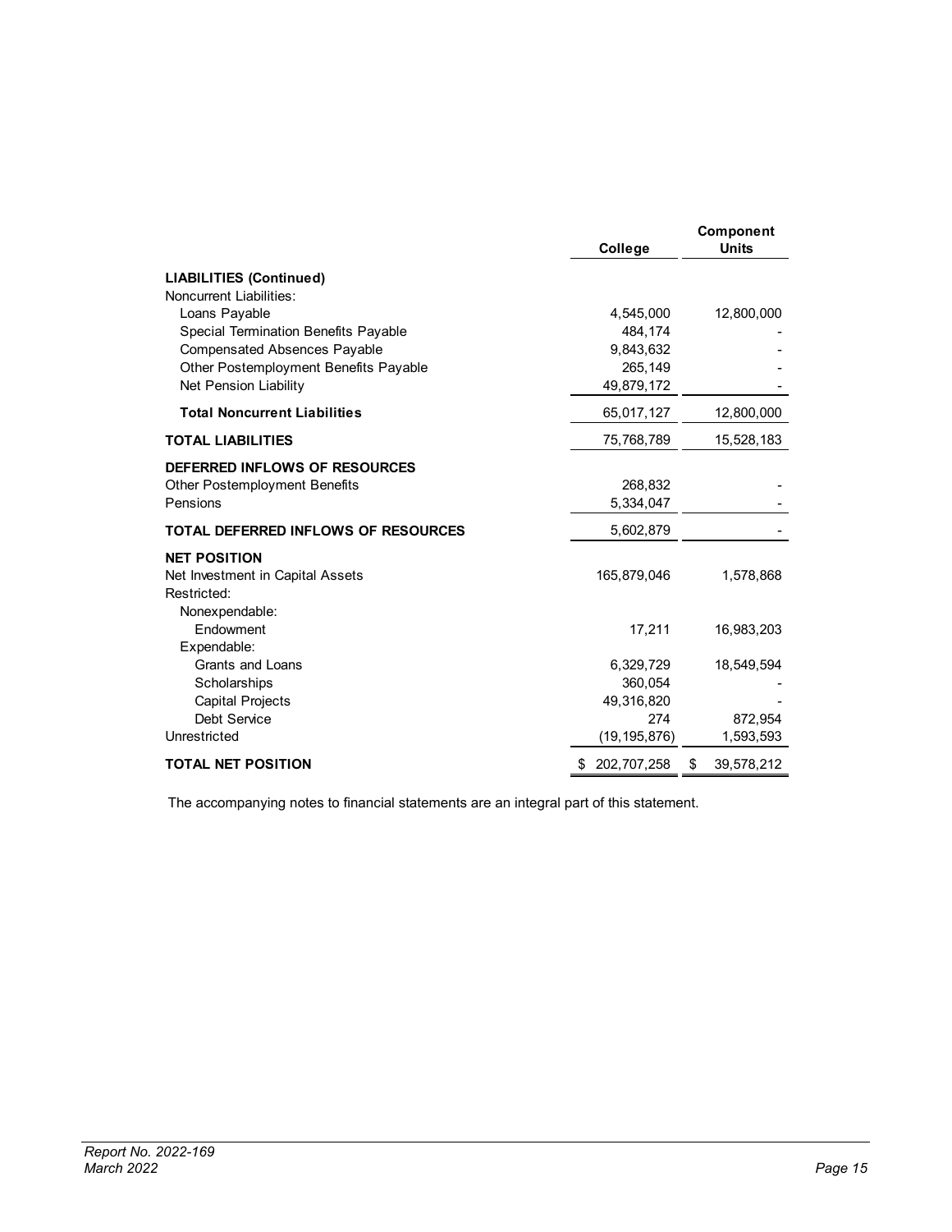| | College | Component Units |
|---|---|---|
| **LIABILITIES (Continued)** | | |
| Noncurrent Liabilities: | | |
| Loans Payable | 4,545,000 | 12,800,000 |
| Special Termination Benefits Payable | 484,174 | - |
| Compensated Absences Payable | 9,843,632 | - |
| Other Postemployment Benefits Payable | 265,149 | - |
| Net Pension Liability | 49,879,172 | - |
| **Total Noncurrent Liabilities** | 65,017,127 | 12,800,000 |
| **TOTAL LIABILITIES** | 75,768,789 | 15,528,183 |
| **DEFERRED INFLOWS OF RESOURCES** | | |
| Other Postemployment Benefits | 268,832 | - |
| Pensions | 5,334,047 | - |
| **TOTAL DEFERRED INFLOWS OF RESOURCES** | 5,602,879 | - |
| **NET POSITION** | | |
| Net Investment in Capital Assets | 165,879,046 | 1,578,868 |
| Restricted: | | |
| Nonexpendable: | | |
| Endowment | 17,211 | 16,983,203 |
| Expendable: | | |
| Grants and Loans | 6,329,729 | 18,549,594 |
| Scholarships | 360,054 | - |
| Capital Projects | 49,316,820 | - |
| Debt Service | 274 | 872,954 |
| Unrestricted | (19,195,876) | 1,593,593 |
| **TOTAL NET POSITION** | $ 202,707,258 | $ 39,578,212 |

The accompanying notes to financial statements are an integral part of this statement.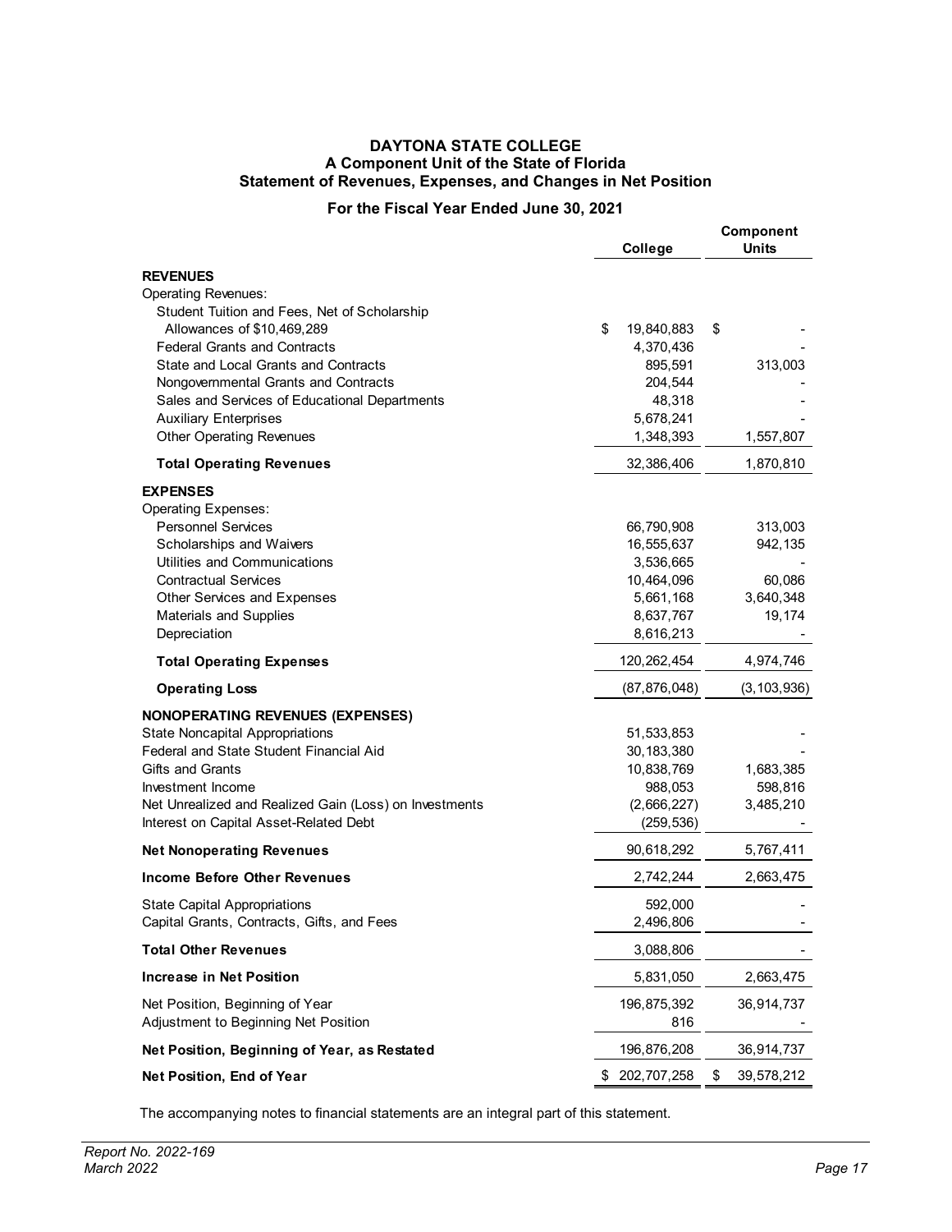# DAYTONA STATE COLLEGE
## A Component Unit of the State of Florida
## Statement of Revenues, Expenses, and Changes in Net Position

### For the Fiscal Year Ended June 30, 2021

| | College | Component Units |
|---|---|---|
| **REVENUES** | | |
| Operating Revenues: | | |
| Student Tuition and Fees, Net of Scholarship Allowances of $10,469,289 | $ 19,840,883 | $ - |
| Federal Grants and Contracts | 4,370,436 | - |
| State and Local Grants and Contracts | 895,591 | 313,003 |
| Nongovernmental Grants and Contracts | 204,544 | - |
| Sales and Services of Educational Departments | 48,318 | - |
| Auxiliary Enterprises | 5,678,241 | - |
| Other Operating Revenues | 1,348,393 | 1,557,807 |
| **Total Operating Revenues** | 32,386,406 | 1,870,810 |
| **EXPENSES** | | |
| Operating Expenses: | | |
| Personnel Services | 66,790,908 | 313,003 |
| Scholarships and Waivers | 16,555,637 | 942,135 |
| Utilities and Communications | 3,536,665 | - |
| Contractual Services | 10,464,096 | 60,086 |
| Other Services and Expenses | 5,661,168 | 3,640,348 |
| Materials and Supplies | 8,637,767 | 19,174 |
| Depreciation | 8,616,213 | - |
| **Total Operating Expenses** | 120,262,454 | 4,974,746 |
| **Operating Loss** | (87,876,048) | (3,103,936) |
| **NONOPERATING REVENUES (EXPENSES)** | | |
| State Noncapital Appropriations | 51,533,853 | - |
| Federal and State Student Financial Aid | 30,183,380 | - |
| Gifts and Grants | 10,838,769 | 1,683,385 |
| Investment Income | 988,053 | 598,816 |
| Net Unrealized and Realized Gain (Loss) on Investments | (2,666,227) | 3,485,210 |
| Interest on Capital Asset-Related Debt | (259,536) | - |
| **Net Nonoperating Revenues** | 90,618,292 | 5,767,411 |
| **Income Before Other Revenues** | 2,742,244 | 2,663,475 |
| State Capital Appropriations | 592,000 | - |
| Capital Grants, Contracts, Gifts, and Fees | 2,496,806 | - |
| **Total Other Revenues** | 3,088,806 | - |
| **Increase in Net Position** | 5,831,050 | 2,663,475 |
| Net Position, Beginning of Year | 196,875,392 | 36,914,737 |
| Adjustment to Beginning Net Position | 816 | - |
| **Net Position, Beginning of Year, as Restated** | 196,876,208 | 36,914,737 |
| **Net Position, End of Year** | $ 202,707,258 | $ 39,578,212 |

The accompanying notes to financial statements are an integral part of this statement.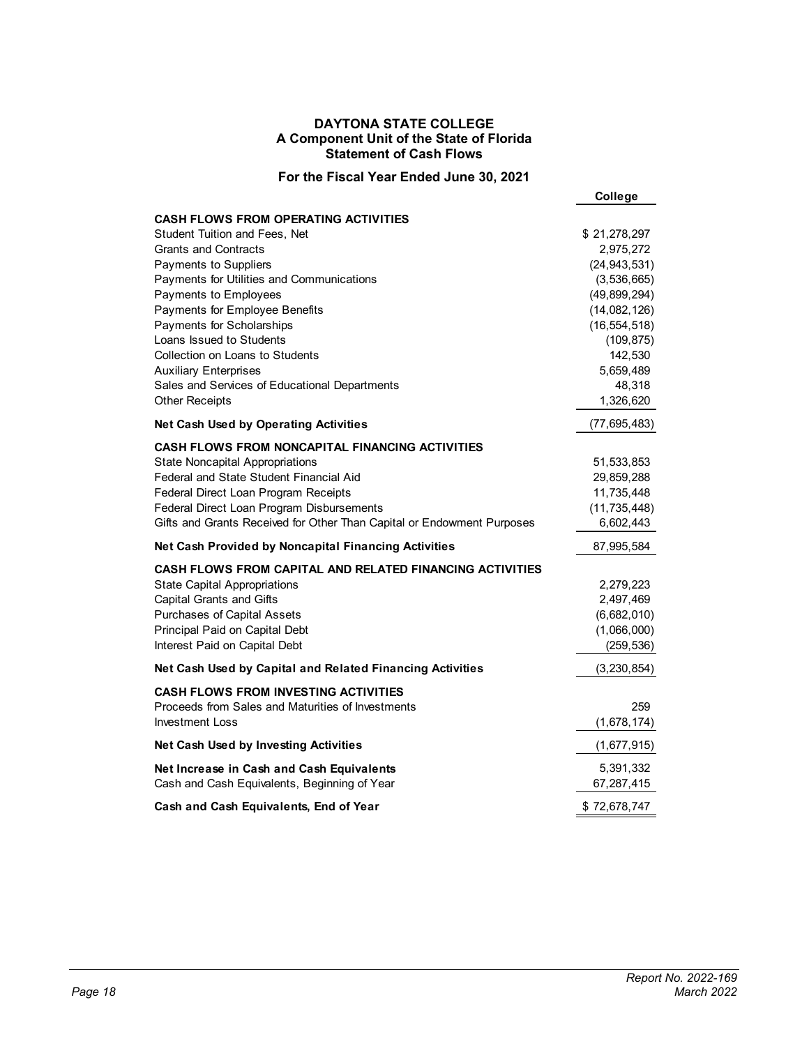# DAYTONA STATE COLLEGE
## A Component Unit of the State of Florida
## Statement of Cash Flows

### For the Fiscal Year Ended June 30, 2021

| | College |
|---|---|
| **CASH FLOWS FROM OPERATING ACTIVITIES** | |
| Student Tuition and Fees, Net | $ 21,278,297 |
| Grants and Contracts | 2,975,272 |
| Payments to Suppliers | (24,943,531) |
| Payments for Utilities and Communications | (3,536,665) |
| Payments to Employees | (49,899,294) |
| Payments for Employee Benefits | (14,082,126) |
| Payments for Scholarships | (16,554,518) |
| Loans Issued to Students | (109,875) |
| Collection on Loans to Students | 142,530 |
| Auxiliary Enterprises | 5,659,489 |
| Sales and Services of Educational Departments | 48,318 |
| Other Receipts | 1,326,620 |
| **Net Cash Used by Operating Activities** | (77,695,483) |
| **CASH FLOWS FROM NONCAPITAL FINANCING ACTIVITIES** | |
| State Noncapital Appropriations | 51,533,853 |
| Federal and State Student Financial Aid | 29,859,288 |
| Federal Direct Loan Program Receipts | 11,735,448 |
| Federal Direct Loan Program Disbursements | (11,735,448) |
| Gifts and Grants Received for Other Than Capital or Endowment Purposes | 6,602,443 |
| **Net Cash Provided by Noncapital Financing Activities** | 87,995,584 |
| **CASH FLOWS FROM CAPITAL AND RELATED FINANCING ACTIVITIES** | |
| State Capital Appropriations | 2,279,223 |
| Capital Grants and Gifts | 2,497,469 |
| Purchases of Capital Assets | (6,682,010) |
| Principal Paid on Capital Debt | (1,066,000) |
| Interest Paid on Capital Debt | (259,536) |
| **Net Cash Used by Capital and Related Financing Activities** | (3,230,854) |
| **CASH FLOWS FROM INVESTING ACTIVITIES** | |
| Proceeds from Sales and Maturities of Investments | 259 |
| Investment Loss | (1,678,174) |
| **Net Cash Used by Investing Activities** | (1,677,915) |
| **Net Increase in Cash and Cash Equivalents** | 5,391,332 |
| Cash and Cash Equivalents, Beginning of Year | 67,287,415 |
| **Cash and Cash Equivalents, End of Year** | $ 72,678,747 |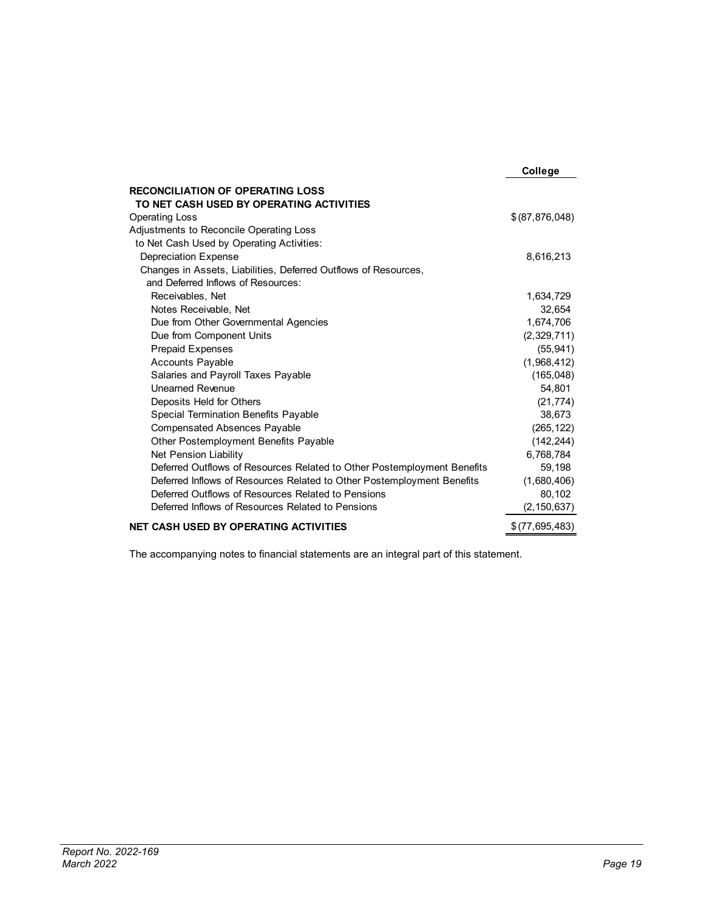| | College |
|---|---|
| **RECONCILIATION OF OPERATING LOSS TO NET CASH USED BY OPERATING ACTIVITIES** | |
| Operating Loss | $ (87,876,048) |
| Adjustments to Reconcile Operating Loss to Net Cash Used by Operating Activities: | |
| Depreciation Expense | 8,616,213 |
| Changes in Assets, Liabilities, Deferred Outflows of Resources, and Deferred Inflows of Resources: | |
| Receivables, Net | 1,634,729 |
| Notes Receivable, Net | 32,654 |
| Due from Other Governmental Agencies | 1,674,706 |
| Due from Component Units | (2,329,711) |
| Prepaid Expenses | (55,941) |
| Accounts Payable | (1,968,412) |
| Salaries and Payroll Taxes Payable | (165,048) |
| Unearned Revenue | 54,801 |
| Deposits Held for Others | (21,774) |
| Special Termination Benefits Payable | 38,673 |
| Compensated Absences Payable | (265,122) |
| Other Postemployment Benefits Payable | (142,244) |
| Net Pension Liability | 6,768,784 |
| Deferred Outflows of Resources Related to Other Postemployment Benefits | 59,198 |
| Deferred Inflows of Resources Related to Other Postemployment Benefits | (1,680,406) |
| Deferred Outflows of Resources Related to Pensions | 80,102 |
| Deferred Inflows of Resources Related to Pensions | (2,150,637) |
| **NET CASH USED BY OPERATING ACTIVITIES** | $ (77,695,483) |

The accompanying notes to financial statements are an integral part of this statement.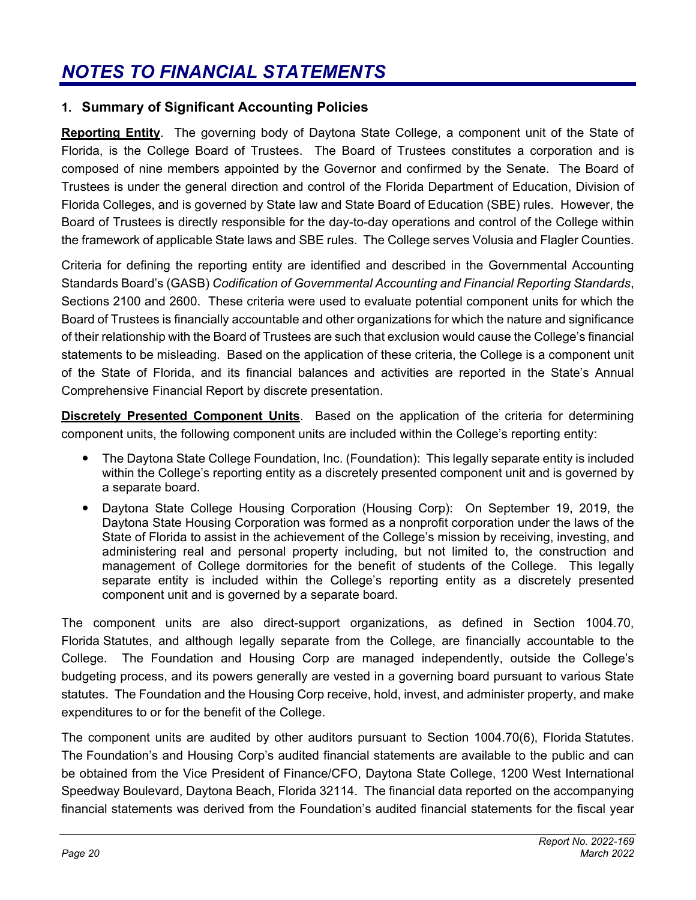# NOTES TO FINANCIAL STATEMENTS

## 1. Summary of Significant Accounting Policies

**Reporting Entity**. The governing body of Daytona State College, a component unit of the State of Florida, is the College Board of Trustees. The Board of Trustees constitutes a corporation and is composed of nine members appointed by the Governor and confirmed by the Senate. The Board of Trustees is under the general direction and control of the Florida Department of Education, Division of Florida Colleges, and is governed by State law and State Board of Education (SBE) rules. However, the Board of Trustees is directly responsible for the day-to-day operations and control of the College within the framework of applicable State laws and SBE rules. The College serves Volusia and Flagler Counties.

Criteria for defining the reporting entity are identified and described in the Governmental Accounting Standards Board's (GASB) *Codification of Governmental Accounting and Financial Reporting Standards*, Sections 2100 and 2600. These criteria were used to evaluate potential component units for which the Board of Trustees is financially accountable and other organizations for which the nature and significance of their relationship with the Board of Trustees are such that exclusion would cause the College's financial statements to be misleading. Based on the application of these criteria, the College is a component unit of the State of Florida, and its financial balances and activities are reported in the State's Annual Comprehensive Financial Report by discrete presentation.

**Discretely Presented Component Units**. Based on the application of the criteria for determining component units, the following component units are included within the College's reporting entity:

- The Daytona State College Foundation, Inc. (Foundation): This legally separate entity is included within the College's reporting entity as a discretely presented component unit and is governed by a separate board.
- Daytona State College Housing Corporation (Housing Corp): On September 19, 2019, the Daytona State Housing Corporation was formed as a nonprofit corporation under the laws of the State of Florida to assist in the achievement of the College's mission by receiving, investing, and administering real and personal property including, but not limited to, the construction and management of College dormitories for the benefit of students of the College. This legally separate entity is included within the College's reporting entity as a discretely presented component unit and is governed by a separate board.

The component units are also direct-support organizations, as defined in Section 1004.70, Florida Statutes, and although legally separate from the College, are financially accountable to the College. The Foundation and Housing Corp are managed independently, outside the College's budgeting process, and its powers generally are vested in a governing board pursuant to various State statutes. The Foundation and the Housing Corp receive, hold, invest, and administer property, and make expenditures to or for the benefit of the College.

The component units are audited by other auditors pursuant to Section 1004.70(6), Florida Statutes. The Foundation's and Housing Corp's audited financial statements are available to the public and can be obtained from the Vice President of Finance/CFO, Daytona State College, 1200 West International Speedway Boulevard, Daytona Beach, Florida 32114. The financial data reported on the accompanying financial statements was derived from the Foundation's audited financial statements for the fiscal year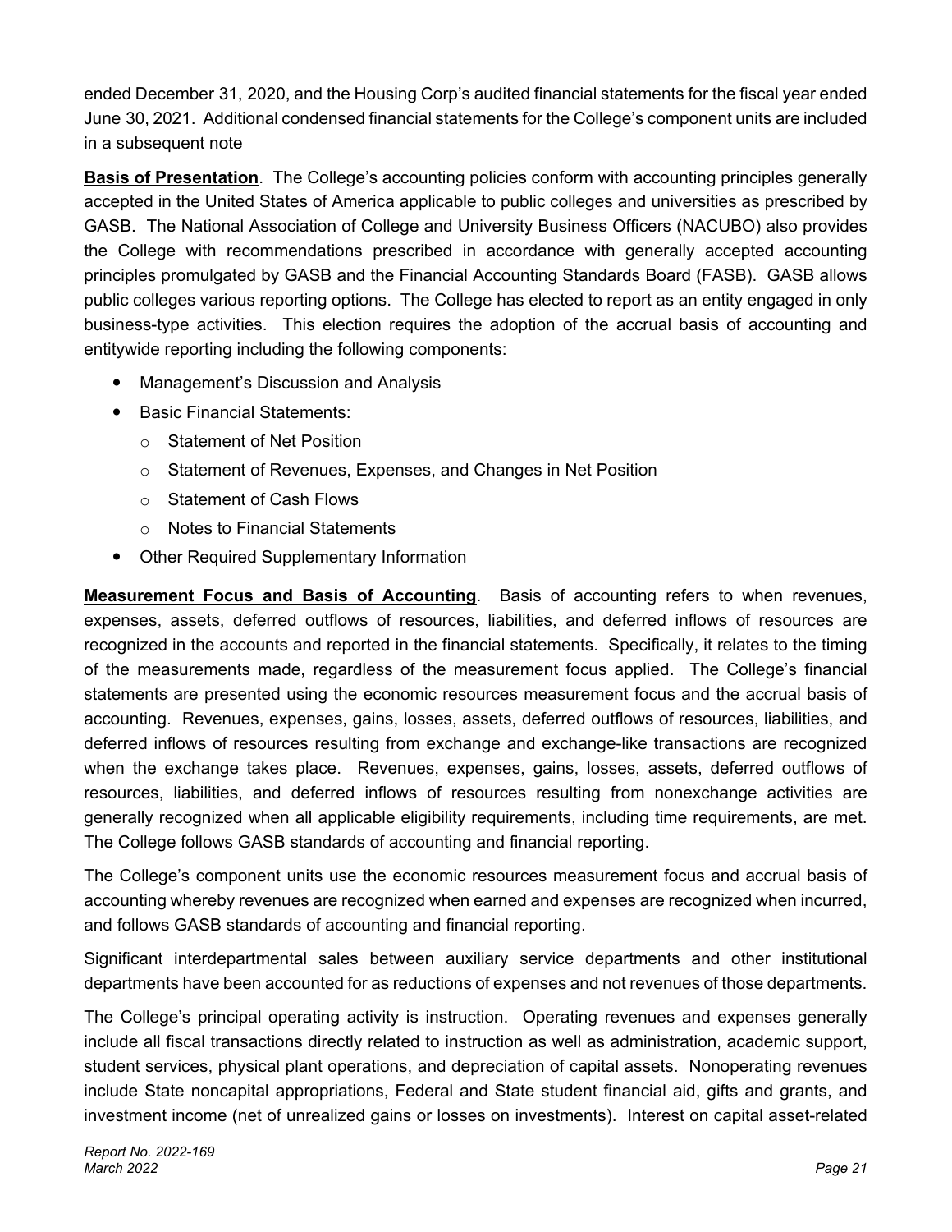ended December 31, 2020, and the Housing Corp's audited financial statements for the fiscal year ended June 30, 2021. Additional condensed financial statements for the College's component units are included in a subsequent note

**Basis of Presentation**. The College's accounting policies conform with accounting principles generally accepted in the United States of America applicable to public colleges and universities as prescribed by GASB. The National Association of College and University Business Officers (NACUBO) also provides the College with recommendations prescribed in accordance with generally accepted accounting principles promulgated by GASB and the Financial Accounting Standards Board (FASB). GASB allows public colleges various reporting options. The College has elected to report as an entity engaged in only business-type activities. This election requires the adoption of the accrual basis of accounting and entitywide reporting including the following components:

- Management's Discussion and Analysis
- Basic Financial Statements:
  - Statement of Net Position
  - Statement of Revenues, Expenses, and Changes in Net Position
  - Statement of Cash Flows
  - Notes to Financial Statements
- Other Required Supplementary Information

**Measurement Focus and Basis of Accounting**. Basis of accounting refers to when revenues, expenses, assets, deferred outflows of resources, liabilities, and deferred inflows of resources are recognized in the accounts and reported in the financial statements. Specifically, it relates to the timing of the measurements made, regardless of the measurement focus applied. The College's financial statements are presented using the economic resources measurement focus and the accrual basis of accounting. Revenues, expenses, gains, losses, assets, deferred outflows of resources, liabilities, and deferred inflows of resources resulting from exchange and exchange-like transactions are recognized when the exchange takes place. Revenues, expenses, gains, losses, assets, deferred outflows of resources, liabilities, and deferred inflows of resources resulting from nonexchange activities are generally recognized when all applicable eligibility requirements, including time requirements, are met. The College follows GASB standards of accounting and financial reporting.

The College's component units use the economic resources measurement focus and accrual basis of accounting whereby revenues are recognized when earned and expenses are recognized when incurred, and follows GASB standards of accounting and financial reporting.

Significant interdepartmental sales between auxiliary service departments and other institutional departments have been accounted for as reductions of expenses and not revenues of those departments.

The College's principal operating activity is instruction. Operating revenues and expenses generally include all fiscal transactions directly related to instruction as well as administration, academic support, student services, physical plant operations, and depreciation of capital assets. Nonoperating revenues include State noncapital appropriations, Federal and State student financial aid, gifts and grants, and investment income (net of unrealized gains or losses on investments). Interest on capital asset-related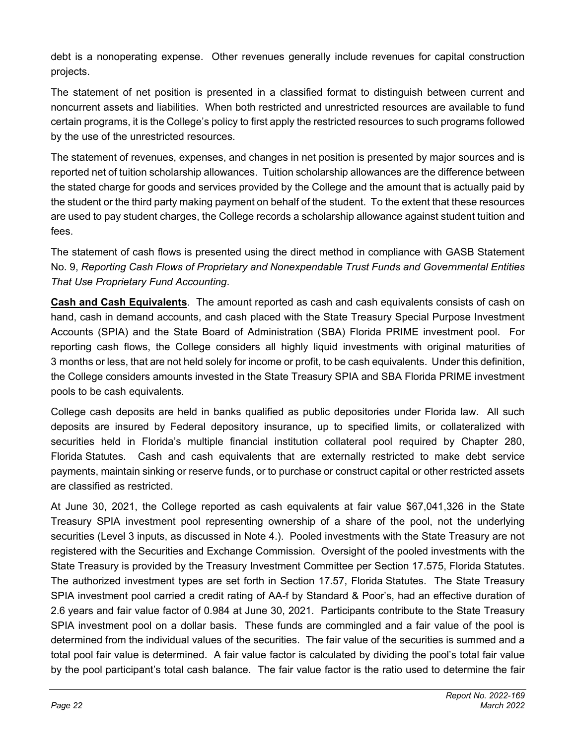debt is a nonoperating expense. Other revenues generally include revenues for capital construction projects.

The statement of net position is presented in a classified format to distinguish between current and noncurrent assets and liabilities. When both restricted and unrestricted resources are available to fund certain programs, it is the College's policy to first apply the restricted resources to such programs followed by the use of the unrestricted resources.

The statement of revenues, expenses, and changes in net position is presented by major sources and is reported net of tuition scholarship allowances. Tuition scholarship allowances are the difference between the stated charge for goods and services provided by the College and the amount that is actually paid by the student or the third party making payment on behalf of the student. To the extent that these resources are used to pay student charges, the College records a scholarship allowance against student tuition and fees.

The statement of cash flows is presented using the direct method in compliance with GASB Statement No. 9, *Reporting Cash Flows of Proprietary and Nonexpendable Trust Funds and Governmental Entities That Use Proprietary Fund Accounting*.

**Cash and Cash Equivalents**. The amount reported as cash and cash equivalents consists of cash on hand, cash in demand accounts, and cash placed with the State Treasury Special Purpose Investment Accounts (SPIA) and the State Board of Administration (SBA) Florida PRIME investment pool. For reporting cash flows, the College considers all highly liquid investments with original maturities of 3 months or less, that are not held solely for income or profit, to be cash equivalents. Under this definition, the College considers amounts invested in the State Treasury SPIA and SBA Florida PRIME investment pools to be cash equivalents.

College cash deposits are held in banks qualified as public depositories under Florida law. All such deposits are insured by Federal depository insurance, up to specified limits, or collateralized with securities held in Florida's multiple financial institution collateral pool required by Chapter 280, Florida Statutes. Cash and cash equivalents that are externally restricted to make debt service payments, maintain sinking or reserve funds, or to purchase or construct capital or other restricted assets are classified as restricted.

At June 30, 2021, the College reported as cash equivalents at fair value $67,041,326 in the State Treasury SPIA investment pool representing ownership of a share of the pool, not the underlying securities (Level 3 inputs, as discussed in Note 4.). Pooled investments with the State Treasury are not registered with the Securities and Exchange Commission. Oversight of the pooled investments with the State Treasury is provided by the Treasury Investment Committee per Section 17.575, Florida Statutes. The authorized investment types are set forth in Section 17.57, Florida Statutes. The State Treasury SPIA investment pool carried a credit rating of AA-f by Standard & Poor's, had an effective duration of 2.6 years and fair value factor of 0.984 at June 30, 2021. Participants contribute to the State Treasury SPIA investment pool on a dollar basis. These funds are commingled and a fair value of the pool is determined from the individual values of the securities. The fair value of the securities is summed and a total pool fair value is determined. A fair value factor is calculated by dividing the pool's total fair value by the pool participant's total cash balance. The fair value factor is the ratio used to determine the fair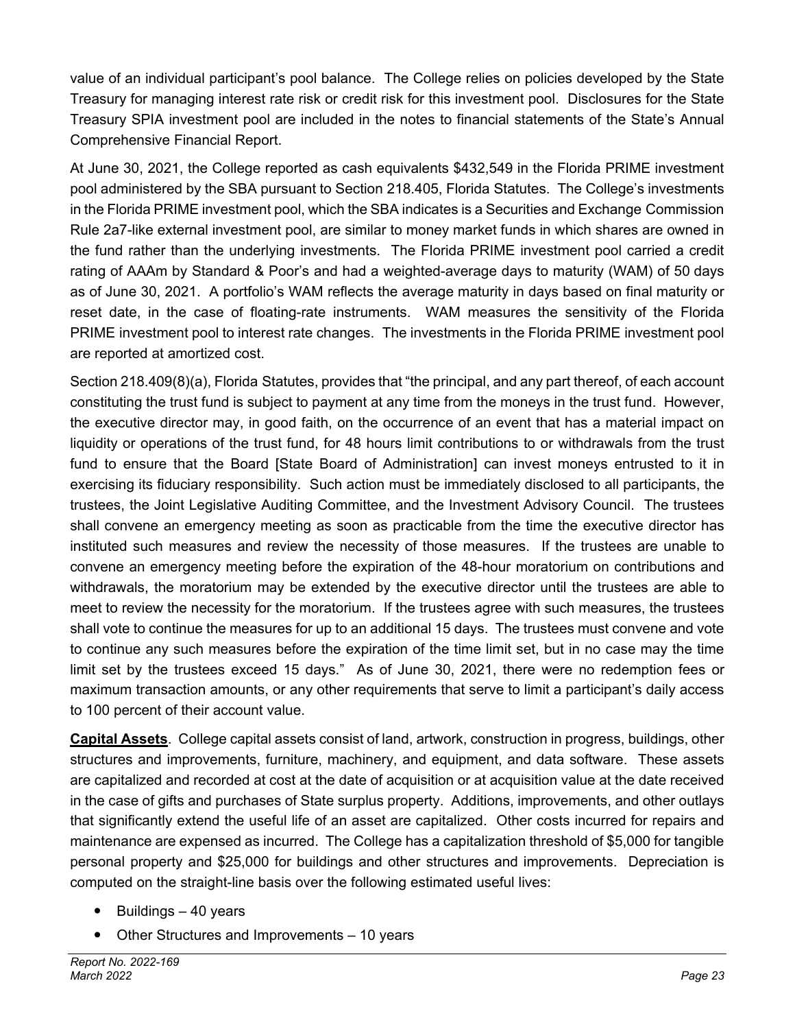value of an individual participant's pool balance. The College relies on policies developed by the State Treasury for managing interest rate risk or credit risk for this investment pool. Disclosures for the State Treasury SPIA investment pool are included in the notes to financial statements of the State's Annual Comprehensive Financial Report.

At June 30, 2021, the College reported as cash equivalents $432,549 in the Florida PRIME investment pool administered by the SBA pursuant to Section 218.405, Florida Statutes. The College's investments in the Florida PRIME investment pool, which the SBA indicates is a Securities and Exchange Commission Rule 2a7-like external investment pool, are similar to money market funds in which shares are owned in the fund rather than the underlying investments. The Florida PRIME investment pool carried a credit rating of AAAm by Standard & Poor's and had a weighted-average days to maturity (WAM) of 50 days as of June 30, 2021. A portfolio's WAM reflects the average maturity in days based on final maturity or reset date, in the case of floating-rate instruments. WAM measures the sensitivity of the Florida PRIME investment pool to interest rate changes. The investments in the Florida PRIME investment pool are reported at amortized cost.

Section 218.409(8)(a), Florida Statutes, provides that "the principal, and any part thereof, of each account constituting the trust fund is subject to payment at any time from the moneys in the trust fund. However, the executive director may, in good faith, on the occurrence of an event that has a material impact on liquidity or operations of the trust fund, for 48 hours limit contributions to or withdrawals from the trust fund to ensure that the Board [State Board of Administration] can invest moneys entrusted to it in exercising its fiduciary responsibility. Such action must be immediately disclosed to all participants, the trustees, the Joint Legislative Auditing Committee, and the Investment Advisory Council. The trustees shall convene an emergency meeting as soon as practicable from the time the executive director has instituted such measures and review the necessity of those measures. If the trustees are unable to convene an emergency meeting before the expiration of the 48-hour moratorium on contributions and withdrawals, the moratorium may be extended by the executive director until the trustees are able to meet to review the necessity for the moratorium. If the trustees agree with such measures, the trustees shall vote to continue the measures for up to an additional 15 days. The trustees must convene and vote to continue any such measures before the expiration of the time limit set, but in no case may the time limit set by the trustees exceed 15 days." As of June 30, 2021, there were no redemption fees or maximum transaction amounts, or any other requirements that serve to limit a participant's daily access to 100 percent of their account value.

**Capital Assets**. College capital assets consist of land, artwork, construction in progress, buildings, other structures and improvements, furniture, machinery, and equipment, and data software. These assets are capitalized and recorded at cost at the date of acquisition or at acquisition value at the date received in the case of gifts and purchases of State surplus property. Additions, improvements, and other outlays that significantly extend the useful life of an asset are capitalized. Other costs incurred for repairs and maintenance are expensed as incurred. The College has a capitalization threshold of $5,000 for tangible personal property and $25,000 for buildings and other structures and improvements. Depreciation is computed on the straight-line basis over the following estimated useful lives:

- Buildings – 40 years
- Other Structures and Improvements – 10 years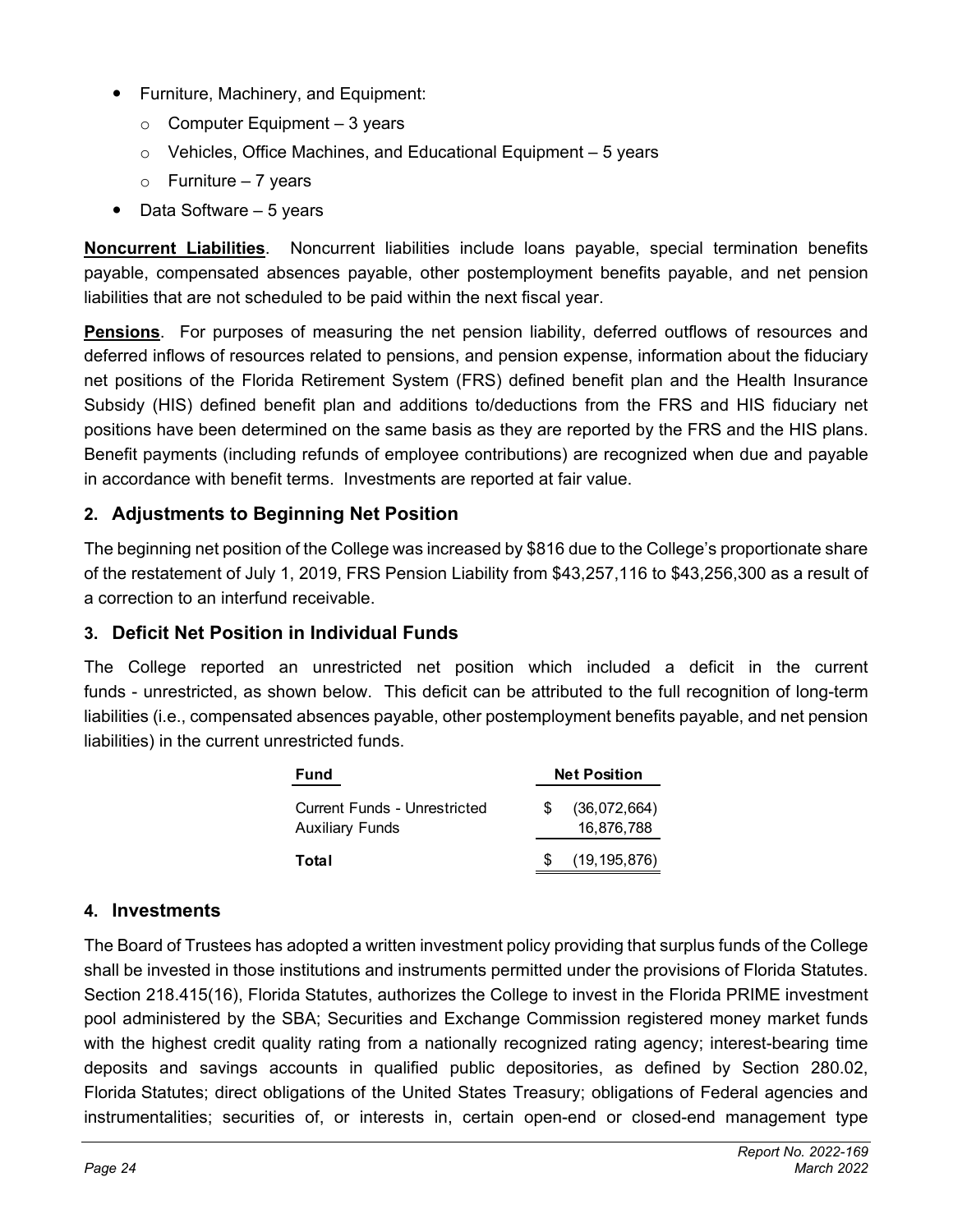- Furniture, Machinery, and Equipment:
  - Computer Equipment – 3 years
  - Vehicles, Office Machines, and Educational Equipment – 5 years
  - Furniture – 7 years
- Data Software – 5 years

**Noncurrent Liabilities**. Noncurrent liabilities include loans payable, special termination benefits payable, compensated absences payable, other postemployment benefits payable, and net pension liabilities that are not scheduled to be paid within the next fiscal year.

**Pensions**. For purposes of measuring the net pension liability, deferred outflows of resources and deferred inflows of resources related to pensions, and pension expense, information about the fiduciary net positions of the Florida Retirement System (FRS) defined benefit plan and the Health Insurance Subsidy (HIS) defined benefit plan and additions to/deductions from the FRS and HIS fiduciary net positions have been determined on the same basis as they are reported by the FRS and the HIS plans. Benefit payments (including refunds of employee contributions) are recognized when due and payable in accordance with benefit terms. Investments are reported at fair value.

## 2. Adjustments to Beginning Net Position

The beginning net position of the College was increased by $816 due to the College's proportionate share of the restatement of July 1, 2019, FRS Pension Liability from $43,257,116 to $43,256,300 as a result of a correction to an interfund receivable.

## 3. Deficit Net Position in Individual Funds

The College reported an unrestricted net position which included a deficit in the current funds - unrestricted, as shown below. This deficit can be attributed to the full recognition of long-term liabilities (i.e., compensated absences payable, other postemployment benefits payable, and net pension liabilities) in the current unrestricted funds.

| Fund | Net Position |
|---|---|
| Current Funds - Unrestricted | $ (36,072,664) |
| Auxiliary Funds | 16,876,788 |
| **Total** | $ (19,195,876) |

## 4. Investments

The Board of Trustees has adopted a written investment policy providing that surplus funds of the College shall be invested in those institutions and instruments permitted under the provisions of Florida Statutes. Section 218.415(16), Florida Statutes, authorizes the College to invest in the Florida PRIME investment pool administered by the SBA; Securities and Exchange Commission registered money market funds with the highest credit quality rating from a nationally recognized rating agency; interest-bearing time deposits and savings accounts in qualified public depositories, as defined by Section 280.02, Florida Statutes; direct obligations of the United States Treasury; obligations of Federal agencies and instrumentalities; securities of, or interests in, certain open-end or closed-end management type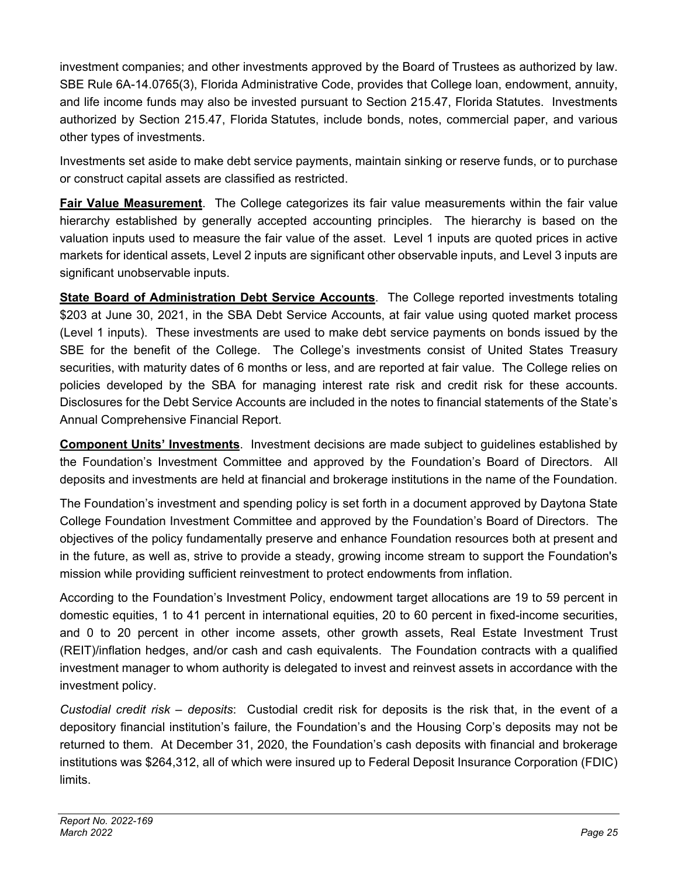investment companies; and other investments approved by the Board of Trustees as authorized by law. SBE Rule 6A-14.0765(3), Florida Administrative Code, provides that College loan, endowment, annuity, and life income funds may also be invested pursuant to Section 215.47, Florida Statutes. Investments authorized by Section 215.47, Florida Statutes, include bonds, notes, commercial paper, and various other types of investments.

Investments set aside to make debt service payments, maintain sinking or reserve funds, or to purchase or construct capital assets are classified as restricted.

**Fair Value Measurement**. The College categorizes its fair value measurements within the fair value hierarchy established by generally accepted accounting principles. The hierarchy is based on the valuation inputs used to measure the fair value of the asset. Level 1 inputs are quoted prices in active markets for identical assets, Level 2 inputs are significant other observable inputs, and Level 3 inputs are significant unobservable inputs.

**State Board of Administration Debt Service Accounts**. The College reported investments totaling $203 at June 30, 2021, in the SBA Debt Service Accounts, at fair value using quoted market process (Level 1 inputs). These investments are used to make debt service payments on bonds issued by the SBE for the benefit of the College. The College's investments consist of United States Treasury securities, with maturity dates of 6 months or less, and are reported at fair value. The College relies on policies developed by the SBA for managing interest rate risk and credit risk for these accounts. Disclosures for the Debt Service Accounts are included in the notes to financial statements of the State's Annual Comprehensive Financial Report.

**Component Units' Investments**. Investment decisions are made subject to guidelines established by the Foundation's Investment Committee and approved by the Foundation's Board of Directors. All deposits and investments are held at financial and brokerage institutions in the name of the Foundation.

The Foundation's investment and spending policy is set forth in a document approved by Daytona State College Foundation Investment Committee and approved by the Foundation's Board of Directors. The objectives of the policy fundamentally preserve and enhance Foundation resources both at present and in the future, as well as, strive to provide a steady, growing income stream to support the Foundation's mission while providing sufficient reinvestment to protect endowments from inflation.

According to the Foundation's Investment Policy, endowment target allocations are 19 to 59 percent in domestic equities, 1 to 41 percent in international equities, 20 to 60 percent in fixed-income securities, and 0 to 20 percent in other income assets, other growth assets, Real Estate Investment Trust (REIT)/inflation hedges, and/or cash and cash equivalents. The Foundation contracts with a qualified investment manager to whom authority is delegated to invest and reinvest assets in accordance with the investment policy.

*Custodial credit risk – deposits*: Custodial credit risk for deposits is the risk that, in the event of a depository financial institution's failure, the Foundation's and the Housing Corp's deposits may not be returned to them. At December 31, 2020, the Foundation's cash deposits with financial and brokerage institutions was $264,312, all of which were insured up to Federal Deposit Insurance Corporation (FDIC) limits.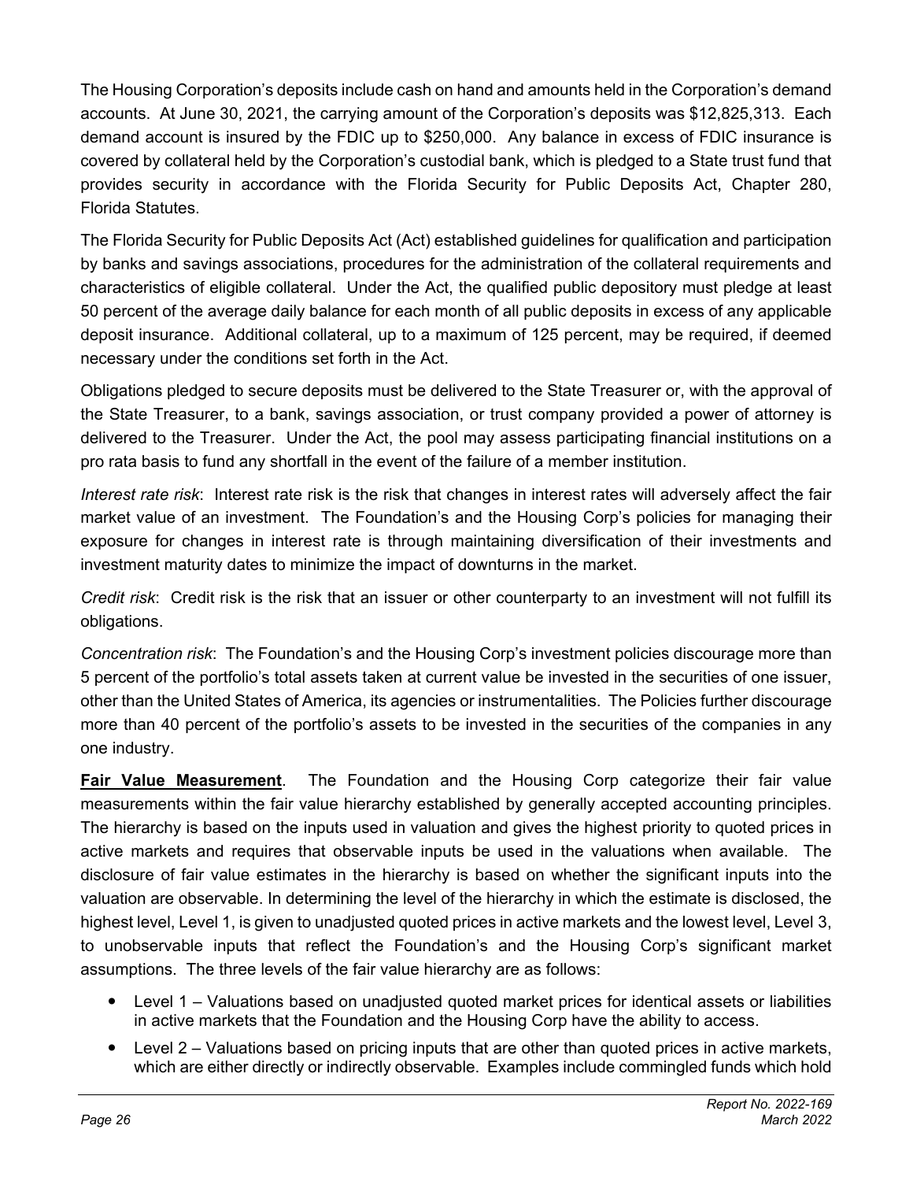The Housing Corporation's deposits include cash on hand and amounts held in the Corporation's demand accounts. At June 30, 2021, the carrying amount of the Corporation's deposits was $12,825,313. Each demand account is insured by the FDIC up to $250,000. Any balance in excess of FDIC insurance is covered by collateral held by the Corporation's custodial bank, which is pledged to a State trust fund that provides security in accordance with the Florida Security for Public Deposits Act, Chapter 280, Florida Statutes.

The Florida Security for Public Deposits Act (Act) established guidelines for qualification and participation by banks and savings associations, procedures for the administration of the collateral requirements and characteristics of eligible collateral. Under the Act, the qualified public depository must pledge at least 50 percent of the average daily balance for each month of all public deposits in excess of any applicable deposit insurance. Additional collateral, up to a maximum of 125 percent, may be required, if deemed necessary under the conditions set forth in the Act.

Obligations pledged to secure deposits must be delivered to the State Treasurer or, with the approval of the State Treasurer, to a bank, savings association, or trust company provided a power of attorney is delivered to the Treasurer. Under the Act, the pool may assess participating financial institutions on a pro rata basis to fund any shortfall in the event of the failure of a member institution.

*Interest rate risk*: Interest rate risk is the risk that changes in interest rates will adversely affect the fair market value of an investment. The Foundation's and the Housing Corp's policies for managing their exposure for changes in interest rate is through maintaining diversification of their investments and investment maturity dates to minimize the impact of downturns in the market.

*Credit risk*: Credit risk is the risk that an issuer or other counterparty to an investment will not fulfill its obligations.

*Concentration risk*: The Foundation's and the Housing Corp's investment policies discourage more than 5 percent of the portfolio's total assets taken at current value be invested in the securities of one issuer, other than the United States of America, its agencies or instrumentalities. The Policies further discourage more than 40 percent of the portfolio's assets to be invested in the securities of the companies in any one industry.

**Fair Value Measurement**. The Foundation and the Housing Corp categorize their fair value measurements within the fair value hierarchy established by generally accepted accounting principles. The hierarchy is based on the inputs used in valuation and gives the highest priority to quoted prices in active markets and requires that observable inputs be used in the valuations when available. The disclosure of fair value estimates in the hierarchy is based on whether the significant inputs into the valuation are observable. In determining the level of the hierarchy in which the estimate is disclosed, the highest level, Level 1, is given to unadjusted quoted prices in active markets and the lowest level, Level 3, to unobservable inputs that reflect the Foundation's and the Housing Corp's significant market assumptions. The three levels of the fair value hierarchy are as follows:

- Level 1 – Valuations based on unadjusted quoted market prices for identical assets or liabilities in active markets that the Foundation and the Housing Corp have the ability to access.
- Level 2 – Valuations based on pricing inputs that are other than quoted prices in active markets, which are either directly or indirectly observable. Examples include commingled funds which hold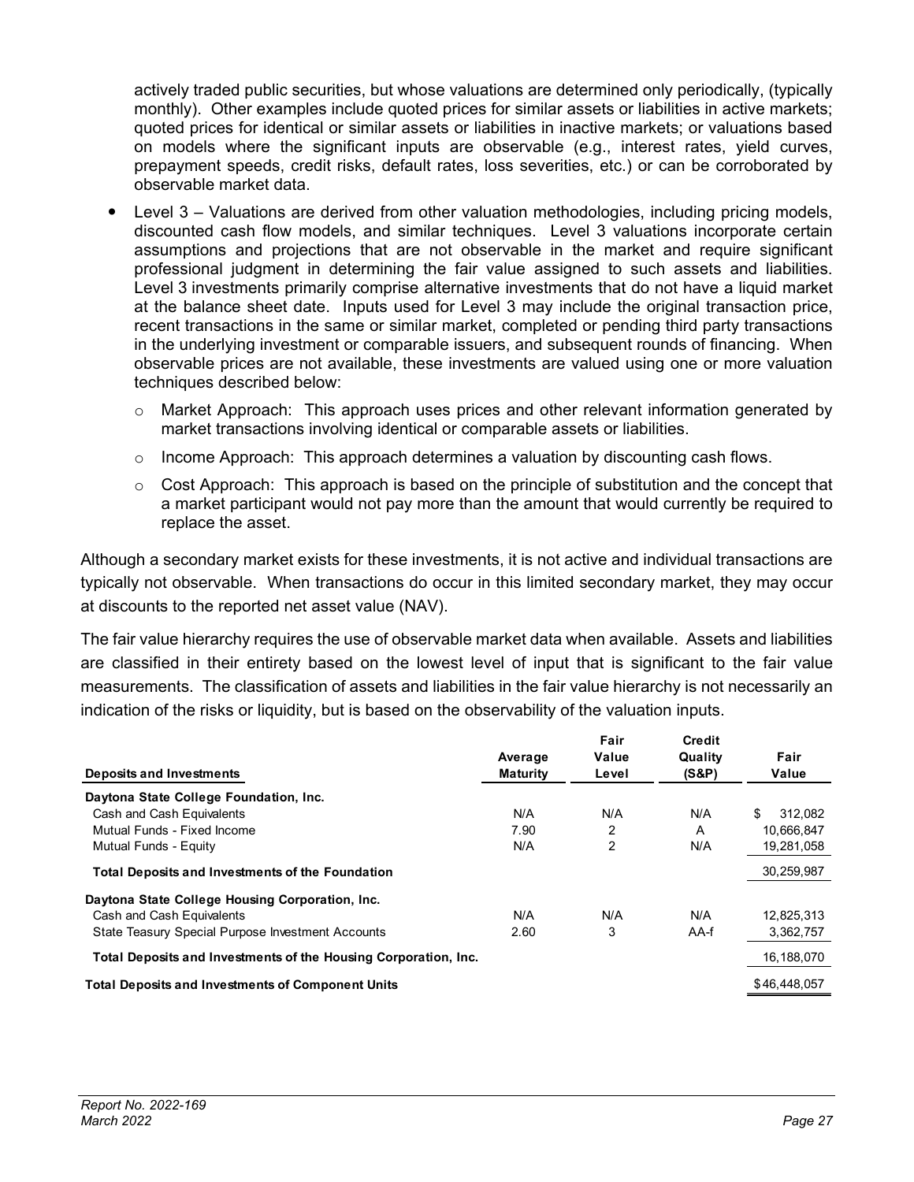actively traded public securities, but whose valuations are determined only periodically, (typically monthly). Other examples include quoted prices for similar assets or liabilities in active markets; quoted prices for identical or similar assets or liabilities in inactive markets; or valuations based on models where the significant inputs are observable (e.g., interest rates, yield curves, prepayment speeds, credit risks, default rates, loss severities, etc.) or can be corroborated by observable market data.

- Level 3 – Valuations are derived from other valuation methodologies, including pricing models, discounted cash flow models, and similar techniques. Level 3 valuations incorporate certain assumptions and projections that are not observable in the market and require significant professional judgment in determining the fair value assigned to such assets and liabilities. Level 3 investments primarily comprise alternative investments that do not have a liquid market at the balance sheet date. Inputs used for Level 3 may include the original transaction price, recent transactions in the same or similar market, completed or pending third party transactions in the underlying investment or comparable issuers, and subsequent rounds of financing. When observable prices are not available, these investments are valued using one or more valuation techniques described below:
    - Market Approach: This approach uses prices and other relevant information generated by market transactions involving identical or comparable assets or liabilities.
    - Income Approach: This approach determines a valuation by discounting cash flows.
    - Cost Approach: This approach is based on the principle of substitution and the concept that a market participant would not pay more than the amount that would currently be required to replace the asset.

Although a secondary market exists for these investments, it is not active and individual transactions are typically not observable. When transactions do occur in this limited secondary market, they may occur at discounts to the reported net asset value (NAV).

The fair value hierarchy requires the use of observable market data when available. Assets and liabilities are classified in their entirety based on the lowest level of input that is significant to the fair value measurements. The classification of assets and liabilities in the fair value hierarchy is not necessarily an indication of the risks or liquidity, but is based on the observability of the valuation inputs.

| Deposits and Investments | Average Maturity | Fair Value Level | Credit Quality (S&P) | Fair Value |
|---|---|---|---|---|
| **Daytona State College Foundation, Inc.** | | | | |
| Cash and Cash Equivalents | N/A | N/A | N/A | $ 312,082 |
| Mutual Funds - Fixed Income | 7.90 | 2 | A | 10,666,847 |
| Mutual Funds - Equity | N/A | 2 | N/A | 19,281,058 |
| **Total Deposits and Investments of the Foundation** | | | | 30,259,987 |
| **Daytona State College Housing Corporation, Inc.** | | | | |
| Cash and Cash Equivalents | N/A | N/A | N/A | 12,825,313 |
| State Teasury Special Purpose Investment Accounts | 2.60 | 3 | AA-f | 3,362,757 |
| **Total Deposits and Investments of the Housing Corporation, Inc.** | | | | 16,188,070 |
| **Total Deposits and Investments of Component Units** | | | | $46,448,057 |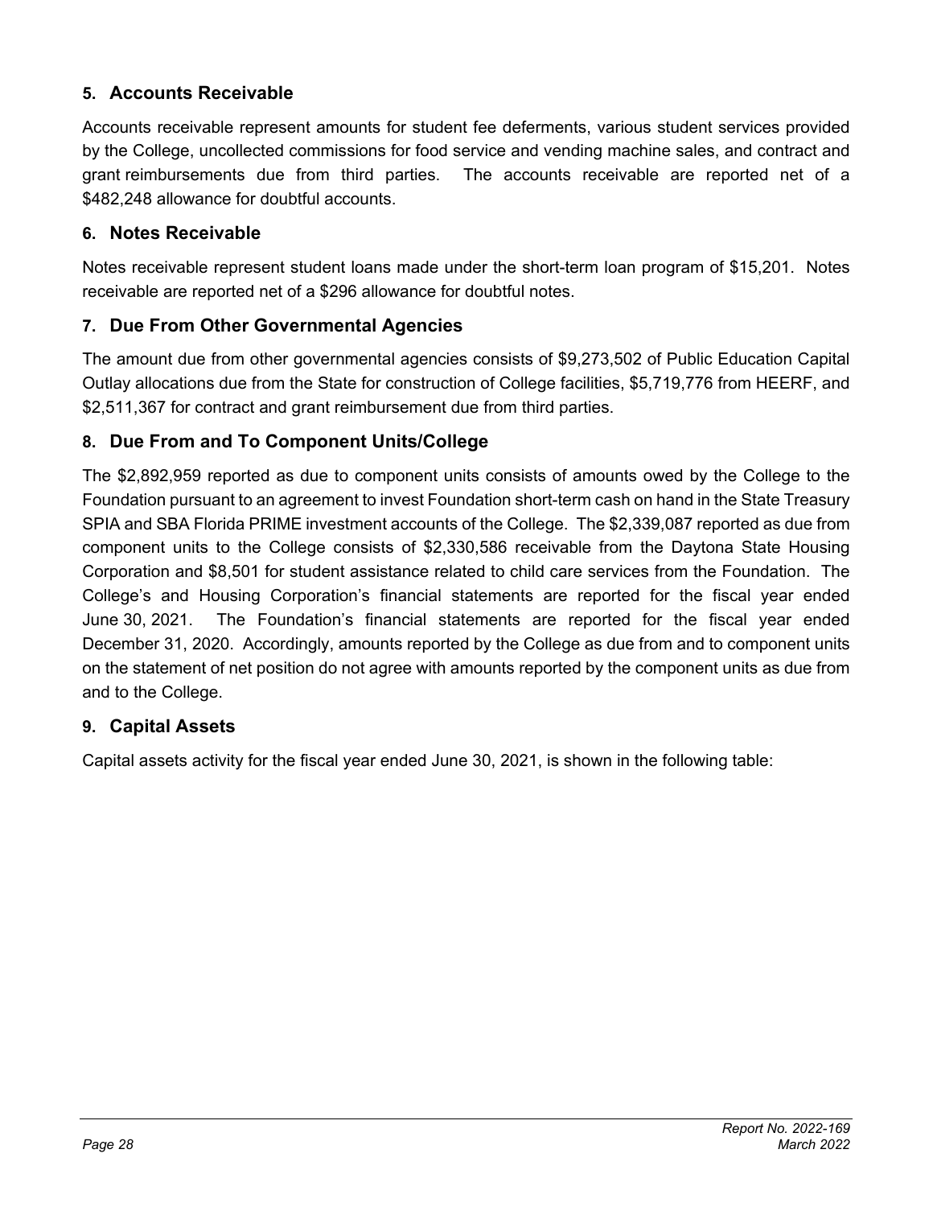## 5. Accounts Receivable

Accounts receivable represent amounts for student fee deferments, various student services provided by the College, uncollected commissions for food service and vending machine sales, and contract and grant reimbursements due from third parties. The accounts receivable are reported net of a $482,248 allowance for doubtful accounts.

## 6. Notes Receivable

Notes receivable represent student loans made under the short-term loan program of $15,201. Notes receivable are reported net of a $296 allowance for doubtful notes.

## 7. Due From Other Governmental Agencies

The amount due from other governmental agencies consists of $9,273,502 of Public Education Capital Outlay allocations due from the State for construction of College facilities, $5,719,776 from HEERF, and $2,511,367 for contract and grant reimbursement due from third parties.

## 8. Due From and To Component Units/College

The $2,892,959 reported as due to component units consists of amounts owed by the College to the Foundation pursuant to an agreement to invest Foundation short-term cash on hand in the State Treasury SPIA and SBA Florida PRIME investment accounts of the College. The $2,339,087 reported as due from component units to the College consists of $2,330,586 receivable from the Daytona State Housing Corporation and $8,501 for student assistance related to child care services from the Foundation. The College's and Housing Corporation's financial statements are reported for the fiscal year ended June 30, 2021. The Foundation's financial statements are reported for the fiscal year ended December 31, 2020. Accordingly, amounts reported by the College as due from and to component units on the statement of net position do not agree with amounts reported by the component units as due from and to the College.

## 9. Capital Assets

Capital assets activity for the fiscal year ended June 30, 2021, is shown in the following table: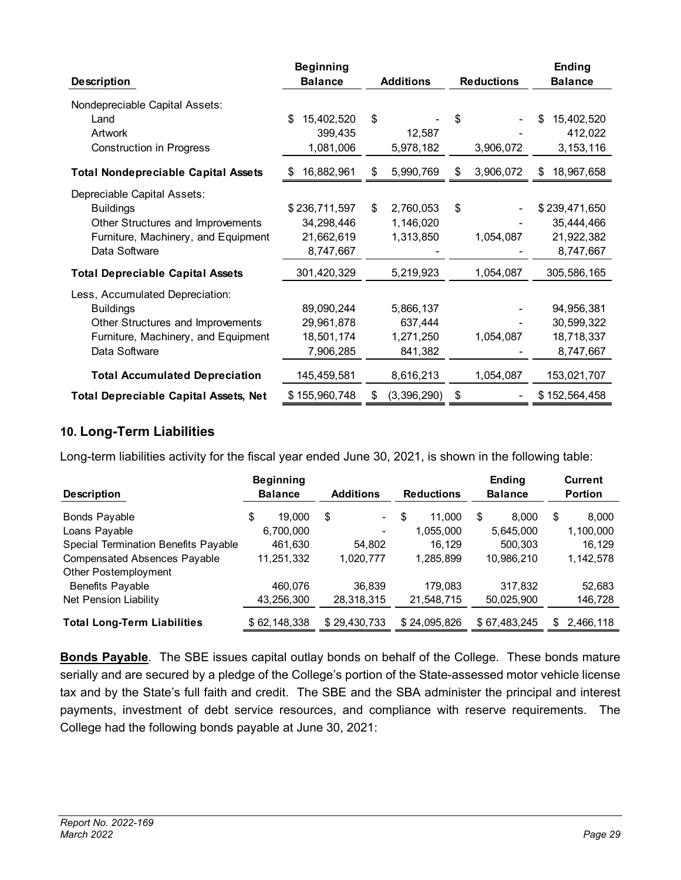| Description | Beginning Balance | Additions | Reductions | Ending Balance |
|---|---|---|---|---|
| Nondepreciable Capital Assets: | | | | |
| Land | $ 15,402,520 | $ - | $ - | $ 15,402,520 |
| Artwork | 399,435 | 12,587 | - | 412,022 |
| Construction in Progress | 1,081,006 | 5,978,182 | 3,906,072 | 3,153,116 |
| **Total Nondepreciable Capital Assets** | $ 16,882,961 | $ 5,990,769 | $ 3,906,072 | $ 18,967,658 |
| Depreciable Capital Assets: | | | | |
| Buildings | $ 236,711,597 | $ 2,760,053 | $ - | $ 239,471,650 |
| Other Structures and Improvements | 34,298,446 | 1,146,020 | - | 35,444,466 |
| Furniture, Machinery, and Equipment | 21,662,619 | 1,313,850 | 1,054,087 | 21,922,382 |
| Data Software | 8,747,667 | - | - | 8,747,667 |
| **Total Depreciable Capital Assets** | 301,420,329 | 5,219,923 | 1,054,087 | 305,586,165 |
| Less, Accumulated Depreciation: | | | | |
| Buildings | 89,090,244 | 5,866,137 | - | 94,956,381 |
| Other Structures and Improvements | 29,961,878 | 637,444 | - | 30,599,322 |
| Furniture, Machinery, and Equipment | 18,501,174 | 1,271,250 | 1,054,087 | 18,718,337 |
| Data Software | 7,906,285 | 841,382 | - | 8,747,667 |
| **Total Accumulated Depreciation** | 145,459,581 | 8,616,213 | 1,054,087 | 153,021,707 |
| **Total Depreciable Capital Assets, Net** | $ 155,960,748 | $ (3,396,290) | $ - | $ 152,564,458 |

## 10. Long-Term Liabilities

Long-term liabilities activity for the fiscal year ended June 30, 2021, is shown in the following table:

| Description | Beginning Balance | Additions | Reductions | Ending Balance | Current Portion |
|---|---|---|---|---|---|
| Bonds Payable | $ 19,000 | $ - | $ 11,000 | $ 8,000 | $ 8,000 |
| Loans Payable | 6,700,000 | - | 1,055,000 | 5,645,000 | 1,100,000 |
| Special Termination Benefits Payable | 461,630 | 54,802 | 16,129 | 500,303 | 16,129 |
| Compensated Absences Payable | 11,251,332 | 1,020,777 | 1,285,899 | 10,986,210 | 1,142,578 |
| Other Postemployment Benefits Payable | 460,076 | 36,839 | 179,083 | 317,832 | 52,683 |
| Net Pension Liability | 43,256,300 | 28,318,315 | 21,548,715 | 50,025,900 | 146,728 |
| **Total Long-Term Liabilities** | $ 62,148,338 | $ 29,430,733 | $ 24,095,826 | $ 67,483,245 | $ 2,466,118 |

**Bonds Payable**. The SBE issues capital outlay bonds on behalf of the College. These bonds mature serially and are secured by a pledge of the College's portion of the State-assessed motor vehicle license tax and by the State's full faith and credit. The SBE and the SBA administer the principal and interest payments, investment of debt service resources, and compliance with reserve requirements. The College had the following bonds payable at June 30, 2021: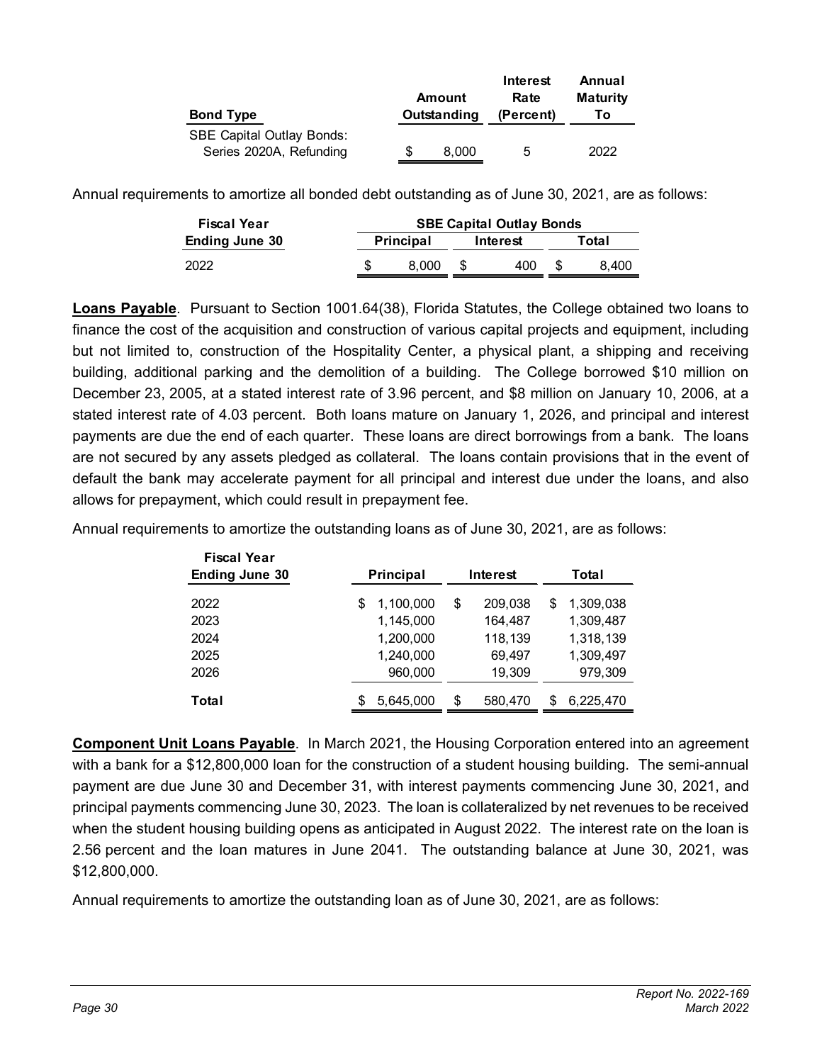| Bond Type | Amount Outstanding | Interest Rate (Percent) | Annual Maturity To |
|---|---|---|---|
| SBE Capital Outlay Bonds: | | | |
| Series 2020A, Refunding | $ 8,000 | 5 | 2022 |

Annual requirements to amortize all bonded debt outstanding as of June 30, 2021, are as follows:

| Fiscal Year Ending June 30 | SBE Capital Outlay Bonds | | |
|---|---|---|---|
| | Principal | Interest | Total |
| 2022 | $ 8,000 | $ 400 | $ 8,400 |

**Loans Payable**. Pursuant to Section 1001.64(38), Florida Statutes, the College obtained two loans to finance the cost of the acquisition and construction of various capital projects and equipment, including but not limited to, construction of the Hospitality Center, a physical plant, a shipping and receiving building, additional parking and the demolition of a building. The College borrowed $10 million on December 23, 2005, at a stated interest rate of 3.96 percent, and $8 million on January 10, 2006, at a stated interest rate of 4.03 percent. Both loans mature on January 1, 2026, and principal and interest payments are due the end of each quarter. These loans are direct borrowings from a bank. The loans are not secured by any assets pledged as collateral. The loans contain provisions that in the event of default the bank may accelerate payment for all principal and interest due under the loans, and also allows for prepayment, which could result in prepayment fee.

Annual requirements to amortize the outstanding loans as of June 30, 2021, are as follows:

| Fiscal Year Ending June 30 | Principal | Interest | Total |
|---|---|---|---|
| 2022 | $ 1,100,000 | $ 209,038 | $ 1,309,038 |
| 2023 | 1,145,000 | 164,487 | 1,309,487 |
| 2024 | 1,200,000 | 118,139 | 1,318,139 |
| 2025 | 1,240,000 | 69,497 | 1,309,497 |
| 2026 | 960,000 | 19,309 | 979,309 |
| **Total** | $ 5,645,000 | $ 580,470 | $ 6,225,470 |

**Component Unit Loans Payable**. In March 2021, the Housing Corporation entered into an agreement with a bank for a $12,800,000 loan for the construction of a student housing building. The semi-annual payment are due June 30 and December 31, with interest payments commencing June 30, 2021, and principal payments commencing June 30, 2023. The loan is collateralized by net revenues to be received when the student housing building opens as anticipated in August 2022. The interest rate on the loan is 2.56 percent and the loan matures in June 2041. The outstanding balance at June 30, 2021, was $12,800,000.

Annual requirements to amortize the outstanding loan as of June 30, 2021, are as follows: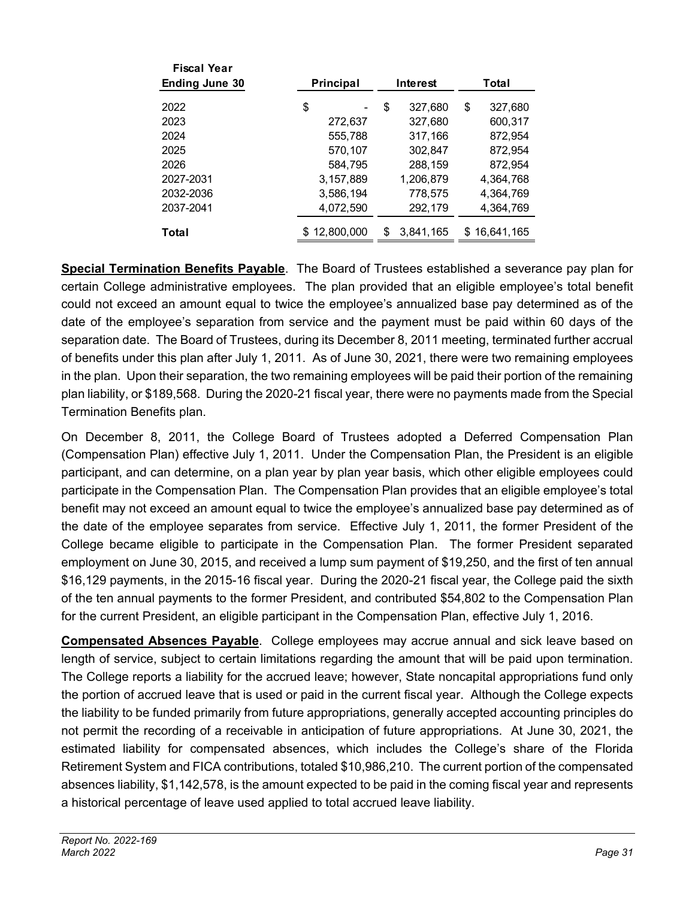| Fiscal Year Ending June 30 | Principal | Interest | Total |
|---|---|---|---|
| 2022 | $ - | $ 327,680 | $ 327,680 |
| 2023 | 272,637 | 327,680 | 600,317 |
| 2024 | 555,788 | 317,166 | 872,954 |
| 2025 | 570,107 | 302,847 | 872,954 |
| 2026 | 584,795 | 288,159 | 872,954 |
| 2027-2031 | 3,157,889 | 1,206,879 | 4,364,768 |
| 2032-2036 | 3,586,194 | 778,575 | 4,364,769 |
| 2037-2041 | 4,072,590 | 292,179 | 4,364,769 |
| **Total** | $ 12,800,000 | $ 3,841,165 | $ 16,641,165 |

**Special Termination Benefits Payable**. The Board of Trustees established a severance pay plan for certain College administrative employees. The plan provided that an eligible employee's total benefit could not exceed an amount equal to twice the employee's annualized base pay determined as of the date of the employee's separation from service and the payment must be paid within 60 days of the separation date. The Board of Trustees, during its December 8, 2011 meeting, terminated further accrual of benefits under this plan after July 1, 2011. As of June 30, 2021, there were two remaining employees in the plan. Upon their separation, the two remaining employees will be paid their portion of the remaining plan liability, or $189,568. During the 2020-21 fiscal year, there were no payments made from the Special Termination Benefits plan.

On December 8, 2011, the College Board of Trustees adopted a Deferred Compensation Plan (Compensation Plan) effective July 1, 2011. Under the Compensation Plan, the President is an eligible participant, and can determine, on a plan year by plan year basis, which other eligible employees could participate in the Compensation Plan. The Compensation Plan provides that an eligible employee's total benefit may not exceed an amount equal to twice the employee's annualized base pay determined as of the date of the employee separates from service. Effective July 1, 2011, the former President of the College became eligible to participate in the Compensation Plan. The former President separated employment on June 30, 2015, and received a lump sum payment of $19,250, and the first of ten annual $16,129 payments, in the 2015-16 fiscal year. During the 2020-21 fiscal year, the College paid the sixth of the ten annual payments to the former President, and contributed $54,802 to the Compensation Plan for the current President, an eligible participant in the Compensation Plan, effective July 1, 2016.

**Compensated Absences Payable**. College employees may accrue annual and sick leave based on length of service, subject to certain limitations regarding the amount that will be paid upon termination. The College reports a liability for the accrued leave; however, State noncapital appropriations fund only the portion of accrued leave that is used or paid in the current fiscal year. Although the College expects the liability to be funded primarily from future appropriations, generally accepted accounting principles do not permit the recording of a receivable in anticipation of future appropriations. At June 30, 2021, the estimated liability for compensated absences, which includes the College's share of the Florida Retirement System and FICA contributions, totaled $10,986,210. The current portion of the compensated absences liability, $1,142,578, is the amount expected to be paid in the coming fiscal year and represents a historical percentage of leave used applied to total accrued leave liability.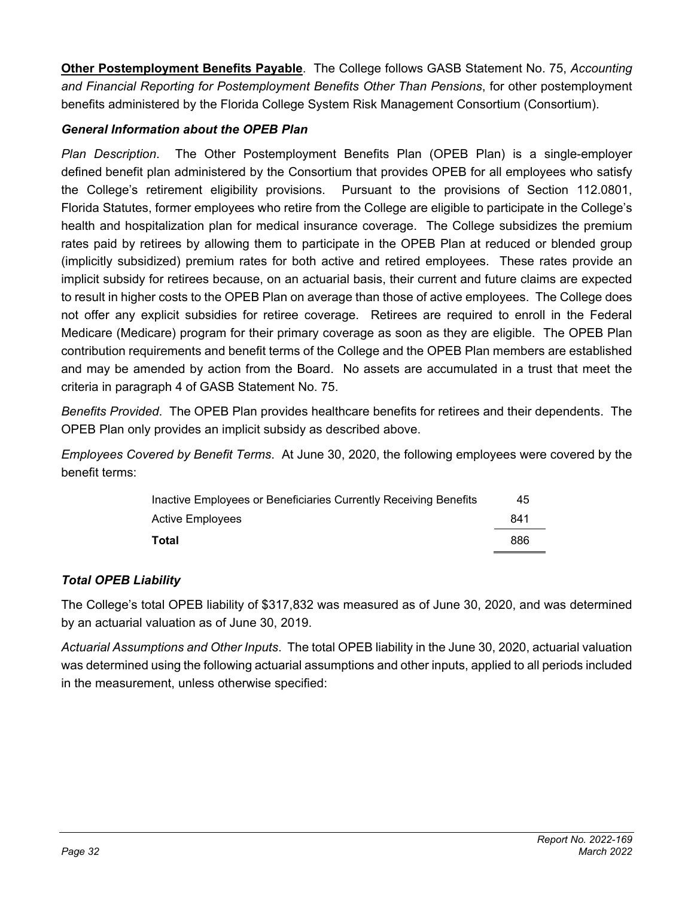**Other Postemployment Benefits Payable**. The College follows GASB Statement No. 75, *Accounting and Financial Reporting for Postemployment Benefits Other Than Pensions*, for other postemployment benefits administered by the Florida College System Risk Management Consortium (Consortium).

### *General Information about the OPEB Plan*

*Plan Description*. The Other Postemployment Benefits Plan (OPEB Plan) is a single-employer defined benefit plan administered by the Consortium that provides OPEB for all employees who satisfy the College's retirement eligibility provisions. Pursuant to the provisions of Section 112.0801, Florida Statutes, former employees who retire from the College are eligible to participate in the College's health and hospitalization plan for medical insurance coverage. The College subsidizes the premium rates paid by retirees by allowing them to participate in the OPEB Plan at reduced or blended group (implicitly subsidized) premium rates for both active and retired employees. These rates provide an implicit subsidy for retirees because, on an actuarial basis, their current and future claims are expected to result in higher costs to the OPEB Plan on average than those of active employees. The College does not offer any explicit subsidies for retiree coverage. Retirees are required to enroll in the Federal Medicare (Medicare) program for their primary coverage as soon as they are eligible. The OPEB Plan contribution requirements and benefit terms of the College and the OPEB Plan members are established and may be amended by action from the Board. No assets are accumulated in a trust that meet the criteria in paragraph 4 of GASB Statement No. 75.

*Benefits Provided*. The OPEB Plan provides healthcare benefits for retirees and their dependents. The OPEB Plan only provides an implicit subsidy as described above.

*Employees Covered by Benefit Terms*. At June 30, 2020, the following employees were covered by the benefit terms:

| | |
|---|---|
| Inactive Employees or Beneficiaries Currently Receiving Benefits | 45 |
| Active Employees | 841 |
| **Total** | 886 |

### *Total OPEB Liability*

The College's total OPEB liability of $317,832 was measured as of June 30, 2020, and was determined by an actuarial valuation as of June 30, 2019.

*Actuarial Assumptions and Other Inputs*. The total OPEB liability in the June 30, 2020, actuarial valuation was determined using the following actuarial assumptions and other inputs, applied to all periods included in the measurement, unless otherwise specified: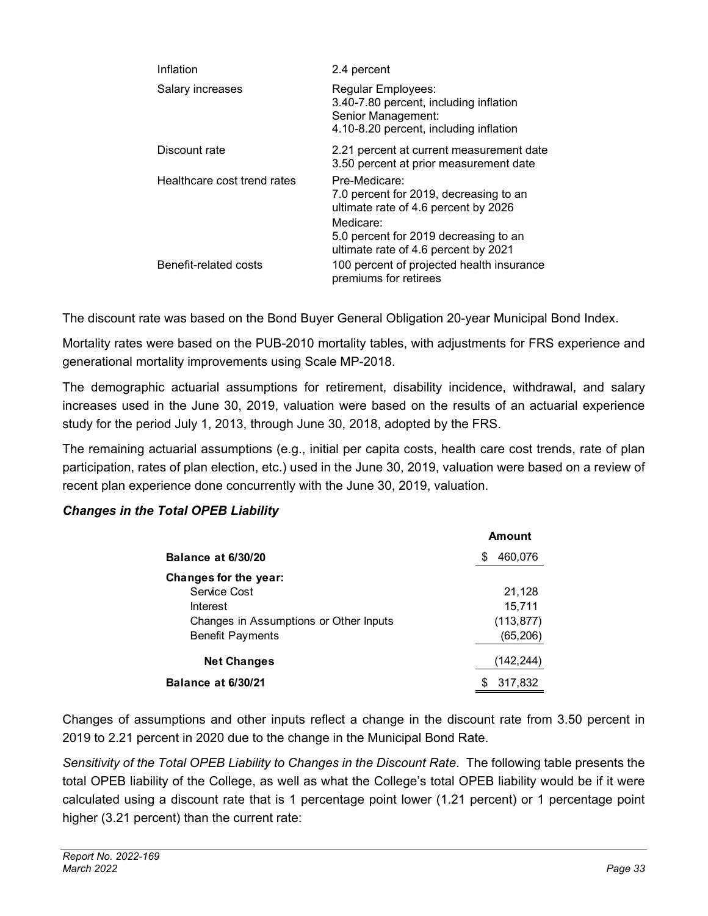| | |
|---|---|
| Inflation | 2.4 percent |
| Salary increases | Regular Employees:<br>3.40-7.80 percent, including inflation<br>Senior Management:<br>4.10-8.20 percent, including inflation |
| Discount rate | 2.21 percent at current measurement date<br>3.50 percent at prior measurement date |
| Healthcare cost trend rates | Pre-Medicare:<br>7.0 percent for 2019, decreasing to an ultimate rate of 4.6 percent by 2026<br>Medicare:<br>5.0 percent for 2019 decreasing to an ultimate rate of 4.6 percent by 2021 |
| Benefit-related costs | 100 percent of projected health insurance premiums for retirees |

The discount rate was based on the Bond Buyer General Obligation 20-year Municipal Bond Index.

Mortality rates were based on the PUB-2010 mortality tables, with adjustments for FRS experience and generational mortality improvements using Scale MP-2018.

The demographic actuarial assumptions for retirement, disability incidence, withdrawal, and salary increases used in the June 30, 2019, valuation were based on the results of an actuarial experience study for the period July 1, 2013, through June 30, 2018, adopted by the FRS.

The remaining actuarial assumptions (e.g., initial per capita costs, health care cost trends, rate of plan participation, rates of plan election, etc.) used in the June 30, 2019, valuation were based on a review of recent plan experience done concurrently with the June 30, 2019, valuation.

***Changes in the Total OPEB Liability***

| | Amount |
|---|---|
| **Balance at 6/30/20** | $ 460,076 |
| **Changes for the year:** | |
| Service Cost | 21,128 |
| Interest | 15,711 |
| Changes in Assumptions or Other Inputs | (113,877) |
| Benefit Payments | (65,206) |
| **Net Changes** | (142,244) |
| **Balance at 6/30/21** | $ 317,832 |

Changes of assumptions and other inputs reflect a change in the discount rate from 3.50 percent in 2019 to 2.21 percent in 2020 due to the change in the Municipal Bond Rate.

*Sensitivity of the Total OPEB Liability to Changes in the Discount Rate*. The following table presents the total OPEB liability of the College, as well as what the College's total OPEB liability would be if it were calculated using a discount rate that is 1 percentage point lower (1.21 percent) or 1 percentage point higher (3.21 percent) than the current rate: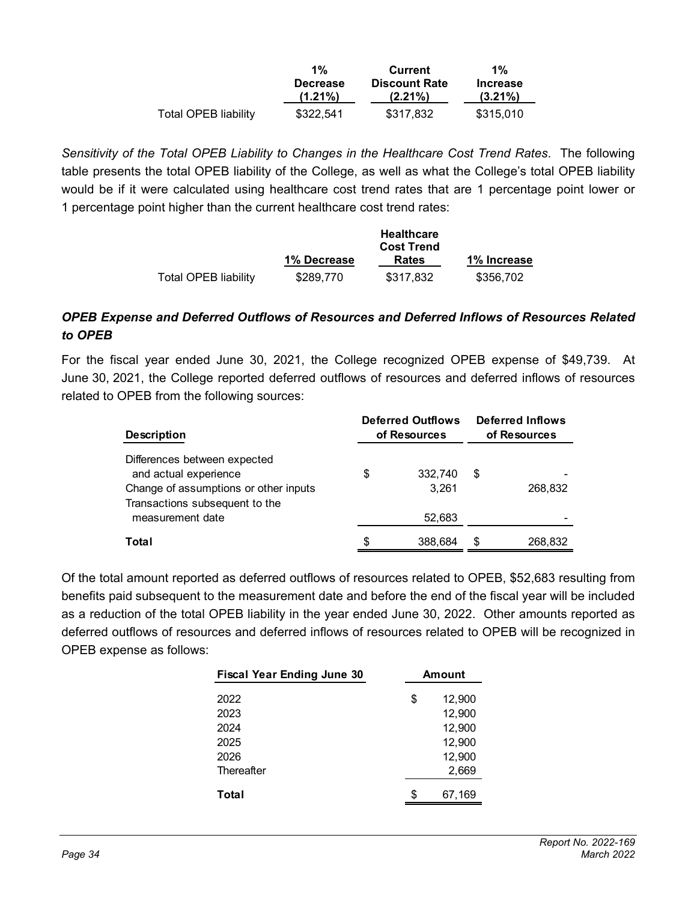| | 1% Decrease (1.21%) | Current Discount Rate (2.21%) | 1% Increase (3.21%) |
|---|---|---|---|
| Total OPEB liability | $322,541 | $317,832 | $315,010 |

*Sensitivity of the Total OPEB Liability to Changes in the Healthcare Cost Trend Rates*. The following table presents the total OPEB liability of the College, as well as what the College's total OPEB liability would be if it were calculated using healthcare cost trend rates that are 1 percentage point lower or 1 percentage point higher than the current healthcare cost trend rates:

| | 1% Decrease | Healthcare Cost Trend Rates | 1% Increase |
|---|---|---|---|
| Total OPEB liability | $289,770 | $317,832 | $356,702 |

### *OPEB Expense and Deferred Outflows of Resources and Deferred Inflows of Resources Related to OPEB*

For the fiscal year ended June 30, 2021, the College recognized OPEB expense of $49,739. At June 30, 2021, the College reported deferred outflows of resources and deferred inflows of resources related to OPEB from the following sources:

| Description | Deferred Outflows of Resources | Deferred Inflows of Resources |
|---|---|---|
| Differences between expected and actual experience | $ 332,740 | $ - |
| Change of assumptions or other inputs | 3,261 | 268,832 |
| Transactions subsequent to the measurement date | 52,683 | - |
| **Total** | $ 388,684 | $ 268,832 |

Of the total amount reported as deferred outflows of resources related to OPEB, $52,683 resulting from benefits paid subsequent to the measurement date and before the end of the fiscal year will be included as a reduction of the total OPEB liability in the year ended June 30, 2022. Other amounts reported as deferred outflows of resources and deferred inflows of resources related to OPEB will be recognized in OPEB expense as follows:

| Fiscal Year Ending June 30 | Amount |
|---|---|
| 2022 | $ 12,900 |
| 2023 | 12,900 |
| 2024 | 12,900 |
| 2025 | 12,900 |
| 2026 | 12,900 |
| Thereafter | 2,669 |
| **Total** | $ 67,169 |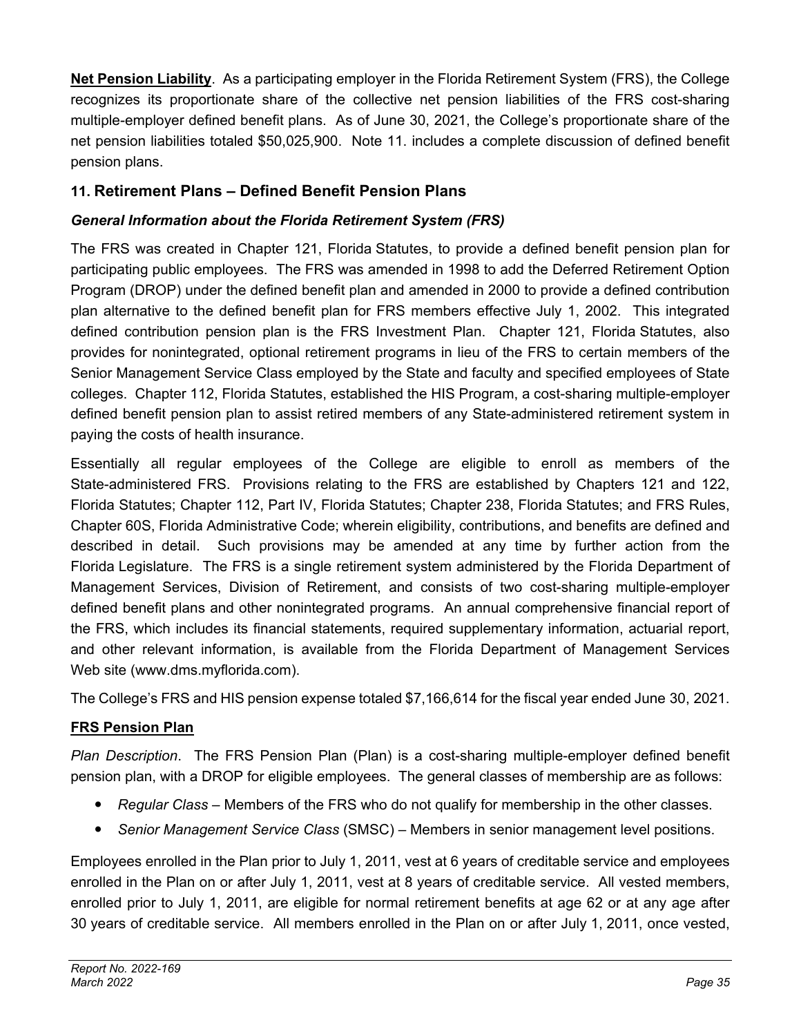**Net Pension Liability**. As a participating employer in the Florida Retirement System (FRS), the College recognizes its proportionate share of the collective net pension liabilities of the FRS cost-sharing multiple-employer defined benefit plans. As of June 30, 2021, the College's proportionate share of the net pension liabilities totaled $50,025,900. Note 11. includes a complete discussion of defined benefit pension plans.

## 11. Retirement Plans – Defined Benefit Pension Plans

### *General Information about the Florida Retirement System (FRS)*

The FRS was created in Chapter 121, Florida Statutes, to provide a defined benefit pension plan for participating public employees. The FRS was amended in 1998 to add the Deferred Retirement Option Program (DROP) under the defined benefit plan and amended in 2000 to provide a defined contribution plan alternative to the defined benefit plan for FRS members effective July 1, 2002. This integrated defined contribution pension plan is the FRS Investment Plan. Chapter 121, Florida Statutes, also provides for nonintegrated, optional retirement programs in lieu of the FRS to certain members of the Senior Management Service Class employed by the State and faculty and specified employees of State colleges. Chapter 112, Florida Statutes, established the HIS Program, a cost-sharing multiple-employer defined benefit pension plan to assist retired members of any State-administered retirement system in paying the costs of health insurance.

Essentially all regular employees of the College are eligible to enroll as members of the State-administered FRS. Provisions relating to the FRS are established by Chapters 121 and 122, Florida Statutes; Chapter 112, Part IV, Florida Statutes; Chapter 238, Florida Statutes; and FRS Rules, Chapter 60S, Florida Administrative Code; wherein eligibility, contributions, and benefits are defined and described in detail. Such provisions may be amended at any time by further action from the Florida Legislature. The FRS is a single retirement system administered by the Florida Department of Management Services, Division of Retirement, and consists of two cost-sharing multiple-employer defined benefit plans and other nonintegrated programs. An annual comprehensive financial report of the FRS, which includes its financial statements, required supplementary information, actuarial report, and other relevant information, is available from the Florida Department of Management Services Web site (www.dms.myflorida.com).

The College's FRS and HIS pension expense totaled $7,166,614 for the fiscal year ended June 30, 2021.

### FRS Pension Plan

*Plan Description*. The FRS Pension Plan (Plan) is a cost-sharing multiple-employer defined benefit pension plan, with a DROP for eligible employees. The general classes of membership are as follows:

- *Regular Class* – Members of the FRS who do not qualify for membership in the other classes.
- *Senior Management Service Class* (SMSC) – Members in senior management level positions.

Employees enrolled in the Plan prior to July 1, 2011, vest at 6 years of creditable service and employees enrolled in the Plan on or after July 1, 2011, vest at 8 years of creditable service. All vested members, enrolled prior to July 1, 2011, are eligible for normal retirement benefits at age 62 or at any age after 30 years of creditable service. All members enrolled in the Plan on or after July 1, 2011, once vested,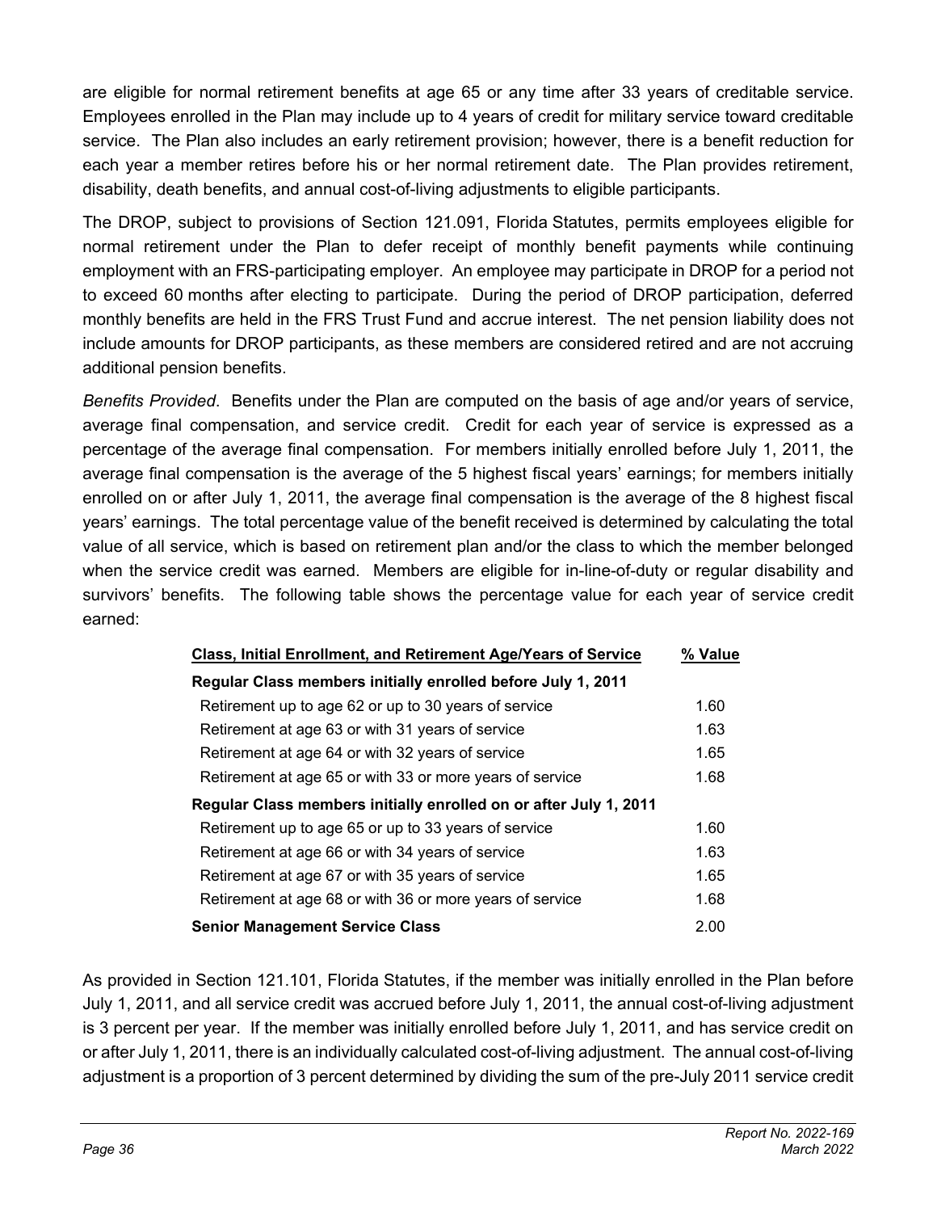are eligible for normal retirement benefits at age 65 or any time after 33 years of creditable service. Employees enrolled in the Plan may include up to 4 years of credit for military service toward creditable service. The Plan also includes an early retirement provision; however, there is a benefit reduction for each year a member retires before his or her normal retirement date. The Plan provides retirement, disability, death benefits, and annual cost-of-living adjustments to eligible participants.

The DROP, subject to provisions of Section 121.091, Florida Statutes, permits employees eligible for normal retirement under the Plan to defer receipt of monthly benefit payments while continuing employment with an FRS-participating employer. An employee may participate in DROP for a period not to exceed 60 months after electing to participate. During the period of DROP participation, deferred monthly benefits are held in the FRS Trust Fund and accrue interest. The net pension liability does not include amounts for DROP participants, as these members are considered retired and are not accruing additional pension benefits.

*Benefits Provided*. Benefits under the Plan are computed on the basis of age and/or years of service, average final compensation, and service credit. Credit for each year of service is expressed as a percentage of the average final compensation. For members initially enrolled before July 1, 2011, the average final compensation is the average of the 5 highest fiscal years' earnings; for members initially enrolled on or after July 1, 2011, the average final compensation is the average of the 8 highest fiscal years' earnings. The total percentage value of the benefit received is determined by calculating the total value of all service, which is based on retirement plan and/or the class to which the member belonged when the service credit was earned. Members are eligible for in-line-of-duty or regular disability and survivors' benefits. The following table shows the percentage value for each year of service credit earned:

| Class, Initial Enrollment, and Retirement Age/Years of Service | % Value |
|---|---|
| **Regular Class members initially enrolled before July 1, 2011** | |
| Retirement up to age 62 or up to 30 years of service | 1.60 |
| Retirement at age 63 or with 31 years of service | 1.63 |
| Retirement at age 64 or with 32 years of service | 1.65 |
| Retirement at age 65 or with 33 or more years of service | 1.68 |
| **Regular Class members initially enrolled on or after July 1, 2011** | |
| Retirement up to age 65 or up to 33 years of service | 1.60 |
| Retirement at age 66 or with 34 years of service | 1.63 |
| Retirement at age 67 or with 35 years of service | 1.65 |
| Retirement at age 68 or with 36 or more years of service | 1.68 |
| **Senior Management Service Class** | 2.00 |

As provided in Section 121.101, Florida Statutes, if the member was initially enrolled in the Plan before July 1, 2011, and all service credit was accrued before July 1, 2011, the annual cost-of-living adjustment is 3 percent per year. If the member was initially enrolled before July 1, 2011, and has service credit on or after July 1, 2011, there is an individually calculated cost-of-living adjustment. The annual cost-of-living adjustment is a proportion of 3 percent determined by dividing the sum of the pre-July 2011 service credit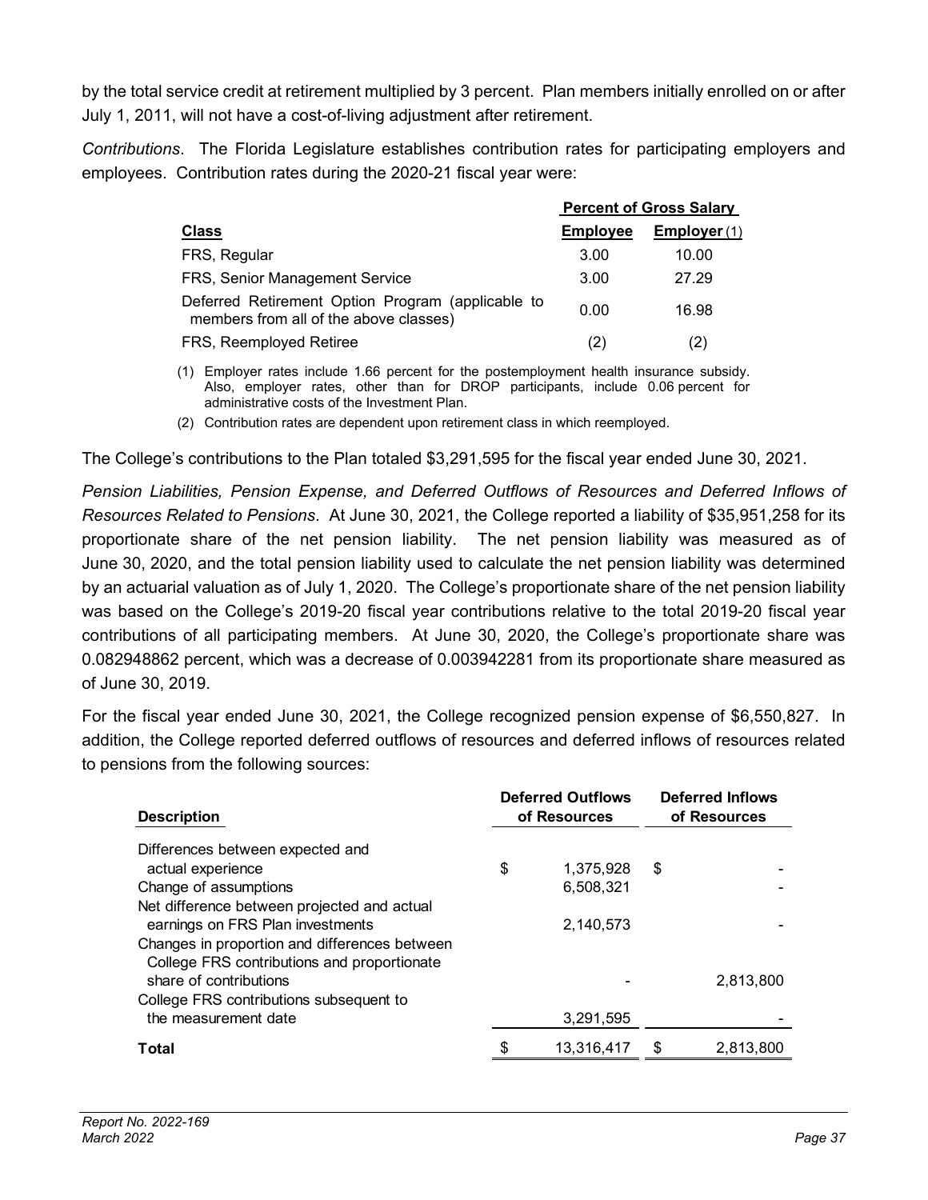by the total service credit at retirement multiplied by 3 percent. Plan members initially enrolled on or after July 1, 2011, will not have a cost-of-living adjustment after retirement.

*Contributions*. The Florida Legislature establishes contribution rates for participating employers and employees. Contribution rates during the 2020-21 fiscal year were:

| | Percent of Gross Salary | |
|---|---|---|
| **Class** | **Employee** | **Employer** (1) |
| FRS, Regular | 3.00 | 10.00 |
| FRS, Senior Management Service | 3.00 | 27.29 |
| Deferred Retirement Option Program (applicable to members from all of the above classes) | 0.00 | 16.98 |
| FRS, Reemployed Retiree | (2) | (2) |

(1) Employer rates include 1.66 percent for the postemployment health insurance subsidy. Also, employer rates, other than for DROP participants, include 0.06 percent for administrative costs of the Investment Plan.

(2) Contribution rates are dependent upon retirement class in which reemployed.

The College's contributions to the Plan totaled $3,291,595 for the fiscal year ended June 30, 2021.

*Pension Liabilities, Pension Expense, and Deferred Outflows of Resources and Deferred Inflows of Resources Related to Pensions*. At June 30, 2021, the College reported a liability of $35,951,258 for its proportionate share of the net pension liability. The net pension liability was measured as of June 30, 2020, and the total pension liability used to calculate the net pension liability was determined by an actuarial valuation as of July 1, 2020. The College's proportionate share of the net pension liability was based on the College's 2019-20 fiscal year contributions relative to the total 2019-20 fiscal year contributions of all participating members. At June 30, 2020, the College's proportionate share was 0.082948862 percent, which was a decrease of 0.003942281 from its proportionate share measured as of June 30, 2019.

For the fiscal year ended June 30, 2021, the College recognized pension expense of $6,550,827. In addition, the College reported deferred outflows of resources and deferred inflows of resources related to pensions from the following sources:

| Description | Deferred Outflows of Resources | Deferred Inflows of Resources |
|---|---|---|
| Differences between expected and actual experience | $ 1,375,928 | $ - |
| Change of assumptions | 6,508,321 | - |
| Net difference between projected and actual earnings on FRS Plan investments | 2,140,573 | - |
| Changes in proportion and differences between College FRS contributions and proportionate share of contributions | - | 2,813,800 |
| College FRS contributions subsequent to the measurement date | 3,291,595 | - |
| **Total** | $ 13,316,417 | $ 2,813,800 |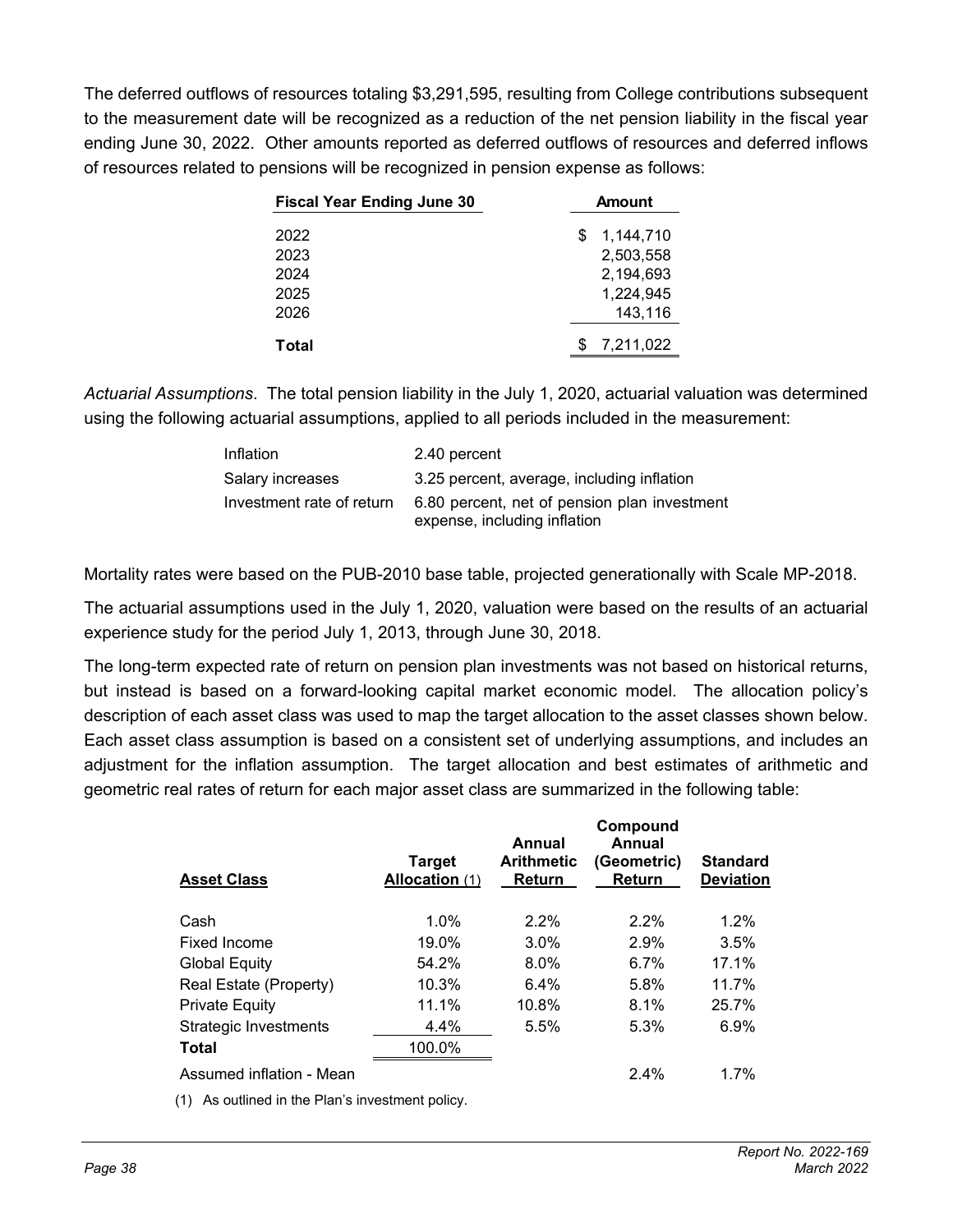The deferred outflows of resources totaling $3,291,595, resulting from College contributions subsequent to the measurement date will be recognized as a reduction of the net pension liability in the fiscal year ending June 30, 2022. Other amounts reported as deferred outflows of resources and deferred inflows of resources related to pensions will be recognized in pension expense as follows:

| Fiscal Year Ending June 30 | Amount |
|---|---|
| 2022 | $ 1,144,710 |
| 2023 | 2,503,558 |
| 2024 | 2,194,693 |
| 2025 | 1,224,945 |
| 2026 | 143,116 |
| **Total** | $ 7,211,022 |

*Actuarial Assumptions*. The total pension liability in the July 1, 2020, actuarial valuation was determined using the following actuarial assumptions, applied to all periods included in the measurement:

| | |
|---|---|
| Inflation | 2.40 percent |
| Salary increases | 3.25 percent, average, including inflation |
| Investment rate of return | 6.80 percent, net of pension plan investment expense, including inflation |

Mortality rates were based on the PUB-2010 base table, projected generationally with Scale MP-2018.

The actuarial assumptions used in the July 1, 2020, valuation were based on the results of an actuarial experience study for the period July 1, 2013, through June 30, 2018.

The long-term expected rate of return on pension plan investments was not based on historical returns, but instead is based on a forward-looking capital market economic model. The allocation policy's description of each asset class was used to map the target allocation to the asset classes shown below. Each asset class assumption is based on a consistent set of underlying assumptions, and includes an adjustment for the inflation assumption. The target allocation and best estimates of arithmetic and geometric real rates of return for each major asset class are summarized in the following table:

| Asset Class | Target Allocation (1) | Annual Arithmetic Return | Compound Annual (Geometric) Return | Standard Deviation |
|---|---|---|---|---|
| Cash | 1.0% | 2.2% | 2.2% | 1.2% |
| Fixed Income | 19.0% | 3.0% | 2.9% | 3.5% |
| Global Equity | 54.2% | 8.0% | 6.7% | 17.1% |
| Real Estate (Property) | 10.3% | 6.4% | 5.8% | 11.7% |
| Private Equity | 11.1% | 10.8% | 8.1% | 25.7% |
| Strategic Investments | 4.4% | 5.5% | 5.3% | 6.9% |
| **Total** | 100.0% | | | |
| Assumed inflation - Mean | | | 2.4% | 1.7% |

(1) As outlined in the Plan's investment policy.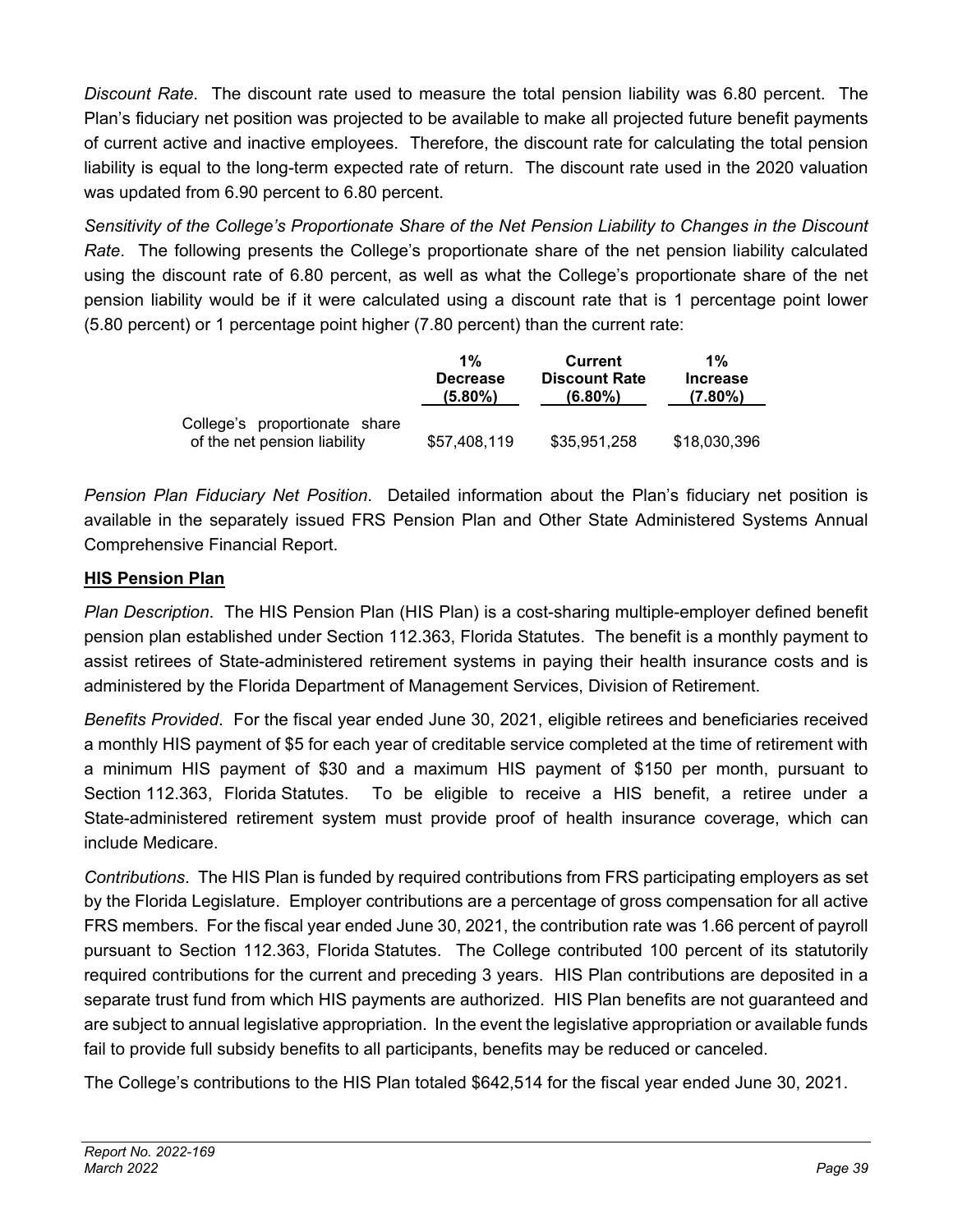*Discount Rate*. The discount rate used to measure the total pension liability was 6.80 percent. The Plan's fiduciary net position was projected to be available to make all projected future benefit payments of current active and inactive employees. Therefore, the discount rate for calculating the total pension liability is equal to the long-term expected rate of return. The discount rate used in the 2020 valuation was updated from 6.90 percent to 6.80 percent.

*Sensitivity of the College's Proportionate Share of the Net Pension Liability to Changes in the Discount Rate*. The following presents the College's proportionate share of the net pension liability calculated using the discount rate of 6.80 percent, as well as what the College's proportionate share of the net pension liability would be if it were calculated using a discount rate that is 1 percentage point lower (5.80 percent) or 1 percentage point higher (7.80 percent) than the current rate:

| | 1% Decrease (5.80%) | Current Discount Rate (6.80%) | 1% Increase (7.80%) |
|---|---|---|---|
| College's proportionate share of the net pension liability | $57,408,119 | $35,951,258 | $18,030,396 |

*Pension Plan Fiduciary Net Position*. Detailed information about the Plan's fiduciary net position is available in the separately issued FRS Pension Plan and Other State Administered Systems Annual Comprehensive Financial Report.

**HIS Pension Plan**

*Plan Description*. The HIS Pension Plan (HIS Plan) is a cost-sharing multiple-employer defined benefit pension plan established under Section 112.363, Florida Statutes. The benefit is a monthly payment to assist retirees of State-administered retirement systems in paying their health insurance costs and is administered by the Florida Department of Management Services, Division of Retirement.

*Benefits Provided*. For the fiscal year ended June 30, 2021, eligible retirees and beneficiaries received a monthly HIS payment of $5 for each year of creditable service completed at the time of retirement with a minimum HIS payment of $30 and a maximum HIS payment of $150 per month, pursuant to Section 112.363, Florida Statutes. To be eligible to receive a HIS benefit, a retiree under a State-administered retirement system must provide proof of health insurance coverage, which can include Medicare.

*Contributions*. The HIS Plan is funded by required contributions from FRS participating employers as set by the Florida Legislature. Employer contributions are a percentage of gross compensation for all active FRS members. For the fiscal year ended June 30, 2021, the contribution rate was 1.66 percent of payroll pursuant to Section 112.363, Florida Statutes. The College contributed 100 percent of its statutorily required contributions for the current and preceding 3 years. HIS Plan contributions are deposited in a separate trust fund from which HIS payments are authorized. HIS Plan benefits are not guaranteed and are subject to annual legislative appropriation. In the event the legislative appropriation or available funds fail to provide full subsidy benefits to all participants, benefits may be reduced or canceled.

The College's contributions to the HIS Plan totaled $642,514 for the fiscal year ended June 30, 2021.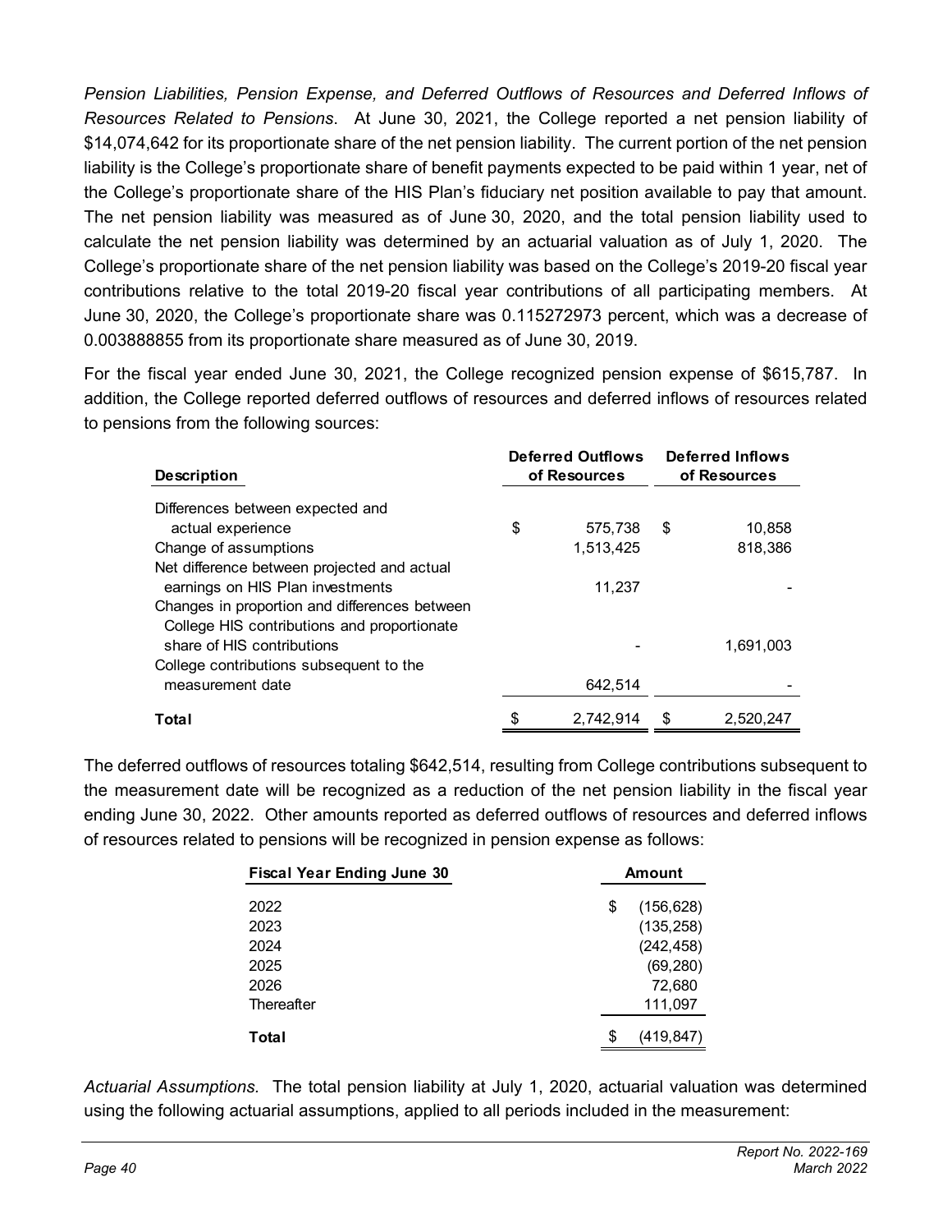*Pension Liabilities, Pension Expense, and Deferred Outflows of Resources and Deferred Inflows of Resources Related to Pensions*. At June 30, 2021, the College reported a net pension liability of $14,074,642 for its proportionate share of the net pension liability. The current portion of the net pension liability is the College's proportionate share of benefit payments expected to be paid within 1 year, net of the College's proportionate share of the HIS Plan's fiduciary net position available to pay that amount. The net pension liability was measured as of June 30, 2020, and the total pension liability used to calculate the net pension liability was determined by an actuarial valuation as of July 1, 2020. The College's proportionate share of the net pension liability was based on the College's 2019-20 fiscal year contributions relative to the total 2019-20 fiscal year contributions of all participating members. At June 30, 2020, the College's proportionate share was 0.115272973 percent, which was a decrease of 0.003888855 from its proportionate share measured as of June 30, 2019.

For the fiscal year ended June 30, 2021, the College recognized pension expense of $615,787. In addition, the College reported deferred outflows of resources and deferred inflows of resources related to pensions from the following sources:

| Description | Deferred Outflows of Resources | Deferred Inflows of Resources |
|---|---|---|
| Differences between expected and actual experience | $ 575,738 | $ 10,858 |
| Change of assumptions | 1,513,425 | 818,386 |
| Net difference between projected and actual earnings on HIS Plan investments | 11,237 | - |
| Changes in proportion and differences between College HIS contributions and proportionate share of HIS contributions | - | 1,691,003 |
| College contributions subsequent to the measurement date | 642,514 | - |
| **Total** | $ 2,742,914 | $ 2,520,247 |

The deferred outflows of resources totaling $642,514, resulting from College contributions subsequent to the measurement date will be recognized as a reduction of the net pension liability in the fiscal year ending June 30, 2022. Other amounts reported as deferred outflows of resources and deferred inflows of resources related to pensions will be recognized in pension expense as follows:

| Fiscal Year Ending June 30 | Amount |
|---|---|
| 2022 | $ (156,628) |
| 2023 | (135,258) |
| 2024 | (242,458) |
| 2025 | (69,280) |
| 2026 | 72,680 |
| Thereafter | 111,097 |
| **Total** | $ (419,847) |

*Actuarial Assumptions*. The total pension liability at July 1, 2020, actuarial valuation was determined using the following actuarial assumptions, applied to all periods included in the measurement: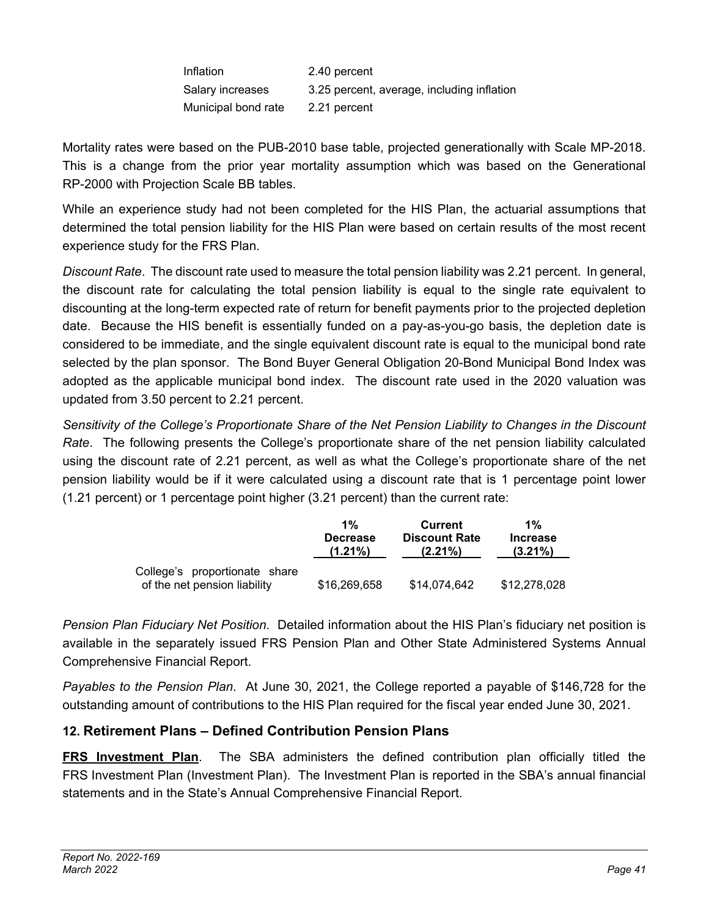| | |
|---|---|
| Inflation | 2.40 percent |
| Salary increases | 3.25 percent, average, including inflation |
| Municipal bond rate | 2.21 percent |

Mortality rates were based on the PUB-2010 base table, projected generationally with Scale MP-2018. This is a change from the prior year mortality assumption which was based on the Generational RP-2000 with Projection Scale BB tables.

While an experience study had not been completed for the HIS Plan, the actuarial assumptions that determined the total pension liability for the HIS Plan were based on certain results of the most recent experience study for the FRS Plan.

*Discount Rate*. The discount rate used to measure the total pension liability was 2.21 percent. In general, the discount rate for calculating the total pension liability is equal to the single rate equivalent to discounting at the long-term expected rate of return for benefit payments prior to the projected depletion date. Because the HIS benefit is essentially funded on a pay-as-you-go basis, the depletion date is considered to be immediate, and the single equivalent discount rate is equal to the municipal bond rate selected by the plan sponsor. The Bond Buyer General Obligation 20-Bond Municipal Bond Index was adopted as the applicable municipal bond index. The discount rate used in the 2020 valuation was updated from 3.50 percent to 2.21 percent.

*Sensitivity of the College's Proportionate Share of the Net Pension Liability to Changes in the Discount Rate*. The following presents the College's proportionate share of the net pension liability calculated using the discount rate of 2.21 percent, as well as what the College's proportionate share of the net pension liability would be if it were calculated using a discount rate that is 1 percentage point lower (1.21 percent) or 1 percentage point higher (3.21 percent) than the current rate:

| | 1% Decrease (1.21%) | Current Discount Rate (2.21%) | 1% Increase (3.21%) |
|---|---|---|---|
| College's proportionate share of the net pension liability | $16,269,658 | $14,074,642 | $12,278,028 |

*Pension Plan Fiduciary Net Position*. Detailed information about the HIS Plan's fiduciary net position is available in the separately issued FRS Pension Plan and Other State Administered Systems Annual Comprehensive Financial Report.

*Payables to the Pension Plan*. At June 30, 2021, the College reported a payable of $146,728 for the outstanding amount of contributions to the HIS Plan required for the fiscal year ended June 30, 2021.

## 12. Retirement Plans – Defined Contribution Pension Plans

**FRS Investment Plan**. The SBA administers the defined contribution plan officially titled the FRS Investment Plan (Investment Plan). The Investment Plan is reported in the SBA's annual financial statements and in the State's Annual Comprehensive Financial Report.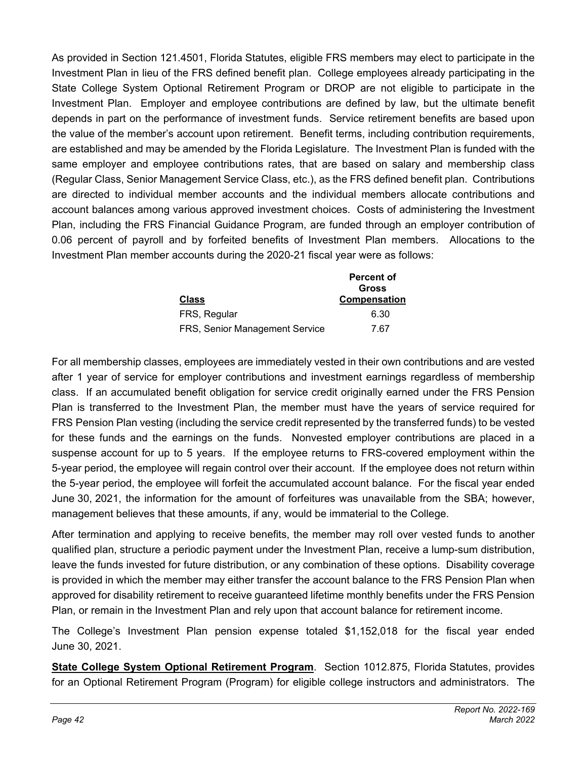As provided in Section 121.4501, Florida Statutes, eligible FRS members may elect to participate in the Investment Plan in lieu of the FRS defined benefit plan. College employees already participating in the State College System Optional Retirement Program or DROP are not eligible to participate in the Investment Plan. Employer and employee contributions are defined by law, but the ultimate benefit depends in part on the performance of investment funds. Service retirement benefits are based upon the value of the member's account upon retirement. Benefit terms, including contribution requirements, are established and may be amended by the Florida Legislature. The Investment Plan is funded with the same employer and employee contributions rates, that are based on salary and membership class (Regular Class, Senior Management Service Class, etc.), as the FRS defined benefit plan. Contributions are directed to individual member accounts and the individual members allocate contributions and account balances among various approved investment choices. Costs of administering the Investment Plan, including the FRS Financial Guidance Program, are funded through an employer contribution of 0.06 percent of payroll and by forfeited benefits of Investment Plan members. Allocations to the Investment Plan member accounts during the 2020-21 fiscal year were as follows:

| Class | Percent of Gross Compensation |
|---|---|
| FRS, Regular | 6.30 |
| FRS, Senior Management Service | 7.67 |

For all membership classes, employees are immediately vested in their own contributions and are vested after 1 year of service for employer contributions and investment earnings regardless of membership class. If an accumulated benefit obligation for service credit originally earned under the FRS Pension Plan is transferred to the Investment Plan, the member must have the years of service required for FRS Pension Plan vesting (including the service credit represented by the transferred funds) to be vested for these funds and the earnings on the funds. Nonvested employer contributions are placed in a suspense account for up to 5 years. If the employee returns to FRS-covered employment within the 5-year period, the employee will regain control over their account. If the employee does not return within the 5-year period, the employee will forfeit the accumulated account balance. For the fiscal year ended June 30, 2021, the information for the amount of forfeitures was unavailable from the SBA; however, management believes that these amounts, if any, would be immaterial to the College.

After termination and applying to receive benefits, the member may roll over vested funds to another qualified plan, structure a periodic payment under the Investment Plan, receive a lump-sum distribution, leave the funds invested for future distribution, or any combination of these options. Disability coverage is provided in which the member may either transfer the account balance to the FRS Pension Plan when approved for disability retirement to receive guaranteed lifetime monthly benefits under the FRS Pension Plan, or remain in the Investment Plan and rely upon that account balance for retirement income.

The College's Investment Plan pension expense totaled $1,152,018 for the fiscal year ended June 30, 2021.

**State College System Optional Retirement Program**. Section 1012.875, Florida Statutes, provides for an Optional Retirement Program (Program) for eligible college instructors and administrators. The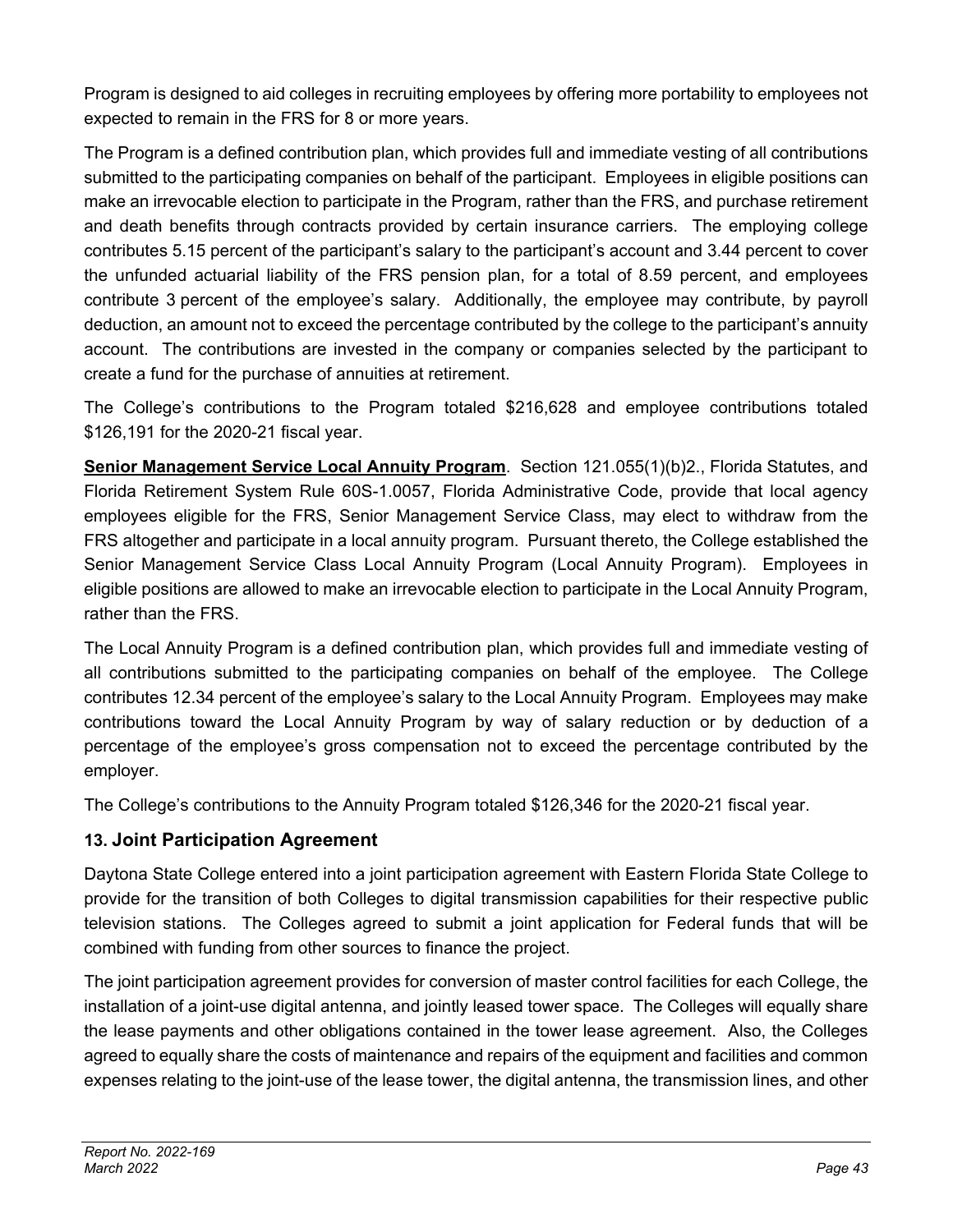Program is designed to aid colleges in recruiting employees by offering more portability to employees not expected to remain in the FRS for 8 or more years.

The Program is a defined contribution plan, which provides full and immediate vesting of all contributions submitted to the participating companies on behalf of the participant. Employees in eligible positions can make an irrevocable election to participate in the Program, rather than the FRS, and purchase retirement and death benefits through contracts provided by certain insurance carriers. The employing college contributes 5.15 percent of the participant's salary to the participant's account and 3.44 percent to cover the unfunded actuarial liability of the FRS pension plan, for a total of 8.59 percent, and employees contribute 3 percent of the employee's salary. Additionally, the employee may contribute, by payroll deduction, an amount not to exceed the percentage contributed by the college to the participant's annuity account. The contributions are invested in the company or companies selected by the participant to create a fund for the purchase of annuities at retirement.

The College's contributions to the Program totaled $216,628 and employee contributions totaled $126,191 for the 2020-21 fiscal year.

**Senior Management Service Local Annuity Program**. Section 121.055(1)(b)2., Florida Statutes, and Florida Retirement System Rule 60S-1.0057, Florida Administrative Code, provide that local agency employees eligible for the FRS, Senior Management Service Class, may elect to withdraw from the FRS altogether and participate in a local annuity program. Pursuant thereto, the College established the Senior Management Service Class Local Annuity Program (Local Annuity Program). Employees in eligible positions are allowed to make an irrevocable election to participate in the Local Annuity Program, rather than the FRS.

The Local Annuity Program is a defined contribution plan, which provides full and immediate vesting of all contributions submitted to the participating companies on behalf of the employee. The College contributes 12.34 percent of the employee's salary to the Local Annuity Program. Employees may make contributions toward the Local Annuity Program by way of salary reduction or by deduction of a percentage of the employee's gross compensation not to exceed the percentage contributed by the employer.

The College's contributions to the Annuity Program totaled $126,346 for the 2020-21 fiscal year.

### 13. Joint Participation Agreement

Daytona State College entered into a joint participation agreement with Eastern Florida State College to provide for the transition of both Colleges to digital transmission capabilities for their respective public television stations. The Colleges agreed to submit a joint application for Federal funds that will be combined with funding from other sources to finance the project.

The joint participation agreement provides for conversion of master control facilities for each College, the installation of a joint-use digital antenna, and jointly leased tower space. The Colleges will equally share the lease payments and other obligations contained in the tower lease agreement. Also, the Colleges agreed to equally share the costs of maintenance and repairs of the equipment and facilities and common expenses relating to the joint-use of the lease tower, the digital antenna, the transmission lines, and other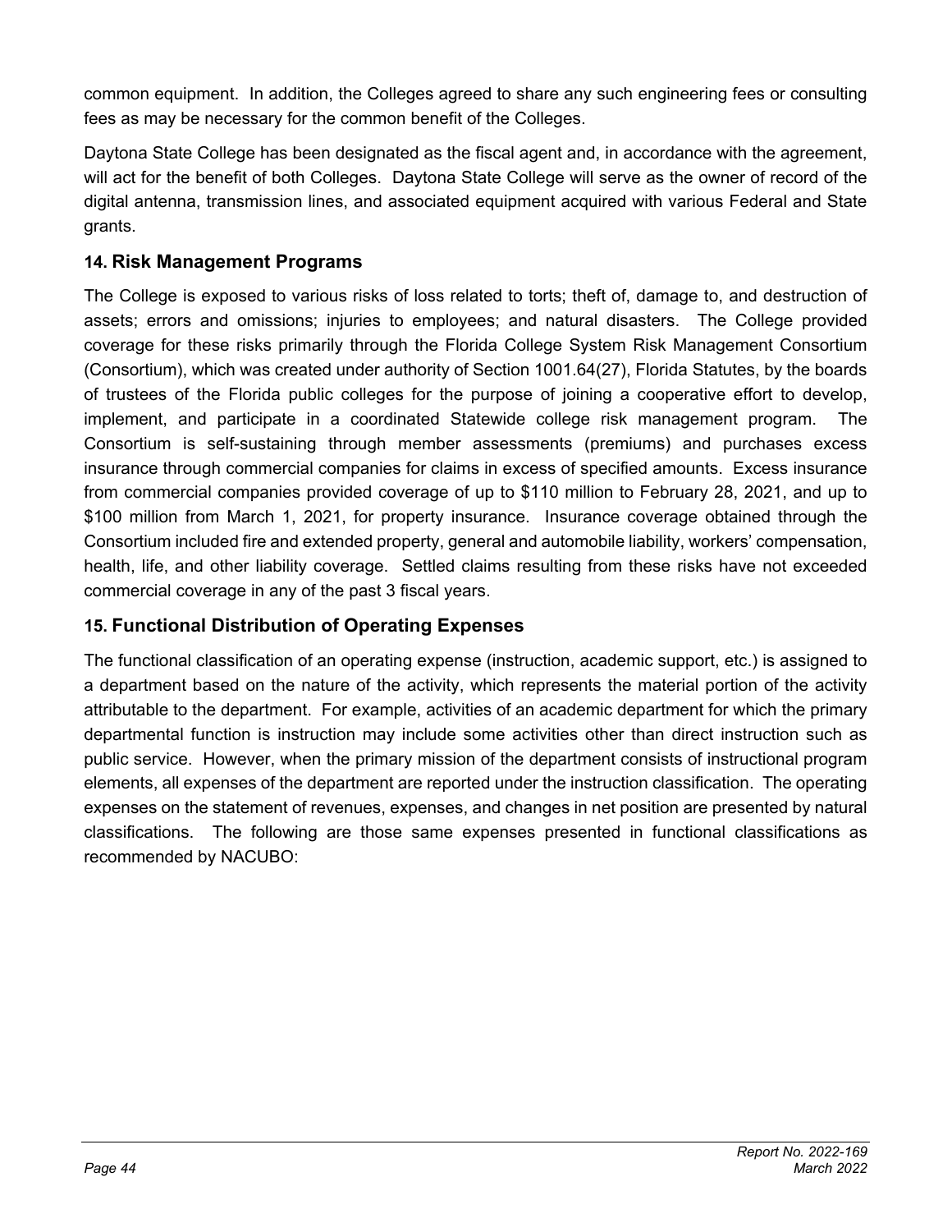common equipment. In addition, the Colleges agreed to share any such engineering fees or consulting fees as may be necessary for the common benefit of the Colleges.

Daytona State College has been designated as the fiscal agent and, in accordance with the agreement, will act for the benefit of both Colleges. Daytona State College will serve as the owner of record of the digital antenna, transmission lines, and associated equipment acquired with various Federal and State grants.

## 14. Risk Management Programs

The College is exposed to various risks of loss related to torts; theft of, damage to, and destruction of assets; errors and omissions; injuries to employees; and natural disasters. The College provided coverage for these risks primarily through the Florida College System Risk Management Consortium (Consortium), which was created under authority of Section 1001.64(27), Florida Statutes, by the boards of trustees of the Florida public colleges for the purpose of joining a cooperative effort to develop, implement, and participate in a coordinated Statewide college risk management program. The Consortium is self-sustaining through member assessments (premiums) and purchases excess insurance through commercial companies for claims in excess of specified amounts. Excess insurance from commercial companies provided coverage of up to $110 million to February 28, 2021, and up to $100 million from March 1, 2021, for property insurance. Insurance coverage obtained through the Consortium included fire and extended property, general and automobile liability, workers' compensation, health, life, and other liability coverage. Settled claims resulting from these risks have not exceeded commercial coverage in any of the past 3 fiscal years.

## 15. Functional Distribution of Operating Expenses

The functional classification of an operating expense (instruction, academic support, etc.) is assigned to a department based on the nature of the activity, which represents the material portion of the activity attributable to the department. For example, activities of an academic department for which the primary departmental function is instruction may include some activities other than direct instruction such as public service. However, when the primary mission of the department consists of instructional program elements, all expenses of the department are reported under the instruction classification. The operating expenses on the statement of revenues, expenses, and changes in net position are presented by natural classifications. The following are those same expenses presented in functional classifications as recommended by NACUBO: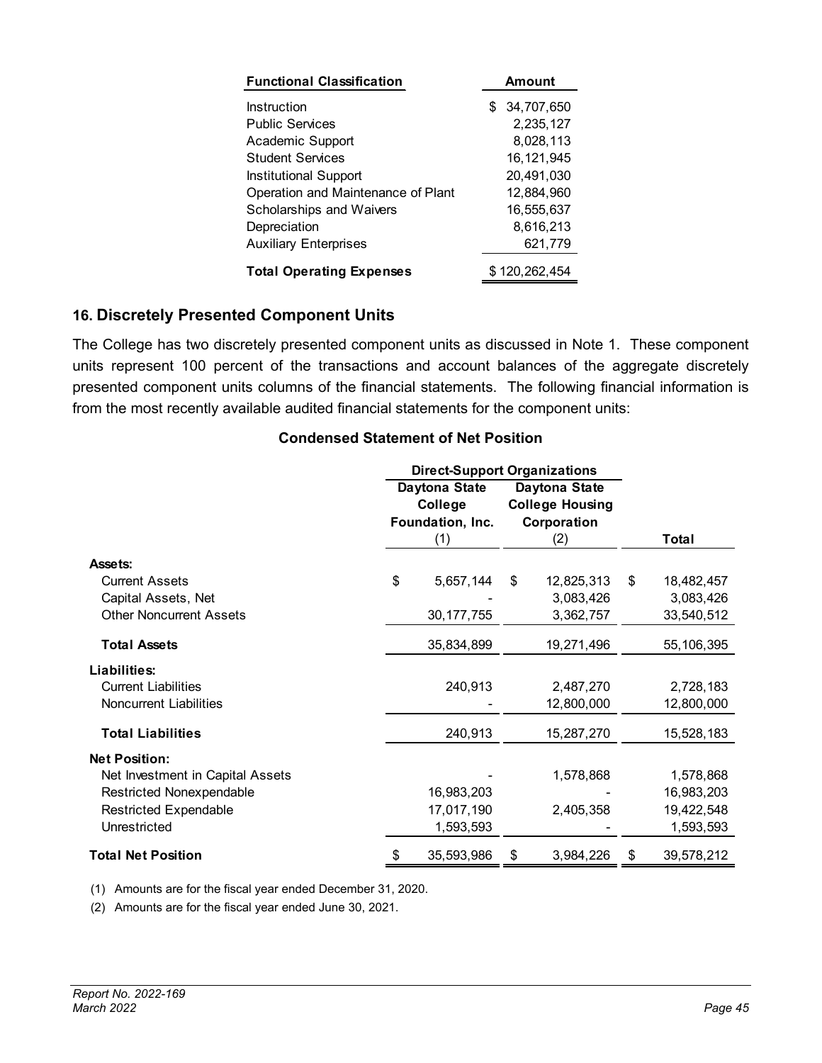| Functional Classification | Amount |
|---|---|
| Instruction | $ 34,707,650 |
| Public Services | 2,235,127 |
| Academic Support | 8,028,113 |
| Student Services | 16,121,945 |
| Institutional Support | 20,491,030 |
| Operation and Maintenance of Plant | 12,884,960 |
| Scholarships and Waivers | 16,555,637 |
| Depreciation | 8,616,213 |
| Auxiliary Enterprises | 621,779 |
| **Total Operating Expenses** | $ 120,262,454 |

## 16. Discretely Presented Component Units

The College has two discretely presented component units as discussed in Note 1. These component units represent 100 percent of the transactions and account balances of the aggregate discretely presented component units columns of the financial statements. The following financial information is from the most recently available audited financial statements for the component units:

### Condensed Statement of Net Position

| | Direct-Support Organizations | | |
|---|---|---|---|
| | Daytona State College Foundation, Inc. (1) | Daytona State College Housing Corporation (2) | Total |
| **Assets:** | | | |
| Current Assets | $ 5,657,144 | $ 12,825,313 | $ 18,482,457 |
| Capital Assets, Net | - | 3,083,426 | 3,083,426 |
| Other Noncurrent Assets | 30,177,755 | 3,362,757 | 33,540,512 |
| **Total Assets** | 35,834,899 | 19,271,496 | 55,106,395 |
| **Liabilities:** | | | |
| Current Liabilities | 240,913 | 2,487,270 | 2,728,183 |
| Noncurrent Liabilities | - | 12,800,000 | 12,800,000 |
| **Total Liabilities** | 240,913 | 15,287,270 | 15,528,183 |
| **Net Position:** | | | |
| Net Investment in Capital Assets | - | 1,578,868 | 1,578,868 |
| Restricted Nonexpendable | 16,983,203 | - | 16,983,203 |
| Restricted Expendable | 17,017,190 | 2,405,358 | 19,422,548 |
| Unrestricted | 1,593,593 | - | 1,593,593 |
| **Total Net Position** | $ 35,593,986 | $ 3,984,226 | $ 39,578,212 |

(1) Amounts are for the fiscal year ended December 31, 2020.

(2) Amounts are for the fiscal year ended June 30, 2021.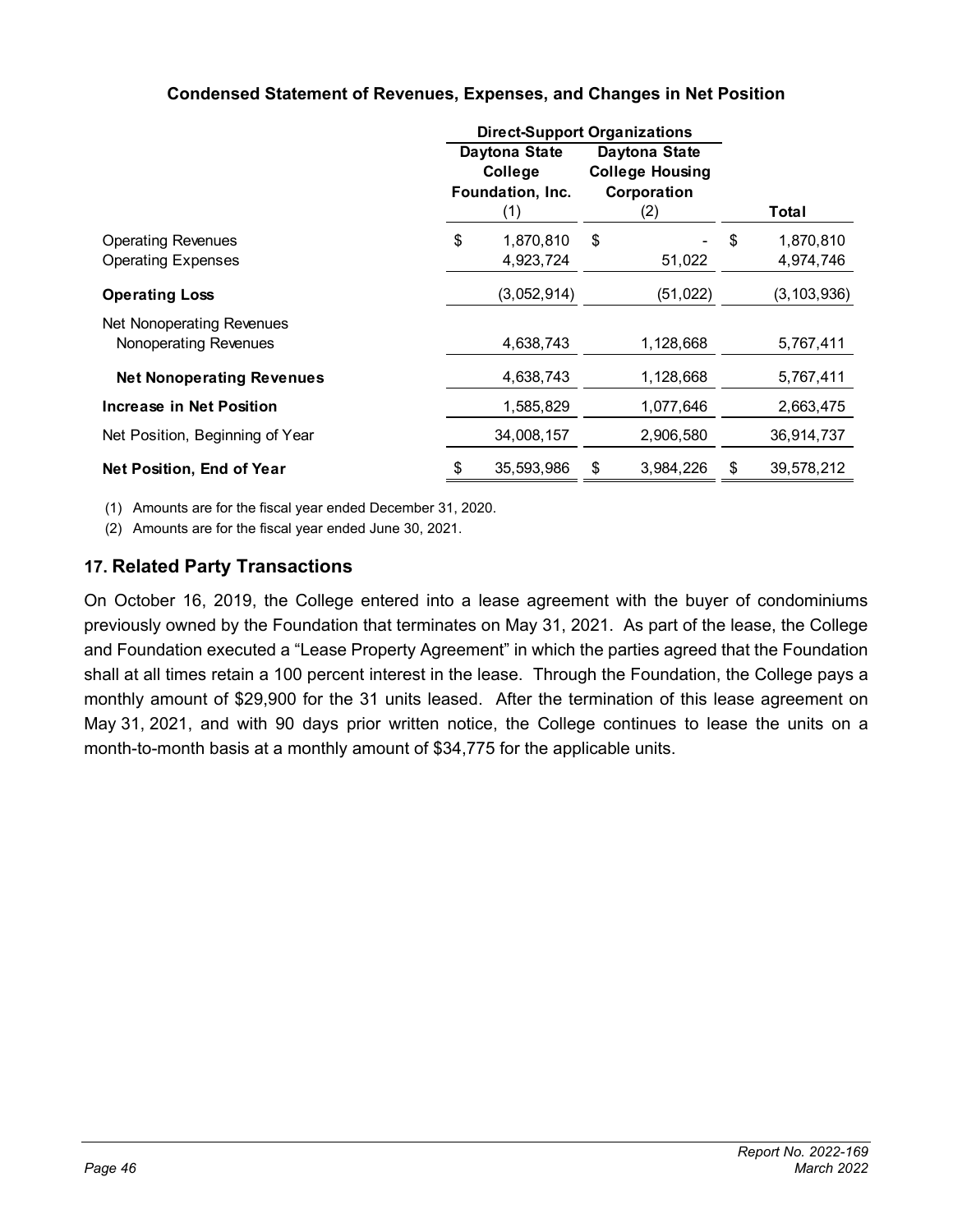**Condensed Statement of Revenues, Expenses, and Changes in Net Position**

| | Direct-Support Organizations | | |
|---|---|---|---|
| | Daytona State College Foundation, Inc. (1) | Daytona State College Housing Corporation (2) | Total |
| Operating Revenues | $ 1,870,810 | $ - | $ 1,870,810 |
| Operating Expenses | 4,923,724 | 51,022 | 4,974,746 |
| **Operating Loss** | (3,052,914) | (51,022) | (3,103,936) |
| Net Nonoperating Revenues | | | |
| Nonoperating Revenues | 4,638,743 | 1,128,668 | 5,767,411 |
| **Net Nonoperating Revenues** | 4,638,743 | 1,128,668 | 5,767,411 |
| **Increase in Net Position** | 1,585,829 | 1,077,646 | 2,663,475 |
| Net Position, Beginning of Year | 34,008,157 | 2,906,580 | 36,914,737 |
| **Net Position, End of Year** | $ 35,593,986 | $ 3,984,226 | $ 39,578,212 |

(1) Amounts are for the fiscal year ended December 31, 2020.

(2) Amounts are for the fiscal year ended June 30, 2021.

## 17. Related Party Transactions

On October 16, 2019, the College entered into a lease agreement with the buyer of condominiums previously owned by the Foundation that terminates on May 31, 2021. As part of the lease, the College and Foundation executed a "Lease Property Agreement" in which the parties agreed that the Foundation shall at all times retain a 100 percent interest in the lease. Through the Foundation, the College pays a monthly amount of $29,900 for the 31 units leased. After the termination of this lease agreement on May 31, 2021, and with 90 days prior written notice, the College continues to lease the units on a month-to-month basis at a monthly amount of $34,775 for the applicable units.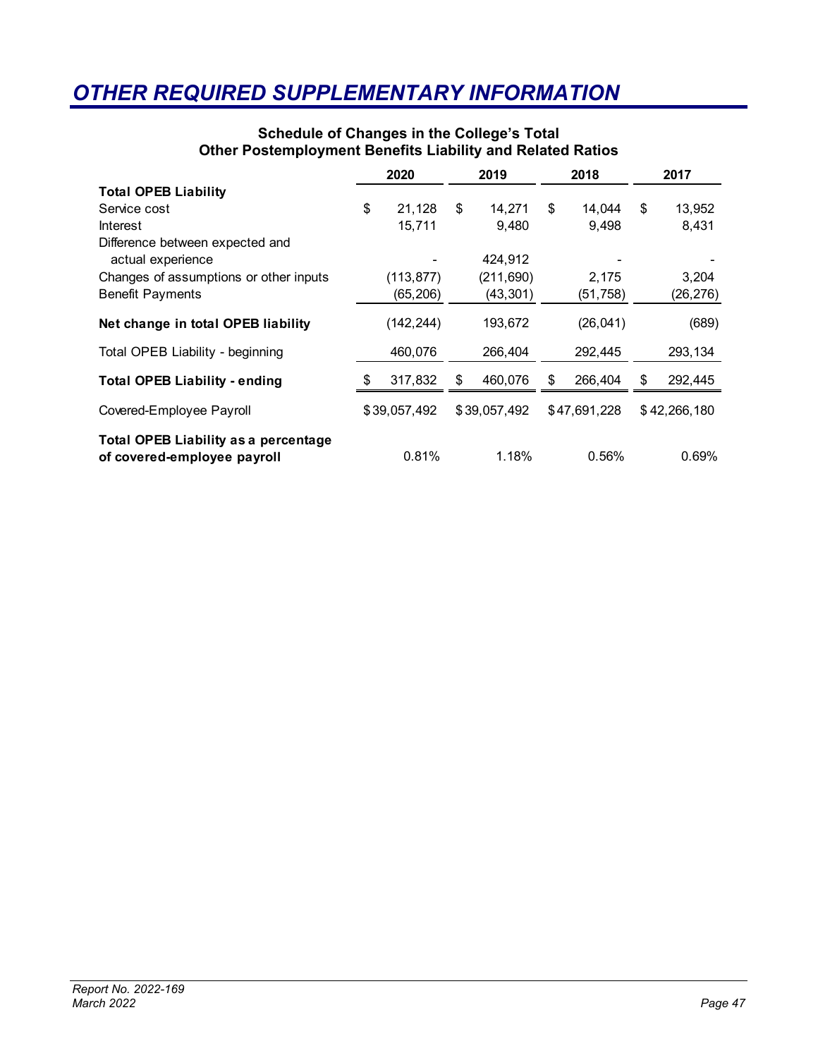# *OTHER REQUIRED SUPPLEMENTARY INFORMATION*

**Schedule of Changes in the College's Total Other Postemployment Benefits Liability and Related Ratios**

| | 2020 | 2019 | 2018 | 2017 |
|---|---|---|---|---|
| **Total OPEB Liability** | | | | |
| Service cost | $ 21,128 | $ 14,271 | $ 14,044 | $ 13,952 |
| Interest | 15,711 | 9,480 | 9,498 | 8,431 |
| Difference between expected and actual experience | - | 424,912 | - | - |
| Changes of assumptions or other inputs | (113,877) | (211,690) | 2,175 | 3,204 |
| Benefit Payments | (65,206) | (43,301) | (51,758) | (26,276) |
| **Net change in total OPEB liability** | (142,244) | 193,672 | (26,041) | (689) |
| Total OPEB Liability - beginning | 460,076 | 266,404 | 292,445 | 293,134 |
| **Total OPEB Liability - ending** | $ 317,832 | $ 460,076 | $ 266,404 | $ 292,445 |
| Covered-Employee Payroll | $ 39,057,492 | $ 39,057,492 | $ 47,691,228 | $ 42,266,180 |
| **Total OPEB Liability as a percentage of covered-employee payroll** | 0.81% | 1.18% | 0.56% | 0.69% |

*Report No. 2022-169*
*March 2022*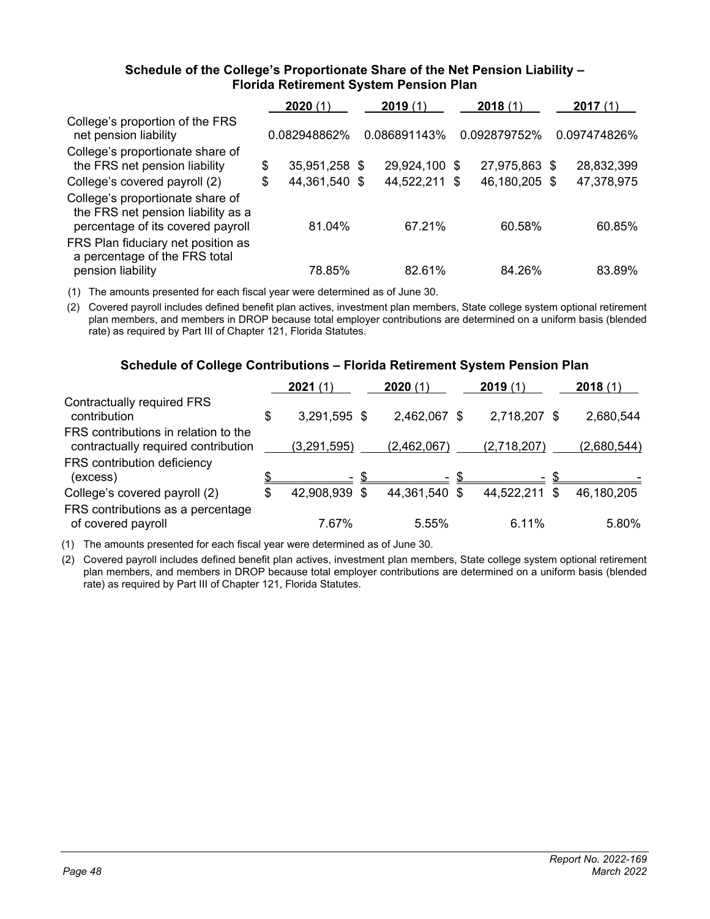### Schedule of the College's Proportionate Share of the Net Pension Liability – Florida Retirement System Pension Plan

| | 2020 (1) | 2019 (1) | 2018 (1) | 2017 (1) |
|---|---|---|---|---|
| College's proportion of the FRS net pension liability | 0.082948862% | 0.086891143% | 0.092879752% | 0.097474826% |
| College's proportionate share of the FRS net pension liability | $ 35,951,258 | $ 29,924,100 | $ 27,975,863 | $ 28,832,399 |
| College's covered payroll (2) | $ 44,361,540 | $ 44,522,211 | $ 46,180,205 | $ 47,378,975 |
| College's proportionate share of the FRS net pension liability as a percentage of its covered payroll | 81.04% | 67.21% | 60.58% | 60.85% |
| FRS Plan fiduciary net position as a percentage of the FRS total pension liability | 78.85% | 82.61% | 84.26% | 83.89% |

(1) The amounts presented for each fiscal year were determined as of June 30.

(2) Covered payroll includes defined benefit plan actives, investment plan members, State college system optional retirement plan members, and members in DROP because total employer contributions are determined on a uniform basis (blended rate) as required by Part III of Chapter 121, Florida Statutes.

### Schedule of College Contributions – Florida Retirement System Pension Plan

| | 2021 (1) | 2020 (1) | 2019 (1) | 2018 (1) |
|---|---|---|---|---|
| Contractually required FRS contribution | $ 3,291,595 | $ 2,462,067 | $ 2,718,207 | $ 2,680,544 |
| FRS contributions in relation to the contractually required contribution | (3,291,595) | (2,462,067) | (2,718,207) | (2,680,544) |
| FRS contribution deficiency (excess) | $ - | $ - | $ - | $ - |
| College's covered payroll (2) | $ 42,908,939 | $ 44,361,540 | $ 44,522,211 | $ 46,180,205 |
| FRS contributions as a percentage of covered payroll | 7.67% | 5.55% | 6.11% | 5.80% |

(1) The amounts presented for each fiscal year were determined as of June 30.

(2) Covered payroll includes defined benefit plan actives, investment plan members, State college system optional retirement plan members, and members in DROP because total employer contributions are determined on a uniform basis (blended rate) as required by Part III of Chapter 121, Florida Statutes.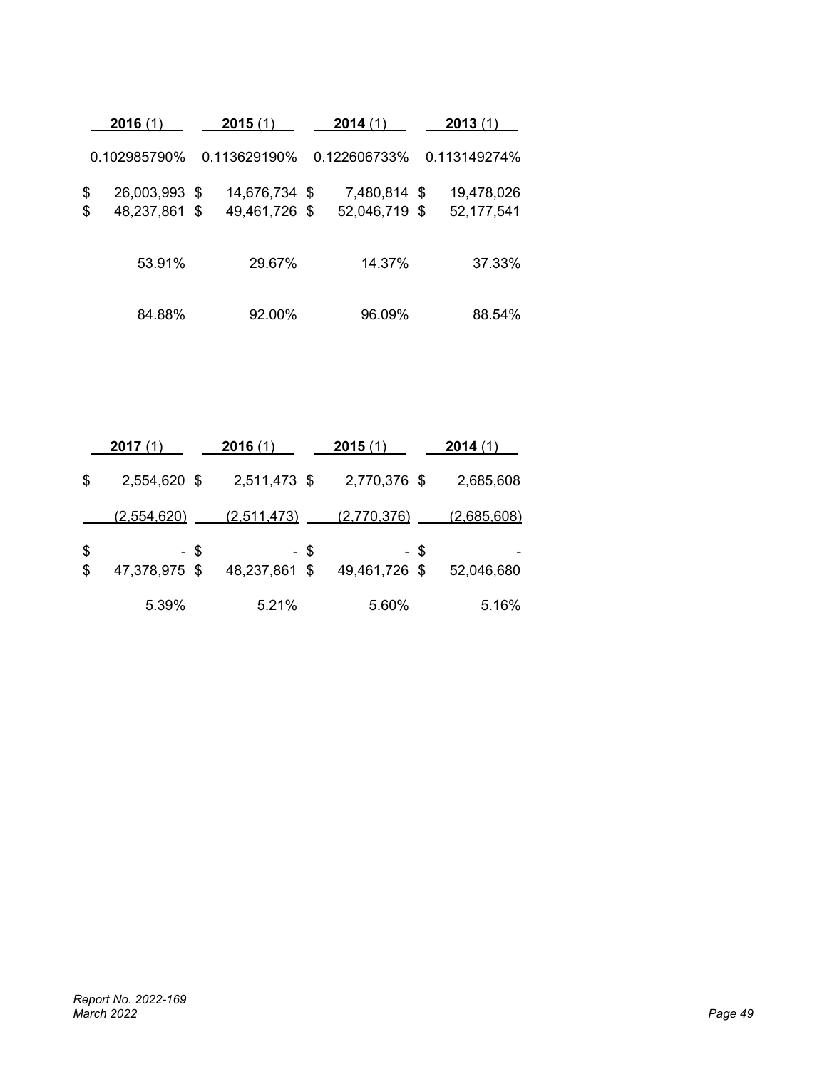| **2016** (1) | **2015** (1) | **2014** (1) | **2013** (1) |
|---|---|---|---|
| 0.102985790% | 0.113629190% | 0.122606733% | 0.113149274% |
| $ 26,003,993 | $ 14,676,734 | $ 7,480,814 | $ 19,478,026 |
| $ 48,237,861 | $ 49,461,726 | $ 52,046,719 | $ 52,177,541 |
| 53.91% | 29.67% | 14.37% | 37.33% |
| 84.88% | 92.00% | 96.09% | 88.54% |

| **2017** (1) | **2016** (1) | **2015** (1) | **2014** (1) |
|---|---|---|---|
| $ 2,554,620 | $ 2,511,473 | $ 2,770,376 | $ 2,685,608 |
| (2,554,620) | (2,511,473) | (2,770,376) | (2,685,608) |
| $ - | $ - | $ - | $ - |
| $ 47,378,975 | $ 48,237,861 | $ 49,461,726 | $ 52,046,680 |
| 5.39% | 5.21% | 5.60% | 5.16% |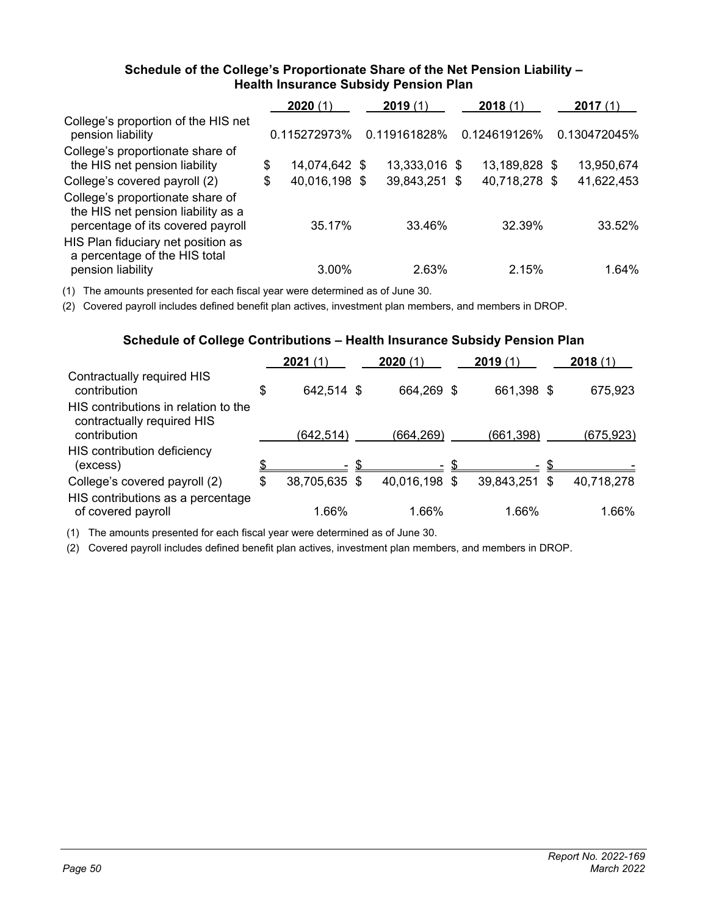### Schedule of the College's Proportionate Share of the Net Pension Liability – Health Insurance Subsidy Pension Plan

| | **2020** (1) | **2019** (1) | **2018** (1) | **2017** (1) |
|---|---|---|---|---|
| College's proportion of the HIS net pension liability | 0.115272973% | 0.119161828% | 0.124619126% | 0.130472045% |
| College's proportionate share of the HIS net pension liability | $ 14,074,642 | $ 13,333,016 | $ 13,189,828 | $ 13,950,674 |
| College's covered payroll (2) | $ 40,016,198 | $ 39,843,251 | $ 40,718,278 | $ 41,622,453 |
| College's proportionate share of the HIS net pension liability as a percentage of its covered payroll | 35.17% | 33.46% | 32.39% | 33.52% |
| HIS Plan fiduciary net position as a percentage of the HIS total pension liability | 3.00% | 2.63% | 2.15% | 1.64% |

(1) The amounts presented for each fiscal year were determined as of June 30.

(2) Covered payroll includes defined benefit plan actives, investment plan members, and members in DROP.

### Schedule of College Contributions – Health Insurance Subsidy Pension Plan

| | **2021** (1) | **2020** (1) | **2019** (1) | **2018** (1) |
|---|---|---|---|---|
| Contractually required HIS contribution | $ 642,514 | $ 664,269 | $ 661,398 | $ 675,923 |
| HIS contributions in relation to the contractually required HIS contribution | (642,514) | (664,269) | (661,398) | (675,923) |
| HIS contribution deficiency (excess) | $ - | $ - | $ - | $ - |
| College's covered payroll (2) | $ 38,705,635 | $ 40,016,198 | $ 39,843,251 | $ 40,718,278 |
| HIS contributions as a percentage of covered payroll | 1.66% | 1.66% | 1.66% | 1.66% |

(1) The amounts presented for each fiscal year were determined as of June 30.

(2) Covered payroll includes defined benefit plan actives, investment plan members, and members in DROP.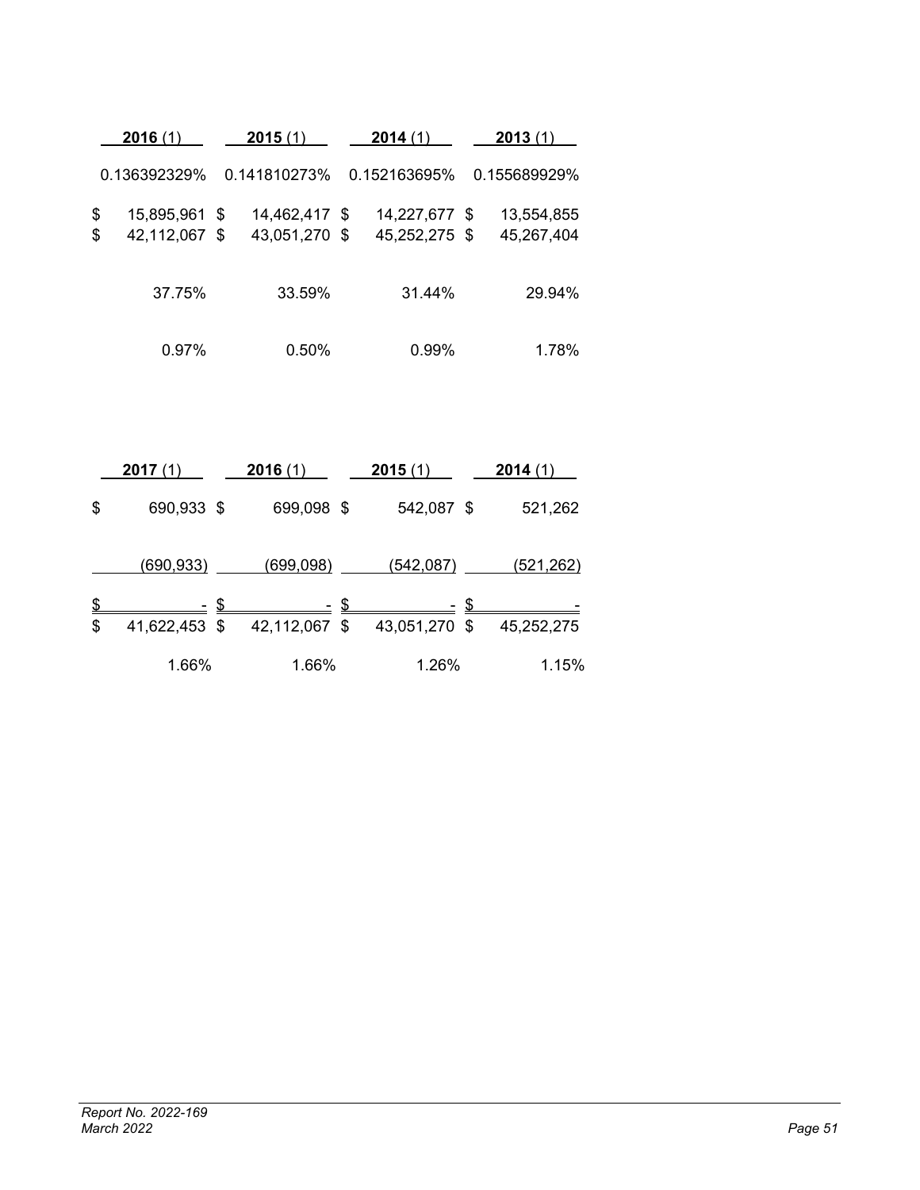| 2016 (1) | 2015 (1) | 2014 (1) | 2013 (1) |
|---|---|---|---|
| 0.136392329% | 0.141810273% | 0.152163695% | 0.155689929% |
| $ 15,895,961 | $ 14,462,417 | $ 14,227,677 | $ 13,554,855 |
| $ 42,112,067 | $ 43,051,270 | $ 45,252,275 | $ 45,267,404 |
| 37.75% | 33.59% | 31.44% | 29.94% |
| 0.97% | 0.50% | 0.99% | 1.78% |

| 2017 (1) | 2016 (1) | 2015 (1) | 2014 (1) |
|---|---|---|---|
| $ 690,933 | $ 699,098 | $ 542,087 | $ 521,262 |
| (690,933) | (699,098) | (542,087) | (521,262) |
| $ - | $ - | $ - | $ - |
| $ 41,622,453 | $ 42,112,067 | $ 43,051,270 | $ 45,252,275 |
| 1.66% | 1.66% | 1.26% | 1.15% |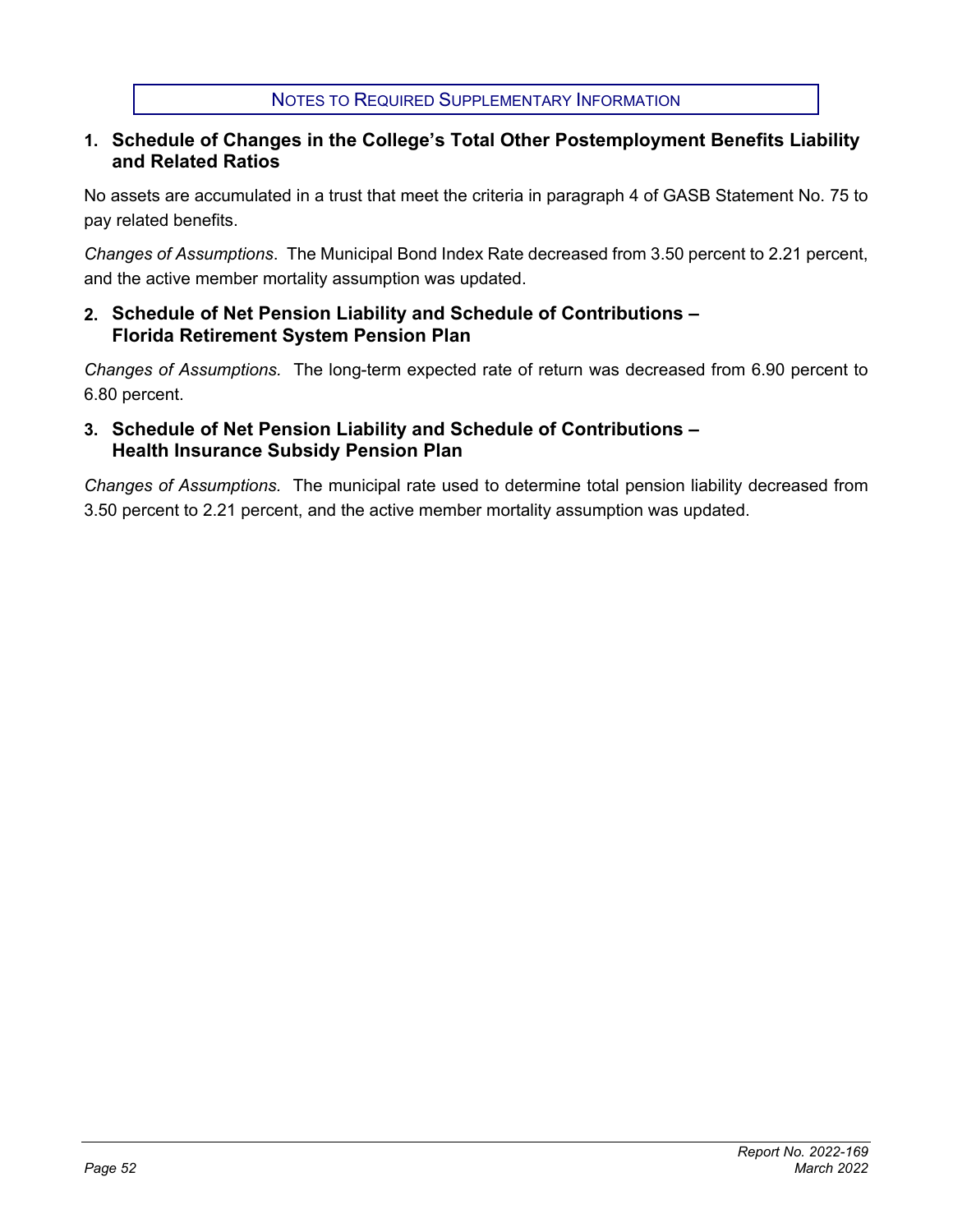## NOTES TO REQUIRED SUPPLEMENTARY INFORMATION

### 1. Schedule of Changes in the College's Total Other Postemployment Benefits Liability and Related Ratios

No assets are accumulated in a trust that meet the criteria in paragraph 4 of GASB Statement No. 75 to pay related benefits.

*Changes of Assumptions*. The Municipal Bond Index Rate decreased from 3.50 percent to 2.21 percent, and the active member mortality assumption was updated.

### 2. Schedule of Net Pension Liability and Schedule of Contributions – Florida Retirement System Pension Plan

*Changes of Assumptions.* The long-term expected rate of return was decreased from 6.90 percent to 6.80 percent.

### 3. Schedule of Net Pension Liability and Schedule of Contributions – Health Insurance Subsidy Pension Plan

*Changes of Assumptions.* The municipal rate used to determine total pension liability decreased from 3.50 percent to 2.21 percent, and the active member mortality assumption was updated.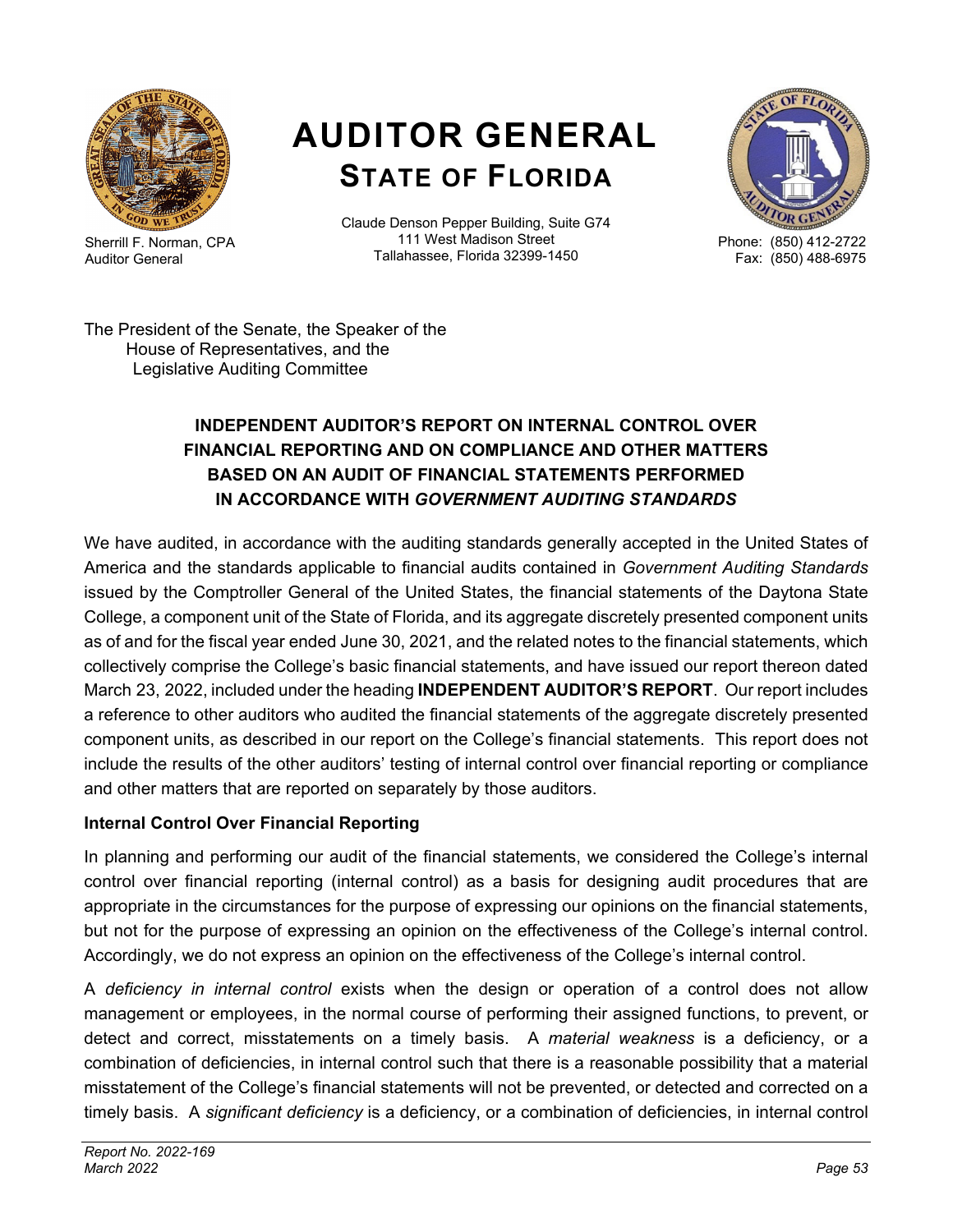# AUDITOR GENERAL
## STATE OF FLORIDA

Sherrill F. Norman, CPA
Auditor General

Claude Denson Pepper Building, Suite G74
111 West Madison Street
Tallahassee, Florida 32399-1450

Phone: (850) 412-2722
Fax: (850) 488-6975

The President of the Senate, the Speaker of the
House of Representatives, and the
Legislative Auditing Committee

### INDEPENDENT AUDITOR'S REPORT ON INTERNAL CONTROL OVER FINANCIAL REPORTING AND ON COMPLIANCE AND OTHER MATTERS BASED ON AN AUDIT OF FINANCIAL STATEMENTS PERFORMED IN ACCORDANCE WITH *GOVERNMENT AUDITING STANDARDS*

We have audited, in accordance with the auditing standards generally accepted in the United States of America and the standards applicable to financial audits contained in *Government Auditing Standards* issued by the Comptroller General of the United States, the financial statements of the Daytona State College, a component unit of the State of Florida, and its aggregate discretely presented component units as of and for the fiscal year ended June 30, 2021, and the related notes to the financial statements, which collectively comprise the College's basic financial statements, and have issued our report thereon dated March 23, 2022, included under the heading **INDEPENDENT AUDITOR'S REPORT**. Our report includes a reference to other auditors who audited the financial statements of the aggregate discretely presented component units, as described in our report on the College's financial statements. This report does not include the results of the other auditors' testing of internal control over financial reporting or compliance and other matters that are reported on separately by those auditors.

**Internal Control Over Financial Reporting**

In planning and performing our audit of the financial statements, we considered the College's internal control over financial reporting (internal control) as a basis for designing audit procedures that are appropriate in the circumstances for the purpose of expressing our opinions on the financial statements, but not for the purpose of expressing an opinion on the effectiveness of the College's internal control. Accordingly, we do not express an opinion on the effectiveness of the College's internal control.

A *deficiency in internal control* exists when the design or operation of a control does not allow management or employees, in the normal course of performing their assigned functions, to prevent, or detect and correct, misstatements on a timely basis. A *material weakness* is a deficiency, or a combination of deficiencies, in internal control such that there is a reasonable possibility that a material misstatement of the College's financial statements will not be prevented, or detected and corrected on a timely basis. A *significant deficiency* is a deficiency, or a combination of deficiencies, in internal control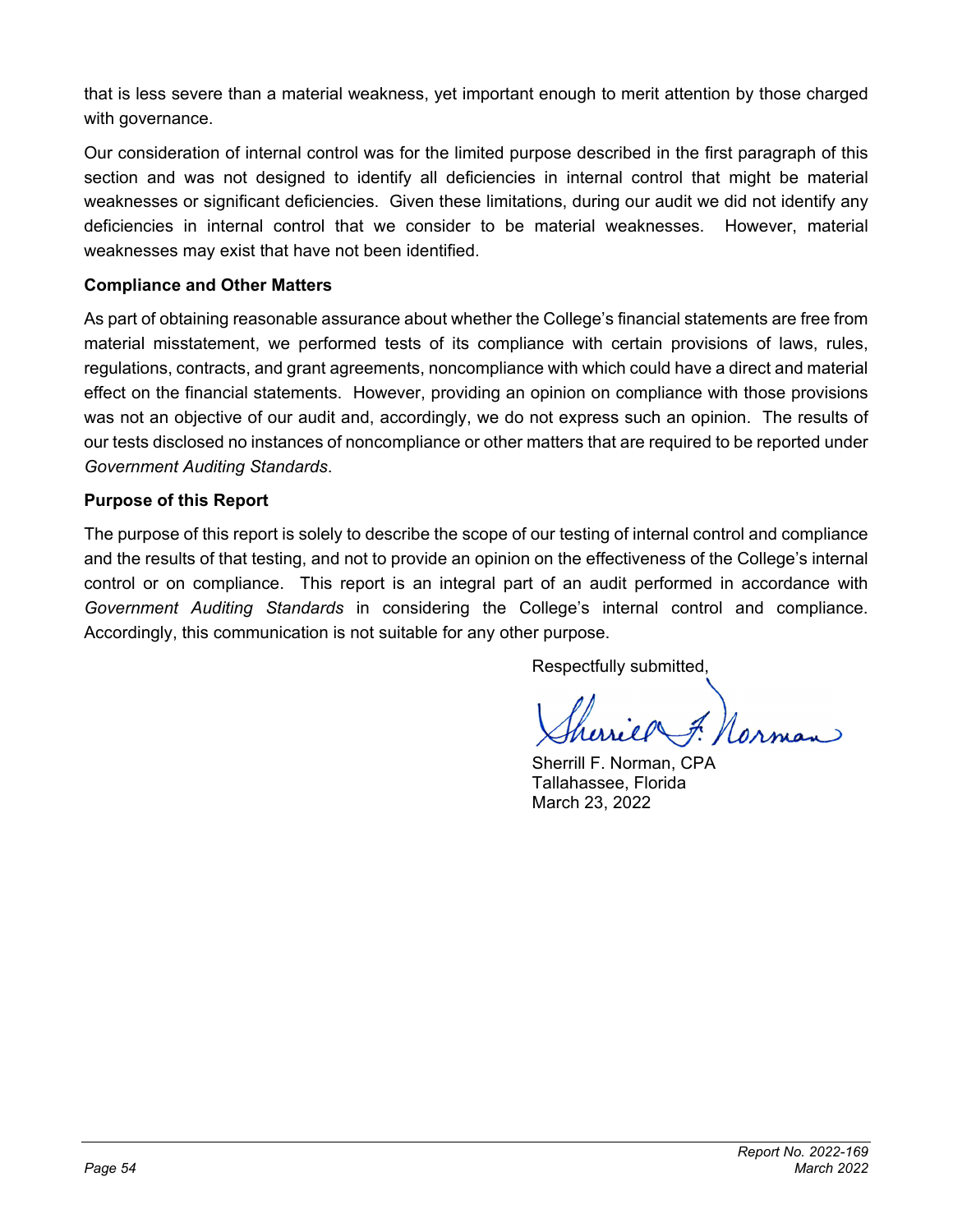that is less severe than a material weakness, yet important enough to merit attention by those charged with governance.

Our consideration of internal control was for the limited purpose described in the first paragraph of this section and was not designed to identify all deficiencies in internal control that might be material weaknesses or significant deficiencies. Given these limitations, during our audit we did not identify any deficiencies in internal control that we consider to be material weaknesses. However, material weaknesses may exist that have not been identified.

**Compliance and Other Matters**

As part of obtaining reasonable assurance about whether the College's financial statements are free from material misstatement, we performed tests of its compliance with certain provisions of laws, rules, regulations, contracts, and grant agreements, noncompliance with which could have a direct and material effect on the financial statements. However, providing an opinion on compliance with those provisions was not an objective of our audit and, accordingly, we do not express such an opinion. The results of our tests disclosed no instances of noncompliance or other matters that are required to be reported under *Government Auditing Standards*.

**Purpose of this Report**

The purpose of this report is solely to describe the scope of our testing of internal control and compliance and the results of that testing, and not to provide an opinion on the effectiveness of the College's internal control or on compliance. This report is an integral part of an audit performed in accordance with *Government Auditing Standards* in considering the College's internal control and compliance. Accordingly, this communication is not suitable for any other purpose.

Respectfully submitted,

Sherrill F. Norman, CPA
Tallahassee, Florida
March 23, 2022